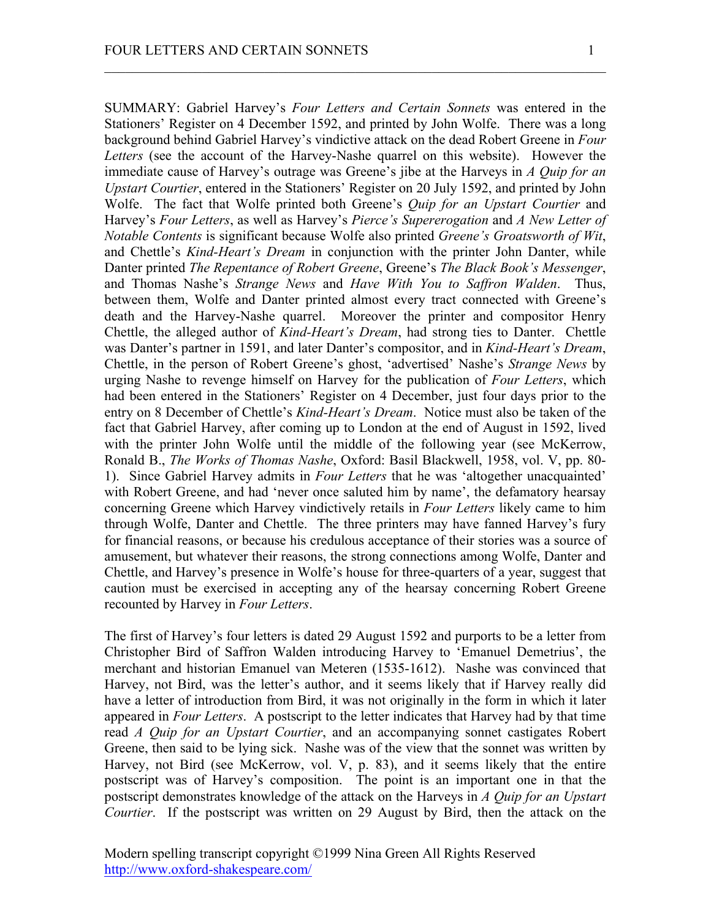SUMMARY: Gabriel Harvey's *Four Letters and Certain Sonnets* was entered in the Stationers' Register on 4 December 1592, and printed by John Wolfe. There was a long background behind Gabriel Harvey's vindictive attack on the dead Robert Greene in *Four Letters* (see the account of the Harvey-Nashe quarrel on this website). However the immediate cause of Harvey's outrage was Greene's jibe at the Harveys in *A Quip for an Upstart Courtier*, entered in the Stationers' Register on 20 July 1592, and printed by John Wolfe. The fact that Wolfe printed both Greene's *Quip for an Upstart Courtier* and Harvey's *Four Letters*, as well as Harvey's *Pierce's Supererogation* and *A New Letter of Notable Contents* is significant because Wolfe also printed *Greene's Groatsworth of Wit*, and Chettle's *Kind-Heart's Dream* in conjunction with the printer John Danter, while Danter printed *The Repentance of Robert Greene*, Greene's *The Black Book's Messenger*, and Thomas Nashe's *Strange News* and *Have With You to Saffron Walden*. Thus, between them, Wolfe and Danter printed almost every tract connected with Greene's death and the Harvey-Nashe quarrel. Moreover the printer and compositor Henry Chettle, the alleged author of *Kind-Heart's Dream*, had strong ties to Danter. Chettle was Danter's partner in 1591, and later Danter's compositor, and in *Kind-Heart's Dream*, Chettle, in the person of Robert Greene's ghost, 'advertised' Nashe's *Strange News* by urging Nashe to revenge himself on Harvey for the publication of *Four Letters*, which had been entered in the Stationers' Register on 4 December, just four days prior to the entry on 8 December of Chettle's *Kind-Heart's Dream*. Notice must also be taken of the fact that Gabriel Harvey, after coming up to London at the end of August in 1592, lived with the printer John Wolfe until the middle of the following year (see McKerrow, Ronald B., *The Works of Thomas Nashe*, Oxford: Basil Blackwell, 1958, vol. V, pp. 80-1). Since Gabriel Harvey admits in *Four Letters* that he was 'altogether unacquainted' with Robert Greene, and had 'never once saluted him by name', the defamatory hearsay concerning Greene which Harvey vindictively retails in *Four Letters* likely came to him through Wolfe, Danter and Chettle. The three printers may have fanned Harvey's fury for financial reasons, or because his credulous acceptance of their stories was a source of amusement, but whatever their reasons, the strong connections among Wolfe, Danter and Chettle, and Harvey's presence in Wolfe's house for three-quarters of a year, suggest that caution must be exercised in accepting any of the hearsay concerning Robert Greene recounted by Harvey in *Four Letters*.

The first of Harvey's four letters is dated 29 August 1592 and purports to be a letter from Christopher Bird of Saffron Walden introducing Harvey to 'Emanuel Demetrius', the merchant and historian Emanuel van Meteren (1535-1612). Nashe was convinced that Harvey, not Bird, was the letter's author, and it seems likely that if Harvey really did have a letter of introduction from Bird, it was not originally in the form in which it later appeared in *Four Letters*. A postscript to the letter indicates that Harvey had by that time read *A Quip for an Upstart Courtier*, and an accompanying sonnet castigates Robert Greene, then said to be lying sick. Nashe was of the view that the sonnet was written by Harvey, not Bird (see McKerrow, vol. V, p. 83), and it seems likely that the entire postscript was of Harvey's composition. The point is an important one in that the postscript demonstrates knowledge of the attack on the Harveys in *A Quip for an Upstart Courtier*. If the postscript was written on 29 August by Bird, then the attack on the

Modern spelling transcript copyright ©1999 Nina Green All Rights Reserved
http://www.oxford-shakespeare.com/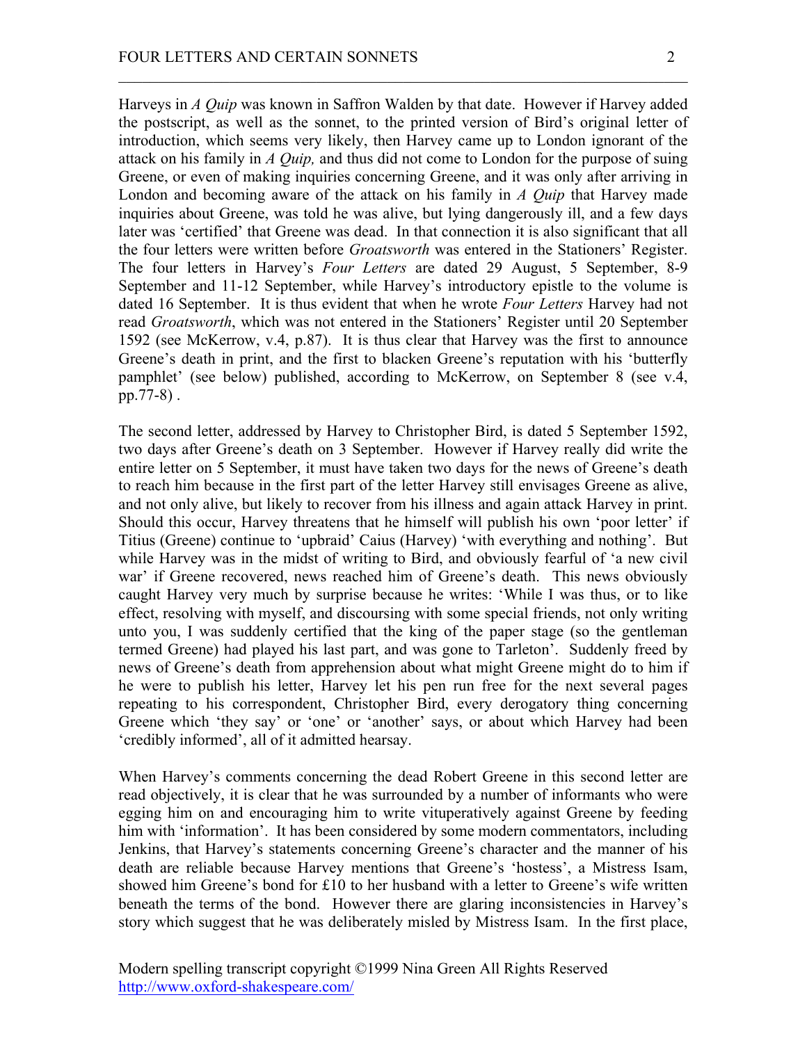Harveys in *A Quip* was known in Saffron Walden by that date. However if Harvey added the postscript, as well as the sonnet, to the printed version of Bird's original letter of introduction, which seems very likely, then Harvey came up to London ignorant of the attack on his family in *A Quip,* and thus did not come to London for the purpose of suing Greene, or even of making inquiries concerning Greene, and it was only after arriving in London and becoming aware of the attack on his family in *A Quip* that Harvey made inquiries about Greene, was told he was alive, but lying dangerously ill, and a few days later was 'certified' that Greene was dead. In that connection it is also significant that all the four letters were written before *Groatsworth* was entered in the Stationers' Register. The four letters in Harvey's *Four Letters* are dated 29 August, 5 September, 8-9 September and 11-12 September, while Harvey's introductory epistle to the volume is dated 16 September. It is thus evident that when he wrote *Four Letters* Harvey had not read *Groatsworth*, which was not entered in the Stationers' Register until 20 September 1592 (see McKerrow, v.4, p.87). It is thus clear that Harvey was the first to announce Greene's death in print, and the first to blacken Greene's reputation with his 'butterfly pamphlet' (see below) published, according to McKerrow, on September 8 (see v.4, pp.77-8) .

The second letter, addressed by Harvey to Christopher Bird, is dated 5 September 1592, two days after Greene's death on 3 September. However if Harvey really did write the entire letter on 5 September, it must have taken two days for the news of Greene's death to reach him because in the first part of the letter Harvey still envisages Greene as alive, and not only alive, but likely to recover from his illness and again attack Harvey in print. Should this occur, Harvey threatens that he himself will publish his own 'poor letter' if Titius (Greene) continue to 'upbraid' Caius (Harvey) 'with everything and nothing'. But while Harvey was in the midst of writing to Bird, and obviously fearful of 'a new civil war' if Greene recovered, news reached him of Greene's death. This news obviously caught Harvey very much by surprise because he writes: 'While I was thus, or to like effect, resolving with myself, and discoursing with some special friends, not only writing unto you, I was suddenly certified that the king of the paper stage (so the gentleman termed Greene) had played his last part, and was gone to Tarleton'. Suddenly freed by news of Greene's death from apprehension about what might Greene might do to him if he were to publish his letter, Harvey let his pen run free for the next several pages repeating to his correspondent, Christopher Bird, every derogatory thing concerning Greene which 'they say' or 'one' or 'another' says, or about which Harvey had been 'credibly informed', all of it admitted hearsay.

When Harvey's comments concerning the dead Robert Greene in this second letter are read objectively, it is clear that he was surrounded by a number of informants who were egging him on and encouraging him to write vituperatively against Greene by feeding him with 'information'. It has been considered by some modern commentators, including Jenkins, that Harvey's statements concerning Greene's character and the manner of his death are reliable because Harvey mentions that Greene's 'hostess', a Mistress Isam, showed him Greene's bond for £10 to her husband with a letter to Greene's wife written beneath the terms of the bond. However there are glaring inconsistencies in Harvey's story which suggest that he was deliberately misled by Mistress Isam. In the first place,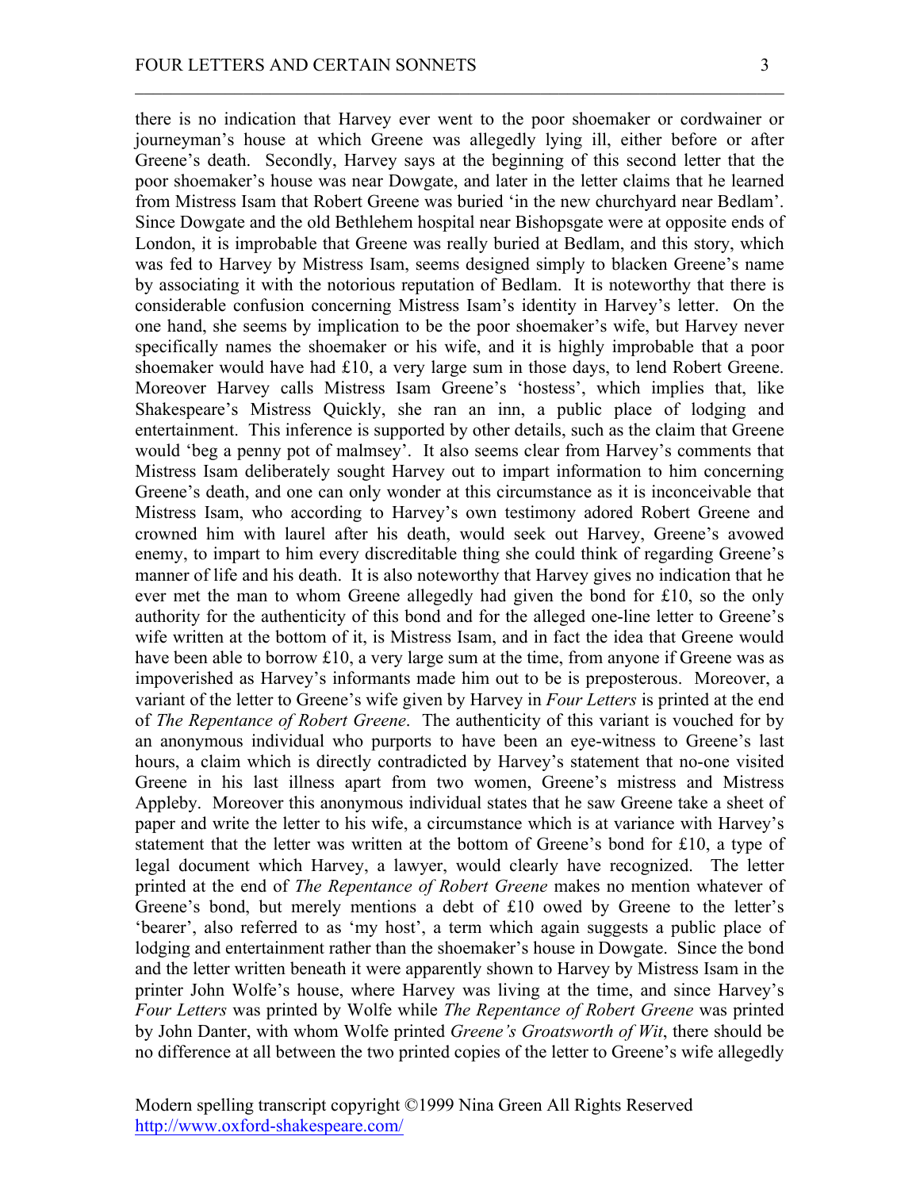there is no indication that Harvey ever went to the poor shoemaker or cordwainer or journeyman's house at which Greene was allegedly lying ill, either before or after Greene's death. Secondly, Harvey says at the beginning of this second letter that the poor shoemaker's house was near Dowgate, and later in the letter claims that he learned from Mistress Isam that Robert Greene was buried 'in the new churchyard near Bedlam'. Since Dowgate and the old Bethlehem hospital near Bishopsgate were at opposite ends of London, it is improbable that Greene was really buried at Bedlam, and this story, which was fed to Harvey by Mistress Isam, seems designed simply to blacken Greene's name by associating it with the notorious reputation of Bedlam. It is noteworthy that there is considerable confusion concerning Mistress Isam's identity in Harvey's letter. On the one hand, she seems by implication to be the poor shoemaker's wife, but Harvey never specifically names the shoemaker or his wife, and it is highly improbable that a poor shoemaker would have had £10, a very large sum in those days, to lend Robert Greene. Moreover Harvey calls Mistress Isam Greene's 'hostess', which implies that, like Shakespeare's Mistress Quickly, she ran an inn, a public place of lodging and entertainment. This inference is supported by other details, such as the claim that Greene would 'beg a penny pot of malmsey'. It also seems clear from Harvey's comments that Mistress Isam deliberately sought Harvey out to impart information to him concerning Greene's death, and one can only wonder at this circumstance as it is inconceivable that Mistress Isam, who according to Harvey's own testimony adored Robert Greene and crowned him with laurel after his death, would seek out Harvey, Greene's avowed enemy, to impart to him every discreditable thing she could think of regarding Greene's manner of life and his death. It is also noteworthy that Harvey gives no indication that he ever met the man to whom Greene allegedly had given the bond for £10, so the only authority for the authenticity of this bond and for the alleged one-line letter to Greene's wife written at the bottom of it, is Mistress Isam, and in fact the idea that Greene would have been able to borrow £10, a very large sum at the time, from anyone if Greene was as impoverished as Harvey's informants made him out to be is preposterous. Moreover, a variant of the letter to Greene's wife given by Harvey in *Four Letters* is printed at the end of *The Repentance of Robert Greene*. The authenticity of this variant is vouched for by an anonymous individual who purports to have been an eye-witness to Greene's last hours, a claim which is directly contradicted by Harvey's statement that no-one visited Greene in his last illness apart from two women, Greene's mistress and Mistress Appleby. Moreover this anonymous individual states that he saw Greene take a sheet of paper and write the letter to his wife, a circumstance which is at variance with Harvey's statement that the letter was written at the bottom of Greene's bond for £10, a type of legal document which Harvey, a lawyer, would clearly have recognized. The letter printed at the end of *The Repentance of Robert Greene* makes no mention whatever of Greene's bond, but merely mentions a debt of £10 owed by Greene to the letter's 'bearer', also referred to as 'my host', a term which again suggests a public place of lodging and entertainment rather than the shoemaker's house in Dowgate. Since the bond and the letter written beneath it were apparently shown to Harvey by Mistress Isam in the printer John Wolfe's house, where Harvey was living at the time, and since Harvey's *Four Letters* was printed by Wolfe while *The Repentance of Robert Greene* was printed by John Danter, with whom Wolfe printed *Greene's Groatsworth of Wit*, there should be no difference at all between the two printed copies of the letter to Greene's wife allegedly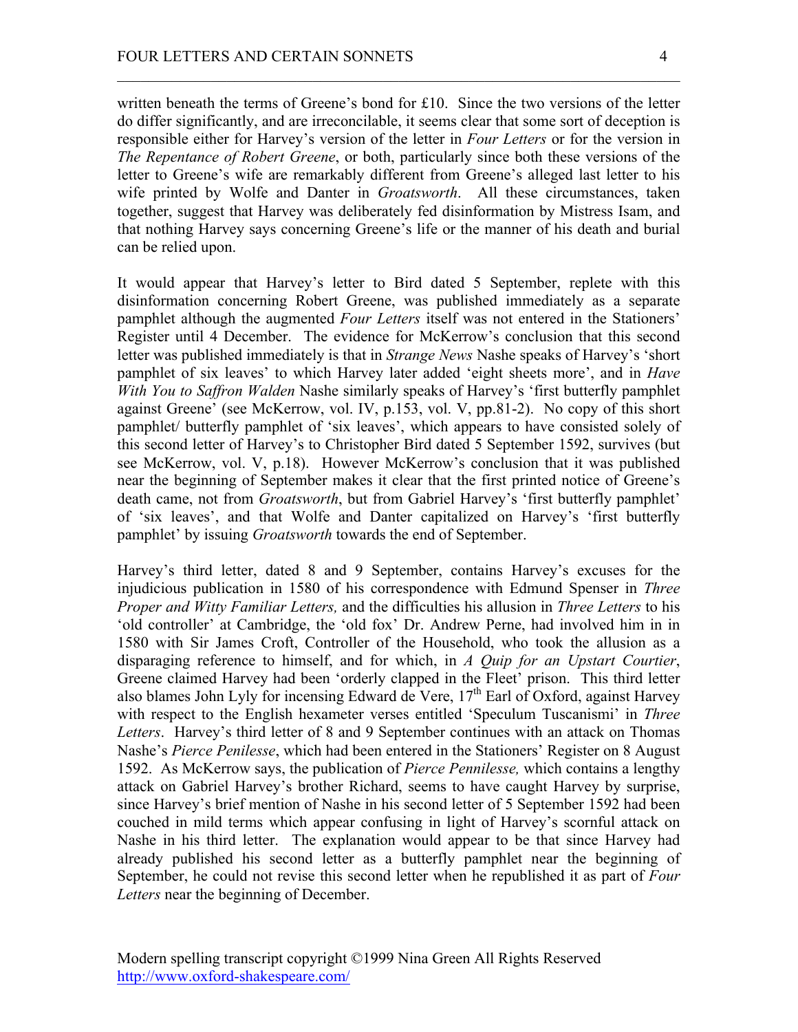written beneath the terms of Greene's bond for £10. Since the two versions of the letter do differ significantly, and are irreconcilable, it seems clear that some sort of deception is responsible either for Harvey's version of the letter in *Four Letters* or for the version in *The Repentance of Robert Greene*, or both, particularly since both these versions of the letter to Greene's wife are remarkably different from Greene's alleged last letter to his wife printed by Wolfe and Danter in *Groatsworth*. All these circumstances, taken together, suggest that Harvey was deliberately fed disinformation by Mistress Isam, and that nothing Harvey says concerning Greene's life or the manner of his death and burial can be relied upon.

It would appear that Harvey's letter to Bird dated 5 September, replete with this disinformation concerning Robert Greene, was published immediately as a separate pamphlet although the augmented *Four Letters* itself was not entered in the Stationers' Register until 4 December. The evidence for McKerrow's conclusion that this second letter was published immediately is that in *Strange News* Nashe speaks of Harvey's 'short pamphlet of six leaves' to which Harvey later added 'eight sheets more', and in *Have With You to Saffron Walden* Nashe similarly speaks of Harvey's 'first butterfly pamphlet against Greene' (see McKerrow, vol. IV, p.153, vol. V, pp.81-2). No copy of this short pamphlet/ butterfly pamphlet of 'six leaves', which appears to have consisted solely of this second letter of Harvey's to Christopher Bird dated 5 September 1592, survives (but see McKerrow, vol. V, p.18). However McKerrow's conclusion that it was published near the beginning of September makes it clear that the first printed notice of Greene's death came, not from *Groatsworth*, but from Gabriel Harvey's 'first butterfly pamphlet' of 'six leaves', and that Wolfe and Danter capitalized on Harvey's 'first butterfly pamphlet' by issuing *Groatsworth* towards the end of September.

Harvey's third letter, dated 8 and 9 September, contains Harvey's excuses for the injudicious publication in 1580 of his correspondence with Edmund Spenser in *Three Proper and Witty Familiar Letters,* and the difficulties his allusion in *Three Letters* to his 'old controller' at Cambridge, the 'old fox' Dr. Andrew Perne, had involved him in in 1580 with Sir James Croft, Controller of the Household, who took the allusion as a disparaging reference to himself, and for which, in *A Quip for an Upstart Courtier*, Greene claimed Harvey had been 'orderly clapped in the Fleet' prison. This third letter also blames John Lyly for incensing Edward de Vere, 17th Earl of Oxford, against Harvey with respect to the English hexameter verses entitled 'Speculum Tuscanismi' in *Three Letters*. Harvey's third letter of 8 and 9 September continues with an attack on Thomas Nashe's *Pierce Penilesse*, which had been entered in the Stationers' Register on 8 August 1592. As McKerrow says, the publication of *Pierce Pennilesse,* which contains a lengthy attack on Gabriel Harvey's brother Richard, seems to have caught Harvey by surprise, since Harvey's brief mention of Nashe in his second letter of 5 September 1592 had been couched in mild terms which appear confusing in light of Harvey's scornful attack on Nashe in his third letter. The explanation would appear to be that since Harvey had already published his second letter as a butterfly pamphlet near the beginning of September, he could not revise this second letter when he republished it as part of *Four Letters* near the beginning of December.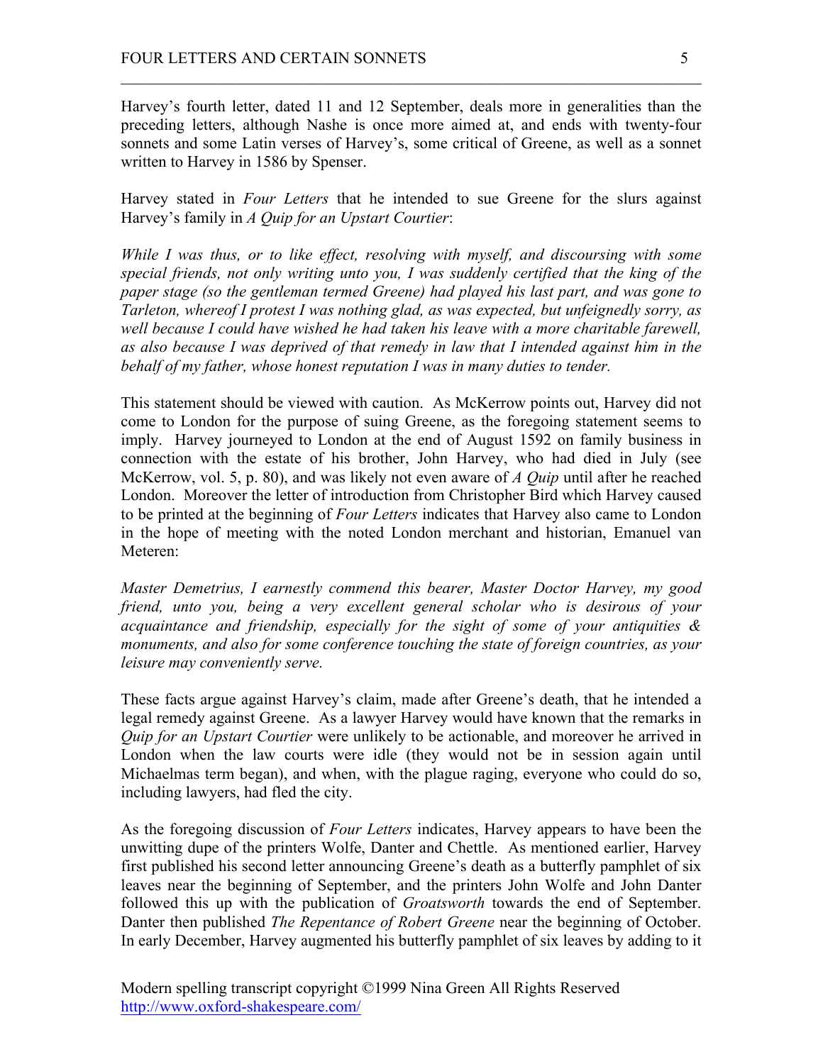Harvey's fourth letter, dated 11 and 12 September, deals more in generalities than the preceding letters, although Nashe is once more aimed at, and ends with twenty-four sonnets and some Latin verses of Harvey's, some critical of Greene, as well as a sonnet written to Harvey in 1586 by Spenser.

Harvey stated in *Four Letters* that he intended to sue Greene for the slurs against Harvey's family in *A Quip for an Upstart Courtier*:

*While I was thus, or to like effect, resolving with myself, and discoursing with some special friends, not only writing unto you, I was suddenly certified that the king of the paper stage (so the gentleman termed Greene) had played his last part, and was gone to Tarleton, whereof I protest I was nothing glad, as was expected, but unfeignedly sorry, as well because I could have wished he had taken his leave with a more charitable farewell, as also because I was deprived of that remedy in law that I intended against him in the behalf of my father, whose honest reputation I was in many duties to tender.*

This statement should be viewed with caution. As McKerrow points out, Harvey did not come to London for the purpose of suing Greene, as the foregoing statement seems to imply. Harvey journeyed to London at the end of August 1592 on family business in connection with the estate of his brother, John Harvey, who had died in July (see McKerrow, vol. 5, p. 80), and was likely not even aware of *A Quip* until after he reached London. Moreover the letter of introduction from Christopher Bird which Harvey caused to be printed at the beginning of *Four Letters* indicates that Harvey also came to London in the hope of meeting with the noted London merchant and historian, Emanuel van Meteren:

*Master Demetrius, I earnestly commend this bearer, Master Doctor Harvey, my good friend, unto you, being a very excellent general scholar who is desirous of your acquaintance and friendship, especially for the sight of some of your antiquities & monuments, and also for some conference touching the state of foreign countries, as your leisure may conveniently serve.*

These facts argue against Harvey's claim, made after Greene's death, that he intended a legal remedy against Greene. As a lawyer Harvey would have known that the remarks in *Quip for an Upstart Courtier* were unlikely to be actionable, and moreover he arrived in London when the law courts were idle (they would not be in session again until Michaelmas term began), and when, with the plague raging, everyone who could do so, including lawyers, had fled the city.

As the foregoing discussion of *Four Letters* indicates, Harvey appears to have been the unwitting dupe of the printers Wolfe, Danter and Chettle. As mentioned earlier, Harvey first published his second letter announcing Greene's death as a butterfly pamphlet of six leaves near the beginning of September, and the printers John Wolfe and John Danter followed this up with the publication of *Groatsworth* towards the end of September. Danter then published *The Repentance of Robert Greene* near the beginning of October. In early December, Harvey augmented his butterfly pamphlet of six leaves by adding to it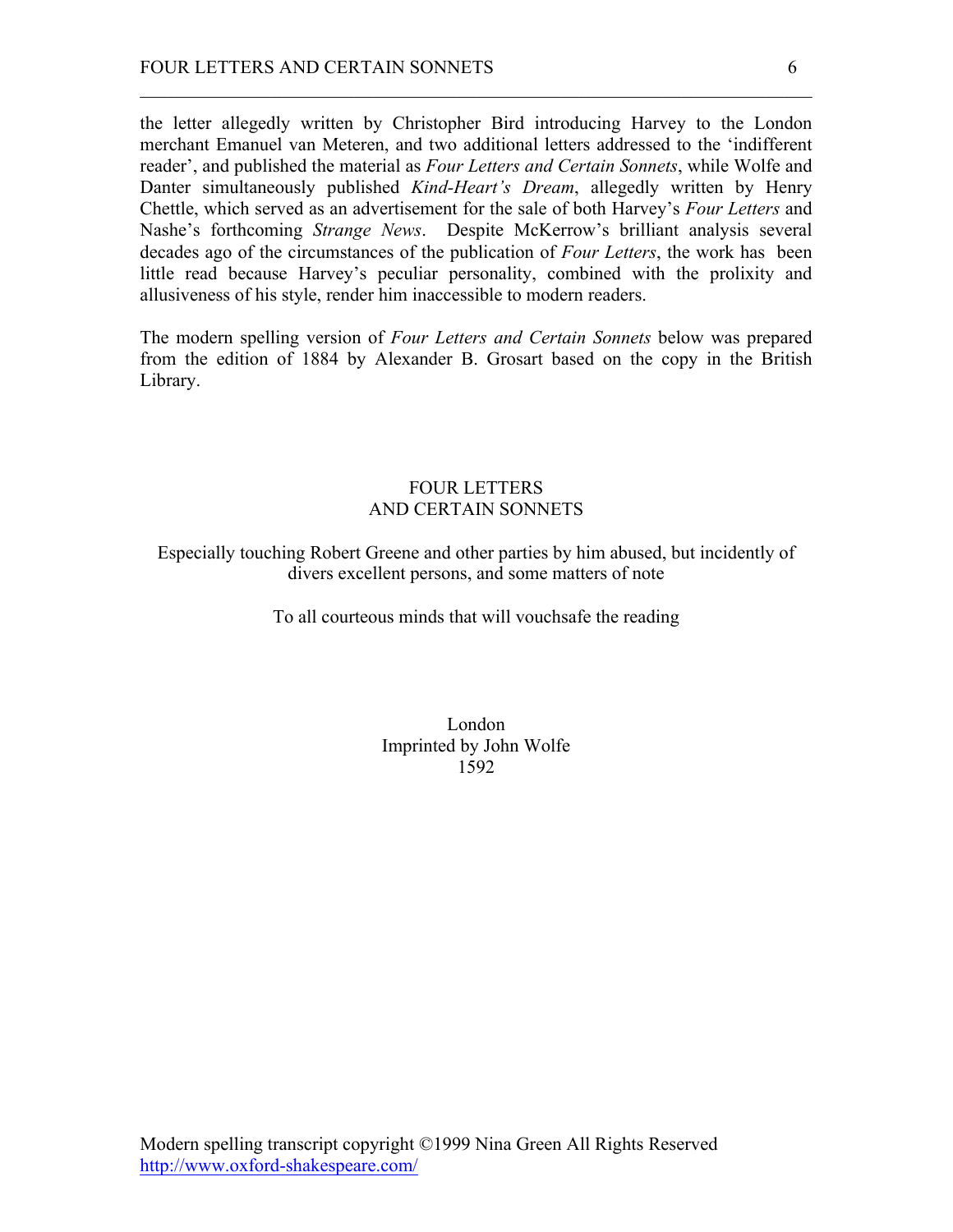the letter allegedly written by Christopher Bird introducing Harvey to the London merchant Emanuel van Meteren, and two additional letters addressed to the 'indifferent reader', and published the material as *Four Letters and Certain Sonnets*, while Wolfe and Danter simultaneously published *Kind-Heart's Dream*, allegedly written by Henry Chettle, which served as an advertisement for the sale of both Harvey's *Four Letters* and Nashe's forthcoming *Strange News*. Despite McKerrow's brilliant analysis several decades ago of the circumstances of the publication of *Four Letters*, the work has been little read because Harvey's peculiar personality, combined with the prolixity and allusiveness of his style, render him inaccessible to modern readers.

The modern spelling version of *Four Letters and Certain Sonnets* below was prepared from the edition of 1884 by Alexander B. Grosart based on the copy in the British Library.

# FOUR LETTERS AND CERTAIN SONNETS

Especially touching Robert Greene and other parties by him abused, but incidently of divers excellent persons, and some matters of note

To all courteous minds that will vouchsafe the reading

London
Imprinted by John Wolfe
1592

Modern spelling transcript copyright ©1999 Nina Green All Rights Reserved
http://www.oxford-shakespeare.com/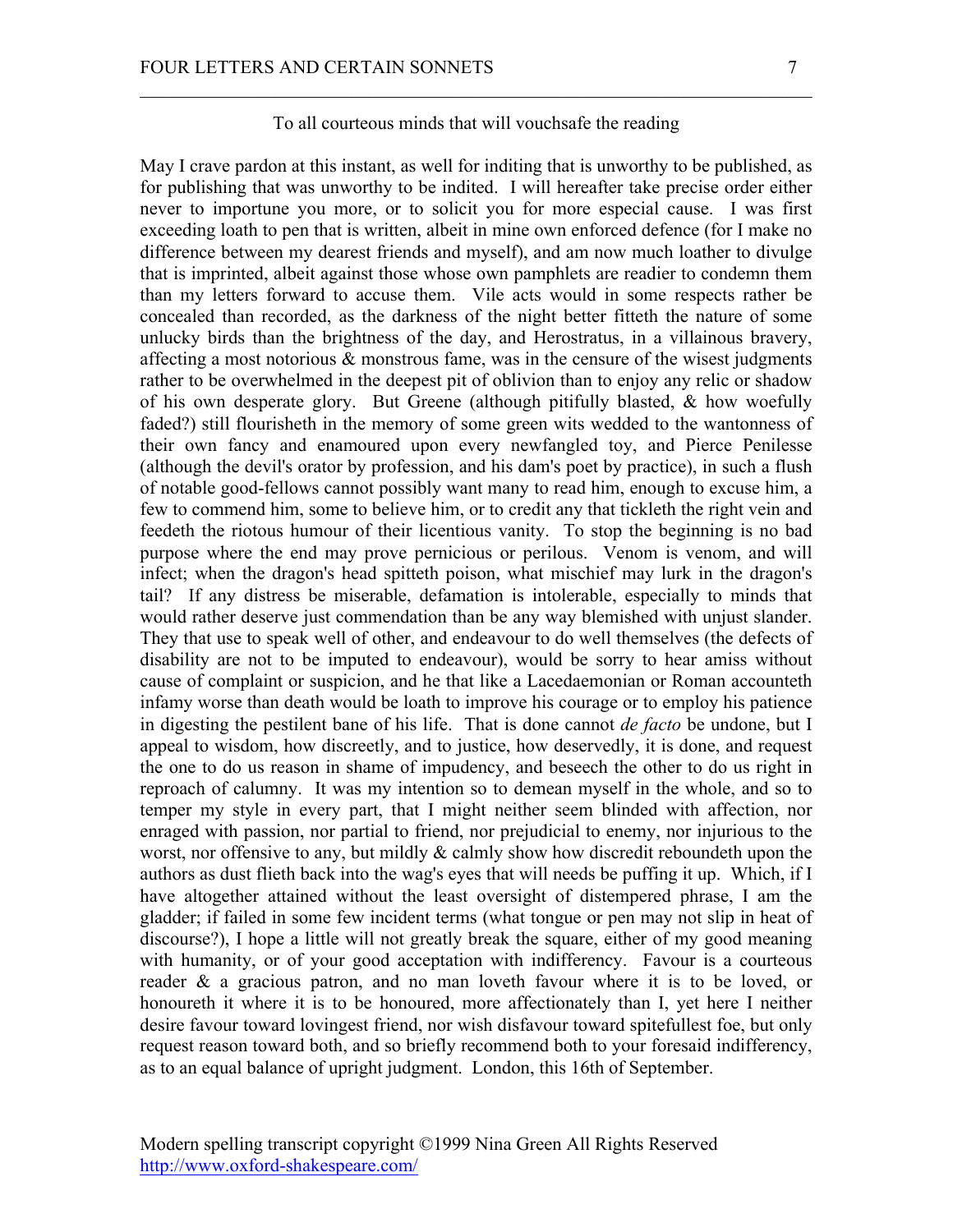To all courteous minds that will vouchsafe the reading

May I crave pardon at this instant, as well for inditing that is unworthy to be published, as for publishing that was unworthy to be indited. I will hereafter take precise order either never to importune you more, or to solicit you for more especial cause. I was first exceeding loath to pen that is written, albeit in mine own enforced defence (for I make no difference between my dearest friends and myself), and am now much loather to divulge that is imprinted, albeit against those whose own pamphlets are readier to condemn them than my letters forward to accuse them. Vile acts would in some respects rather be concealed than recorded, as the darkness of the night better fitteth the nature of some unlucky birds than the brightness of the day, and Herostratus, in a villainous bravery, affecting a most notorious & monstrous fame, was in the censure of the wisest judgments rather to be overwhelmed in the deepest pit of oblivion than to enjoy any relic or shadow of his own desperate glory. But Greene (although pitifully blasted, & how woefully faded?) still flourisheth in the memory of some green wits wedded to the wantonness of their own fancy and enamoured upon every newfangled toy, and Pierce Penilesse (although the devil's orator by profession, and his dam's poet by practice), in such a flush of notable good-fellows cannot possibly want many to read him, enough to excuse him, a few to commend him, some to believe him, or to credit any that tickleth the right vein and feedeth the riotous humour of their licentious vanity. To stop the beginning is no bad purpose where the end may prove pernicious or perilous. Venom is venom, and will infect; when the dragon's head spitteth poison, what mischief may lurk in the dragon's tail? If any distress be miserable, defamation is intolerable, especially to minds that would rather deserve just commendation than be any way blemished with unjust slander. They that use to speak well of other, and endeavour to do well themselves (the defects of disability are not to be imputed to endeavour), would be sorry to hear amiss without cause of complaint or suspicion, and he that like a Lacedaemonian or Roman accounteth infamy worse than death would be loath to improve his courage or to employ his patience in digesting the pestilent bane of his life. That is done cannot *de facto* be undone, but I appeal to wisdom, how discreetly, and to justice, how deservedly, it is done, and request the one to do us reason in shame of impudency, and beseech the other to do us right in reproach of calumny. It was my intention so to demean myself in the whole, and so to temper my style in every part, that I might neither seem blinded with affection, nor enraged with passion, nor partial to friend, nor prejudicial to enemy, nor injurious to the worst, nor offensive to any, but mildly & calmly show how discredit reboundeth upon the authors as dust flieth back into the wag's eyes that will needs be puffing it up. Which, if I have altogether attained without the least oversight of distempered phrase, I am the gladder; if failed in some few incident terms (what tongue or pen may not slip in heat of discourse?), I hope a little will not greatly break the square, either of my good meaning with humanity, or of your good acceptation with indifferency. Favour is a courteous reader & a gracious patron, and no man loveth favour where it is to be loved, or honoureth it where it is to be honoured, more affectionately than I, yet here I neither desire favour toward lovingest friend, nor wish disfavour toward spitefullest foe, but only request reason toward both, and so briefly recommend both to your foresaid indifferency, as to an equal balance of upright judgment. London, this 16th of September.

Modern spelling transcript copyright ©1999 Nina Green All Rights Reserved
http://www.oxford-shakespeare.com/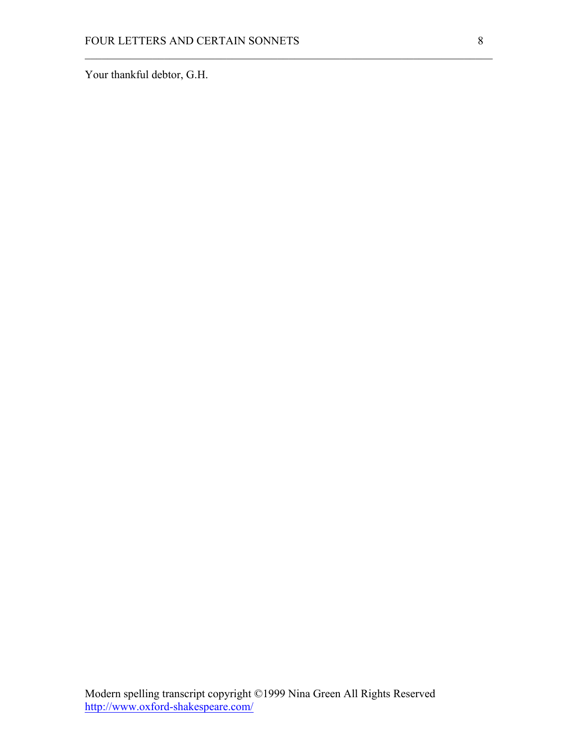Your thankful debtor, G.H.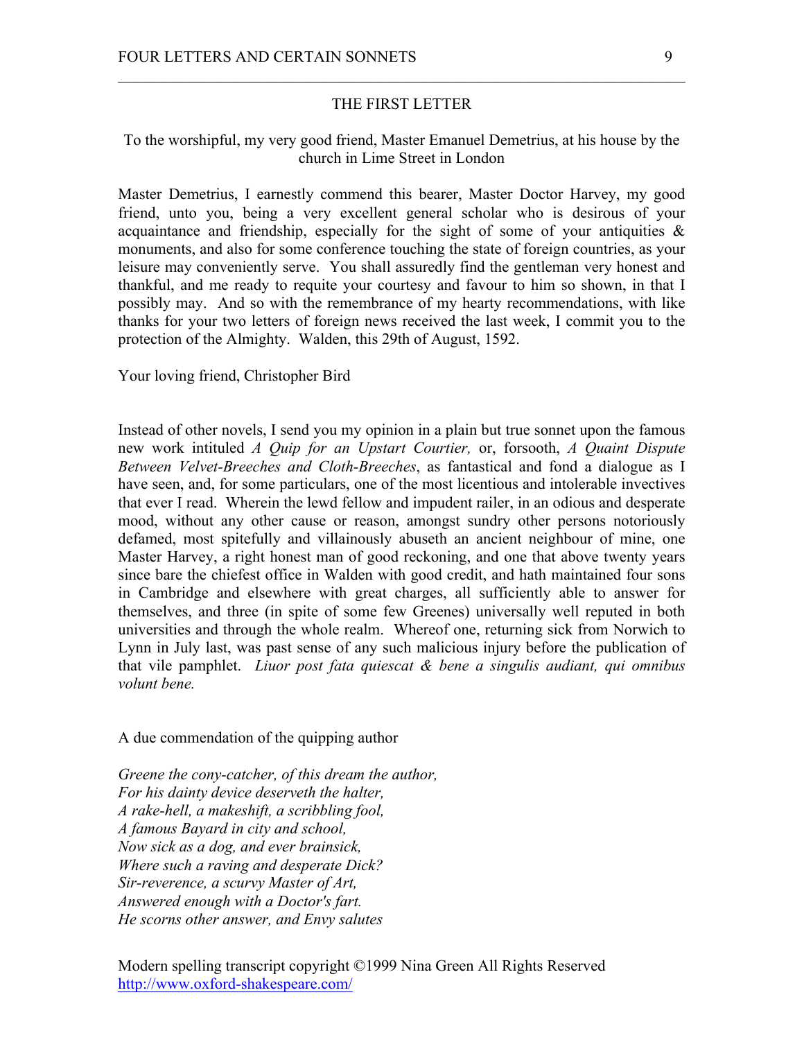## THE FIRST LETTER

To the worshipful, my very good friend, Master Emanuel Demetrius, at his house by the church in Lime Street in London

Master Demetrius, I earnestly commend this bearer, Master Doctor Harvey, my good friend, unto you, being a very excellent general scholar who is desirous of your acquaintance and friendship, especially for the sight of some of your antiquities & monuments, and also for some conference touching the state of foreign countries, as your leisure may conveniently serve. You shall assuredly find the gentleman very honest and thankful, and me ready to requite your courtesy and favour to him so shown, in that I possibly may. And so with the remembrance of my hearty recommendations, with like thanks for your two letters of foreign news received the last week, I commit you to the protection of the Almighty. Walden, this 29th of August, 1592.

Your loving friend, Christopher Bird

Instead of other novels, I send you my opinion in a plain but true sonnet upon the famous new work intituled *A Quip for an Upstart Courtier,* or, forsooth, *A Quaint Dispute Between Velvet-Breeches and Cloth-Breeches*, as fantastical and fond a dialogue as I have seen, and, for some particulars, one of the most licentious and intolerable invectives that ever I read. Wherein the lewd fellow and impudent railer, in an odious and desperate mood, without any other cause or reason, amongst sundry other persons notoriously defamed, most spitefully and villainously abuseth an ancient neighbour of mine, one Master Harvey, a right honest man of good reckoning, and one that above twenty years since bare the chiefest office in Walden with good credit, and hath maintained four sons in Cambridge and elsewhere with great charges, all sufficiently able to answer for themselves, and three (in spite of some few Greenes) universally well reputed in both universities and through the whole realm. Whereof one, returning sick from Norwich to Lynn in July last, was past sense of any such malicious injury before the publication of that vile pamphlet. *Liuor post fata quiescat & bene a singulis audiant, qui omnibus volunt bene.*

A due commendation of the quipping author

*Greene the cony-catcher, of this dream the author,*  
*For his dainty device deserveth the halter,*  
*A rake-hell, a makeshift, a scribbling fool,*  
*A famous Bayard in city and school,*  
*Now sick as a dog, and ever brainsick,*  
*Where such a raving and desperate Dick?*  
*Sir-reverence, a scurvy Master of Art,*  
*Answered enough with a Doctor's fart.*  
*He scorns other answer, and Envy salutes*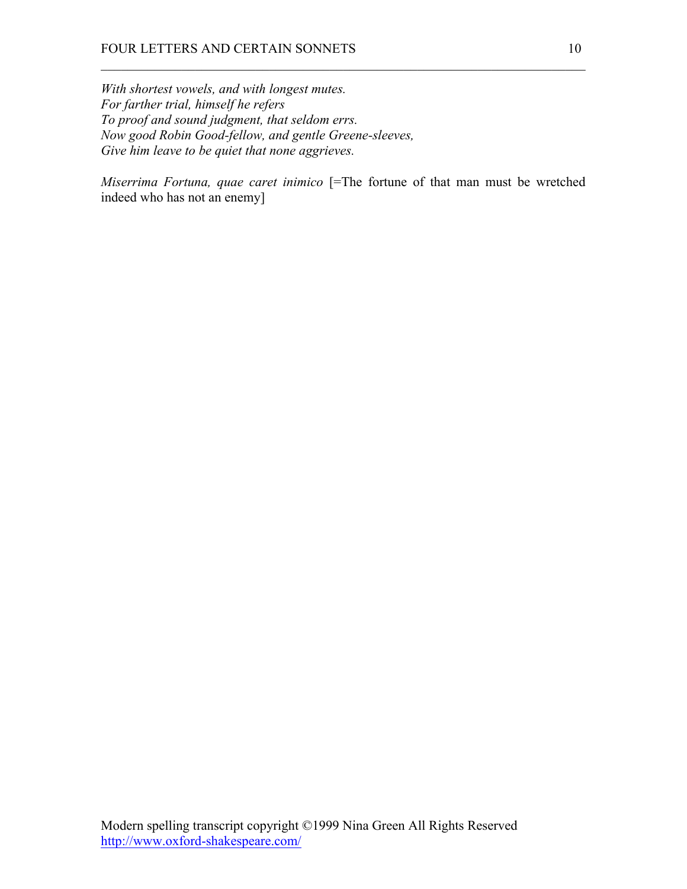*With shortest vowels, and with longest mutes.*
*For farther trial, himself he refers*
*To proof and sound judgment, that seldom errs.*
*Now good Robin Good-fellow, and gentle Greene-sleeves,*
*Give him leave to be quiet that none aggrieves.*

*Miserrima Fortuna, quae caret inimico* [=The fortune of that man must be wretched indeed who has not an enemy]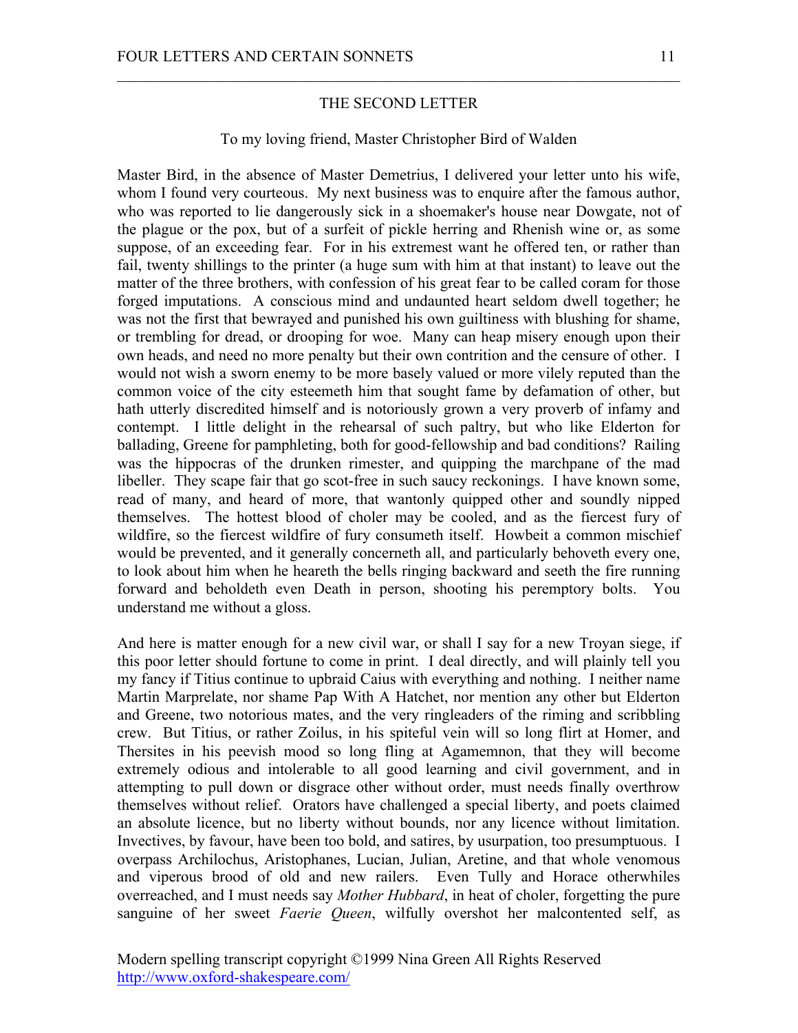## THE SECOND LETTER

To my loving friend, Master Christopher Bird of Walden

Master Bird, in the absence of Master Demetrius, I delivered your letter unto his wife, whom I found very courteous. My next business was to enquire after the famous author, who was reported to lie dangerously sick in a shoemaker's house near Dowgate, not of the plague or the pox, but of a surfeit of pickle herring and Rhenish wine or, as some suppose, of an exceeding fear. For in his extremest want he offered ten, or rather than fail, twenty shillings to the printer (a huge sum with him at that instant) to leave out the matter of the three brothers, with confession of his great fear to be called coram for those forged imputations. A conscious mind and undaunted heart seldom dwell together; he was not the first that bewrayed and punished his own guiltiness with blushing for shame, or trembling for dread, or drooping for woe. Many can heap misery enough upon their own heads, and need no more penalty but their own contrition and the censure of other. I would not wish a sworn enemy to be more basely valued or more vilely reputed than the common voice of the city esteemeth him that sought fame by defamation of other, but hath utterly discredited himself and is notoriously grown a very proverb of infamy and contempt. I little delight in the rehearsal of such paltry, but who like Elderton for ballading, Greene for pamphleting, both for good-fellowship and bad conditions? Railing was the hippocras of the drunken rimester, and quipping the marchpane of the mad libeller. They scape fair that go scot-free in such saucy reckonings. I have known some, read of many, and heard of more, that wantonly quipped other and soundly nipped themselves. The hottest blood of choler may be cooled, and as the fiercest fury of wildfire, so the fiercest wildfire of fury consumeth itself. Howbeit a common mischief would be prevented, and it generally concerneth all, and particularly behoveth every one, to look about him when he heareth the bells ringing backward and seeth the fire running forward and beholdeth even Death in person, shooting his peremptory bolts. You understand me without a gloss.

And here is matter enough for a new civil war, or shall I say for a new Troyan siege, if this poor letter should fortune to come in print. I deal directly, and will plainly tell you my fancy if Titius continue to upbraid Caius with everything and nothing. I neither name Martin Marprelate, nor shame Pap With A Hatchet, nor mention any other but Elderton and Greene, two notorious mates, and the very ringleaders of the riming and scribbling crew. But Titius, or rather Zoilus, in his spiteful vein will so long flirt at Homer, and Thersites in his peevish mood so long fling at Agamemnon, that they will become extremely odious and intolerable to all good learning and civil government, and in attempting to pull down or disgrace other without order, must needs finally overthrow themselves without relief. Orators have challenged a special liberty, and poets claimed an absolute licence, but no liberty without bounds, nor any licence without limitation. Invectives, by favour, have been too bold, and satires, by usurpation, too presumptuous. I overpass Archilochus, Aristophanes, Lucian, Julian, Aretine, and that whole venomous and viperous brood of old and new railers. Even Tully and Horace otherwhiles overreached, and I must needs say *Mother Hubbard*, in heat of choler, forgetting the pure sanguine of her sweet *Faerie Queen*, wilfully overshot her malcontented self, as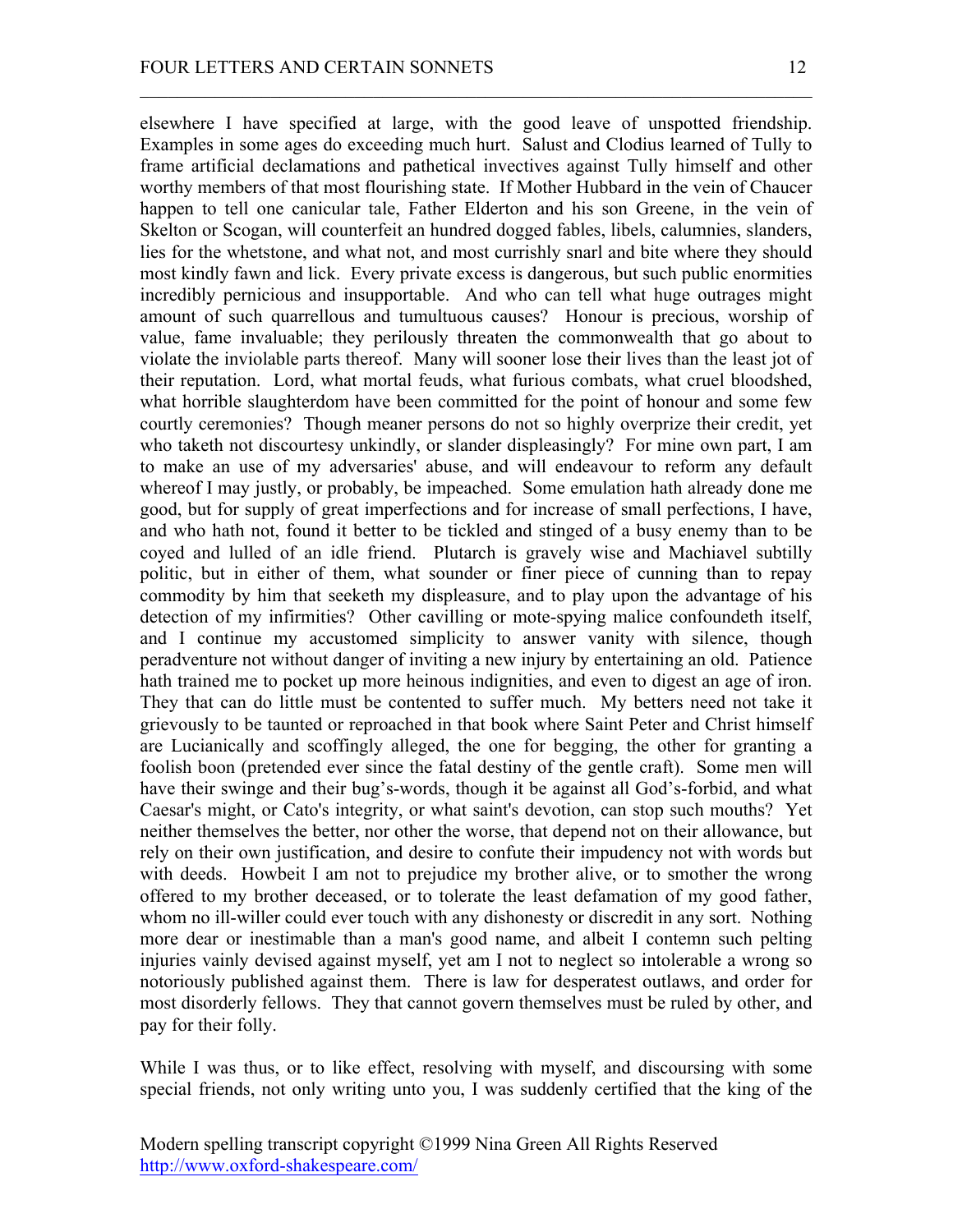elsewhere I have specified at large, with the good leave of unspotted friendship. Examples in some ages do exceeding much hurt. Salust and Clodius learned of Tully to frame artificial declamations and pathetical invectives against Tully himself and other worthy members of that most flourishing state. If Mother Hubbard in the vein of Chaucer happen to tell one canicular tale, Father Elderton and his son Greene, in the vein of Skelton or Scogan, will counterfeit an hundred dogged fables, libels, calumnies, slanders, lies for the whetstone, and what not, and most currishly snarl and bite where they should most kindly fawn and lick. Every private excess is dangerous, but such public enormities incredibly pernicious and insupportable. And who can tell what huge outrages might amount of such quarrellous and tumultuous causes? Honour is precious, worship of value, fame invaluable; they perilously threaten the commonwealth that go about to violate the inviolable parts thereof. Many will sooner lose their lives than the least jot of their reputation. Lord, what mortal feuds, what furious combats, what cruel bloodshed, what horrible slaughterdom have been committed for the point of honour and some few courtly ceremonies? Though meaner persons do not so highly overprize their credit, yet who taketh not discourtesy unkindly, or slander displeasingly? For mine own part, I am to make an use of my adversaries' abuse, and will endeavour to reform any default whereof I may justly, or probably, be impeached. Some emulation hath already done me good, but for supply of great imperfections and for increase of small perfections, I have, and who hath not, found it better to be tickled and stinged of a busy enemy than to be coyed and lulled of an idle friend. Plutarch is gravely wise and Machiavel subtilly politic, but in either of them, what sounder or finer piece of cunning than to repay commodity by him that seeketh my displeasure, and to play upon the advantage of his detection of my infirmities? Other cavilling or mote-spying malice confoundeth itself, and I continue my accustomed simplicity to answer vanity with silence, though peradventure not without danger of inviting a new injury by entertaining an old. Patience hath trained me to pocket up more heinous indignities, and even to digest an age of iron. They that can do little must be contented to suffer much. My betters need not take it grievously to be taunted or reproached in that book where Saint Peter and Christ himself are Lucianically and scoffingly alleged, the one for begging, the other for granting a foolish boon (pretended ever since the fatal destiny of the gentle craft). Some men will have their swinge and their bug's-words, though it be against all God's-forbid, and what Caesar's might, or Cato's integrity, or what saint's devotion, can stop such mouths? Yet neither themselves the better, nor other the worse, that depend not on their allowance, but rely on their own justification, and desire to confute their impudency not with words but with deeds. Howbeit I am not to prejudice my brother alive, or to smother the wrong offered to my brother deceased, or to tolerate the least defamation of my good father, whom no ill-willer could ever touch with any dishonesty or discredit in any sort. Nothing more dear or inestimable than a man's good name, and albeit I contemn such pelting injuries vainly devised against myself, yet am I not to neglect so intolerable a wrong so notoriously published against them. There is law for desperatest outlaws, and order for most disorderly fellows. They that cannot govern themselves must be ruled by other, and pay for their folly.

While I was thus, or to like effect, resolving with myself, and discoursing with some special friends, not only writing unto you, I was suddenly certified that the king of the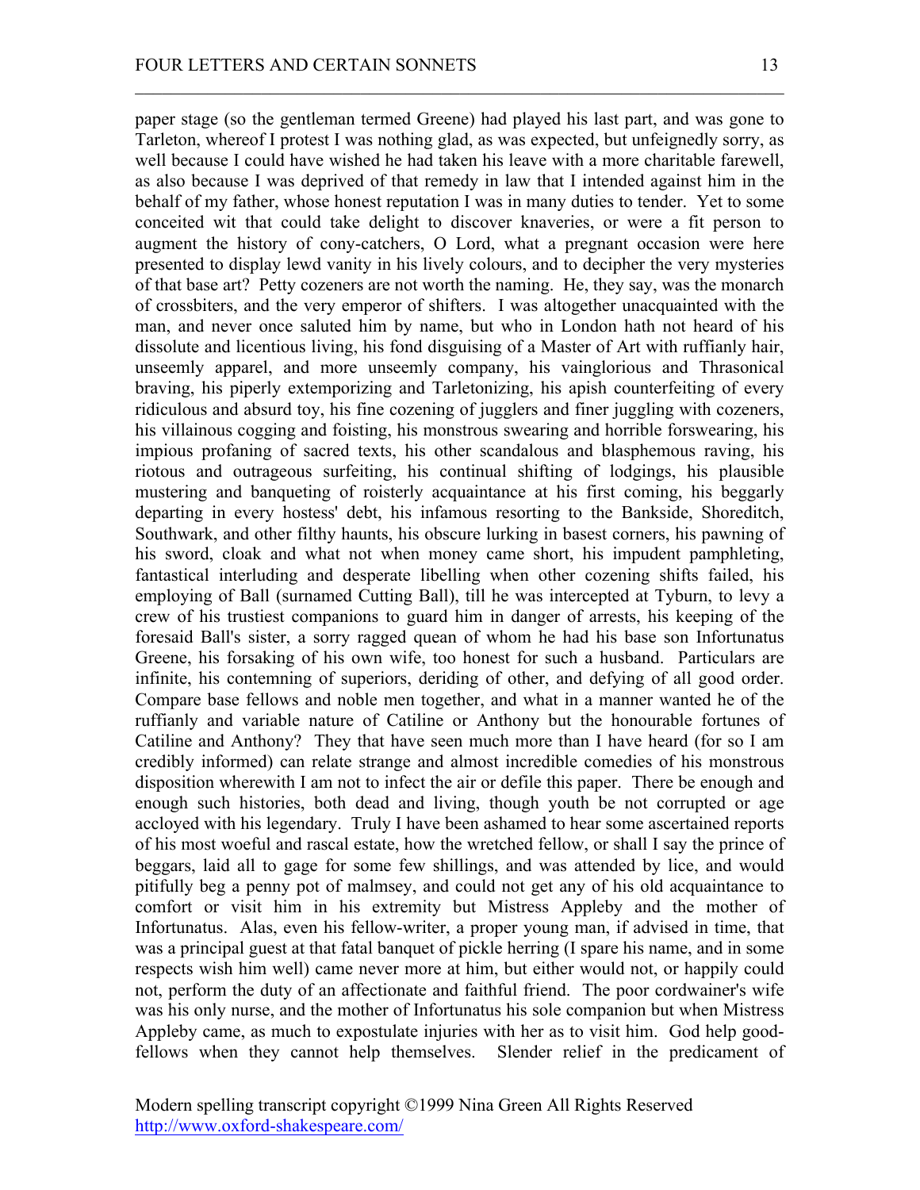paper stage (so the gentleman termed Greene) had played his last part, and was gone to Tarleton, whereof I protest I was nothing glad, as was expected, but unfeignedly sorry, as well because I could have wished he had taken his leave with a more charitable farewell, as also because I was deprived of that remedy in law that I intended against him in the behalf of my father, whose honest reputation I was in many duties to tender. Yet to some conceited wit that could take delight to discover knaveries, or were a fit person to augment the history of cony-catchers, O Lord, what a pregnant occasion were here presented to display lewd vanity in his lively colours, and to decipher the very mysteries of that base art? Petty cozeners are not worth the naming. He, they say, was the monarch of crossbiters, and the very emperor of shifters. I was altogether unacquainted with the man, and never once saluted him by name, but who in London hath not heard of his dissolute and licentious living, his fond disguising of a Master of Art with ruffianly hair, unseemly apparel, and more unseemly company, his vainglorious and Thrasonical braving, his piperly extemporizing and Tarletonizing, his apish counterfeiting of every ridiculous and absurd toy, his fine cozening of jugglers and finer juggling with cozeners, his villainous cogging and foisting, his monstrous swearing and horrible forswearing, his impious profaning of sacred texts, his other scandalous and blasphemous raving, his riotous and outrageous surfeiting, his continual shifting of lodgings, his plausible mustering and banqueting of roisterly acquaintance at his first coming, his beggarly departing in every hostess' debt, his infamous resorting to the Bankside, Shoreditch, Southwark, and other filthy haunts, his obscure lurking in basest corners, his pawning of his sword, cloak and what not when money came short, his impudent pamphleting, fantastical interluding and desperate libelling when other cozening shifts failed, his employing of Ball (surnamed Cutting Ball), till he was intercepted at Tyburn, to levy a crew of his trustiest companions to guard him in danger of arrests, his keeping of the foresaid Ball's sister, a sorry ragged quean of whom he had his base son Infortunatus Greene, his forsaking of his own wife, too honest for such a husband. Particulars are infinite, his contemning of superiors, deriding of other, and defying of all good order. Compare base fellows and noble men together, and what in a manner wanted he of the ruffianly and variable nature of Catiline or Anthony but the honourable fortunes of Catiline and Anthony? They that have seen much more than I have heard (for so I am credibly informed) can relate strange and almost incredible comedies of his monstrous disposition wherewith I am not to infect the air or defile this paper. There be enough and enough such histories, both dead and living, though youth be not corrupted or age accloyed with his legendary. Truly I have been ashamed to hear some ascertained reports of his most woeful and rascal estate, how the wretched fellow, or shall I say the prince of beggars, laid all to gage for some few shillings, and was attended by lice, and would pitifully beg a penny pot of malmsey, and could not get any of his old acquaintance to comfort or visit him in his extremity but Mistress Appleby and the mother of Infortunatus. Alas, even his fellow-writer, a proper young man, if advised in time, that was a principal guest at that fatal banquet of pickle herring (I spare his name, and in some respects wish him well) came never more at him, but either would not, or happily could not, perform the duty of an affectionate and faithful friend. The poor cordwainer's wife was his only nurse, and the mother of Infortunatus his sole companion but when Mistress Appleby came, as much to expostulate injuries with her as to visit him. God help good-fellows when they cannot help themselves. Slender relief in the predicament of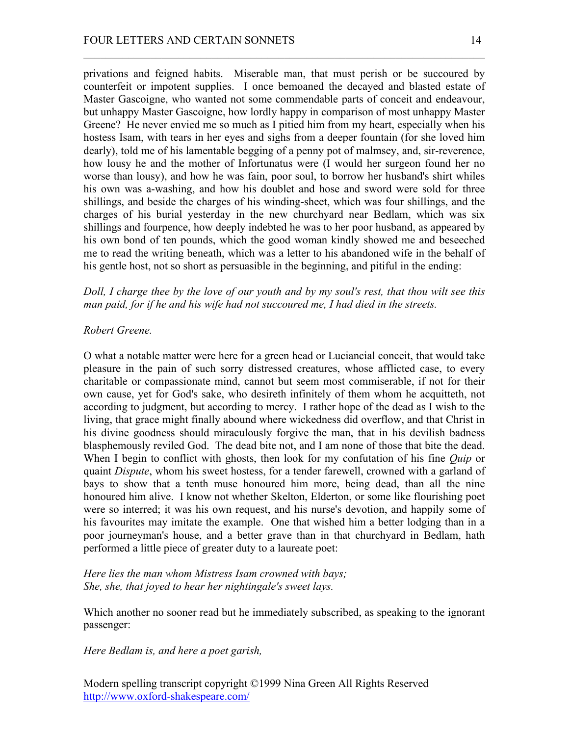privations and feigned habits. Miserable man, that must perish or be succoured by counterfeit or impotent supplies. I once bemoaned the decayed and blasted estate of Master Gascoigne, who wanted not some commendable parts of conceit and endeavour, but unhappy Master Gascoigne, how lordly happy in comparison of most unhappy Master Greene? He never envied me so much as I pitied him from my heart, especially when his hostess Isam, with tears in her eyes and sighs from a deeper fountain (for she loved him dearly), told me of his lamentable begging of a penny pot of malmsey, and, sir-reverence, how lousy he and the mother of Infortunatus were (I would her surgeon found her no worse than lousy), and how he was fain, poor soul, to borrow her husband's shirt whiles his own was a-washing, and how his doublet and hose and sword were sold for three shillings, and beside the charges of his winding-sheet, which was four shillings, and the charges of his burial yesterday in the new churchyard near Bedlam, which was six shillings and fourpence, how deeply indebted he was to her poor husband, as appeared by his own bond of ten pounds, which the good woman kindly showed me and beseeched me to read the writing beneath, which was a letter to his abandoned wife in the behalf of his gentle host, not so short as persuasible in the beginning, and pitiful in the ending:

*Doll, I charge thee by the love of our youth and by my soul's rest, that thou wilt see this man paid, for if he and his wife had not succoured me, I had died in the streets.*

*Robert Greene.*

O what a notable matter were here for a green head or Luciancial conceit, that would take pleasure in the pain of such sorry distressed creatures, whose afflicted case, to every charitable or compassionate mind, cannot but seem most commiserable, if not for their own cause, yet for God's sake, who desireth infinitely of them whom he acquitteth, not according to judgment, but according to mercy. I rather hope of the dead as I wish to the living, that grace might finally abound where wickedness did overflow, and that Christ in his divine goodness should miraculously forgive the man, that in his devilish badness blasphemously reviled God. The dead bite not, and I am none of those that bite the dead. When I begin to conflict with ghosts, then look for my confutation of his fine *Quip* or quaint *Dispute*, whom his sweet hostess, for a tender farewell, crowned with a garland of bays to show that a tenth muse honoured him more, being dead, than all the nine honoured him alive. I know not whether Skelton, Elderton, or some like flourishing poet were so interred; it was his own request, and his nurse's devotion, and happily some of his favourites may imitate the example. One that wished him a better lodging than in a poor journeyman's house, and a better grave than in that churchyard in Bedlam, hath performed a little piece of greater duty to a laureate poet:

*Here lies the man whom Mistress Isam crowned with bays;*
*She, she, that joyed to hear her nightingale's sweet lays.*

Which another no sooner read but he immediately subscribed, as speaking to the ignorant passenger:

*Here Bedlam is, and here a poet garish,*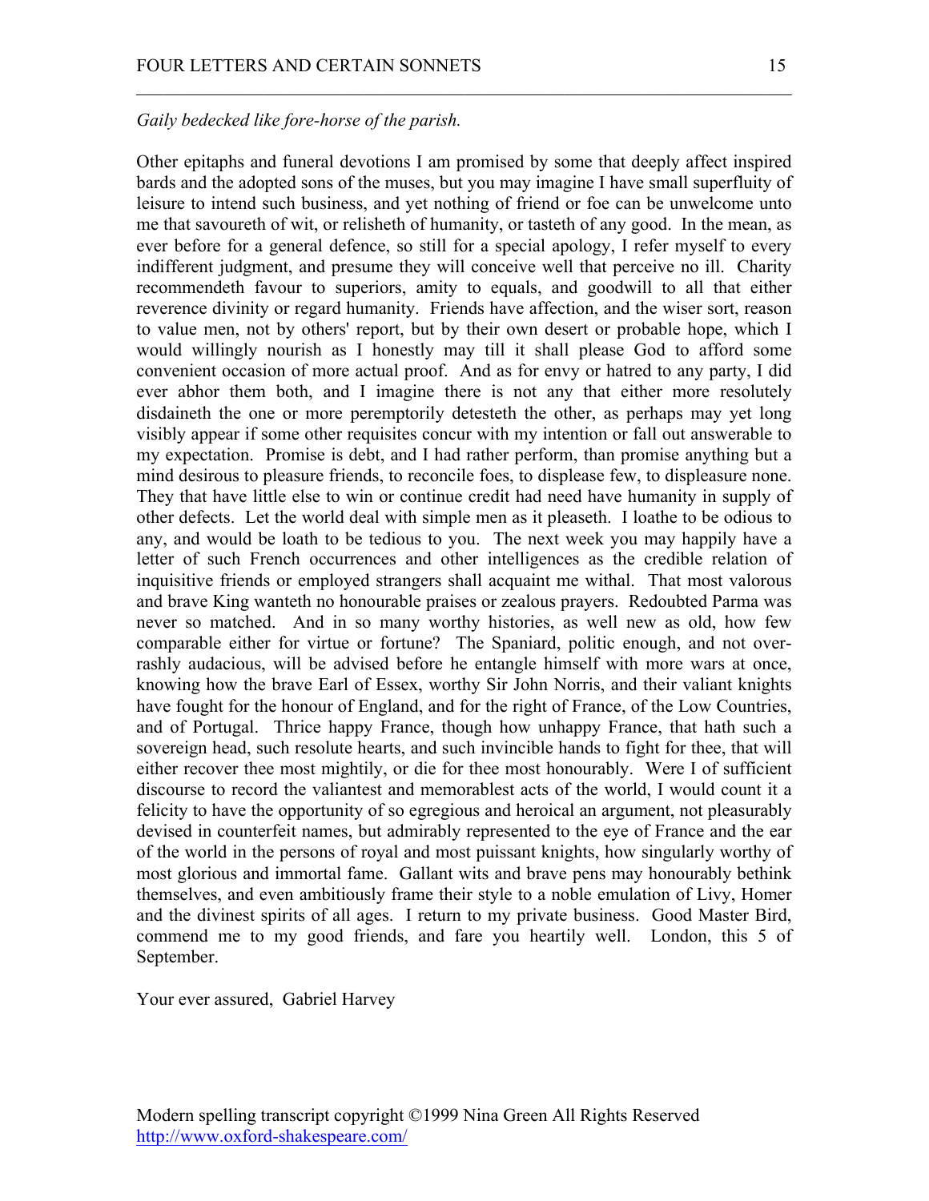*Gaily bedecked like fore-horse of the parish.*

Other epitaphs and funeral devotions I am promised by some that deeply affect inspired bards and the adopted sons of the muses, but you may imagine I have small superfluity of leisure to intend such business, and yet nothing of friend or foe can be unwelcome unto me that savoureth of wit, or relisheth of humanity, or tasteth of any good. In the mean, as ever before for a general defence, so still for a special apology, I refer myself to every indifferent judgment, and presume they will conceive well that perceive no ill. Charity recommendeth favour to superiors, amity to equals, and goodwill to all that either reverence divinity or regard humanity. Friends have affection, and the wiser sort, reason to value men, not by others' report, but by their own desert or probable hope, which I would willingly nourish as I honestly may till it shall please God to afford some convenient occasion of more actual proof. And as for envy or hatred to any party, I did ever abhor them both, and I imagine there is not any that either more resolutely disdaineth the one or more peremptorily detesteth the other, as perhaps may yet long visibly appear if some other requisites concur with my intention or fall out answerable to my expectation. Promise is debt, and I had rather perform, than promise anything but a mind desirous to pleasure friends, to reconcile foes, to displease few, to displeasure none. They that have little else to win or continue credit had need have humanity in supply of other defects. Let the world deal with simple men as it pleaseth. I loathe to be odious to any, and would be loath to be tedious to you. The next week you may happily have a letter of such French occurrences and other intelligences as the credible relation of inquisitive friends or employed strangers shall acquaint me withal. That most valorous and brave King wanteth no honourable praises or zealous prayers. Redoubted Parma was never so matched. And in so many worthy histories, as well new as old, how few comparable either for virtue or fortune? The Spaniard, politic enough, and not over-rashly audacious, will be advised before he entangle himself with more wars at once, knowing how the brave Earl of Essex, worthy Sir John Norris, and their valiant knights have fought for the honour of England, and for the right of France, of the Low Countries, and of Portugal. Thrice happy France, though how unhappy France, that hath such a sovereign head, such resolute hearts, and such invincible hands to fight for thee, that will either recover thee most mightily, or die for thee most honourably. Were I of sufficient discourse to record the valiantest and memorablest acts of the world, I would count it a felicity to have the opportunity of so egregious and heroical an argument, not pleasurably devised in counterfeit names, but admirably represented to the eye of France and the ear of the world in the persons of royal and most puissant knights, how singularly worthy of most glorious and immortal fame. Gallant wits and brave pens may honourably bethink themselves, and even ambitiously frame their style to a noble emulation of Livy, Homer and the divinest spirits of all ages. I return to my private business. Good Master Bird, commend me to my good friends, and fare you heartily well. London, this 5 of September.

Your ever assured, Gabriel Harvey

Modern spelling transcript copyright ©1999 Nina Green All Rights Reserved
http://www.oxford-shakespeare.com/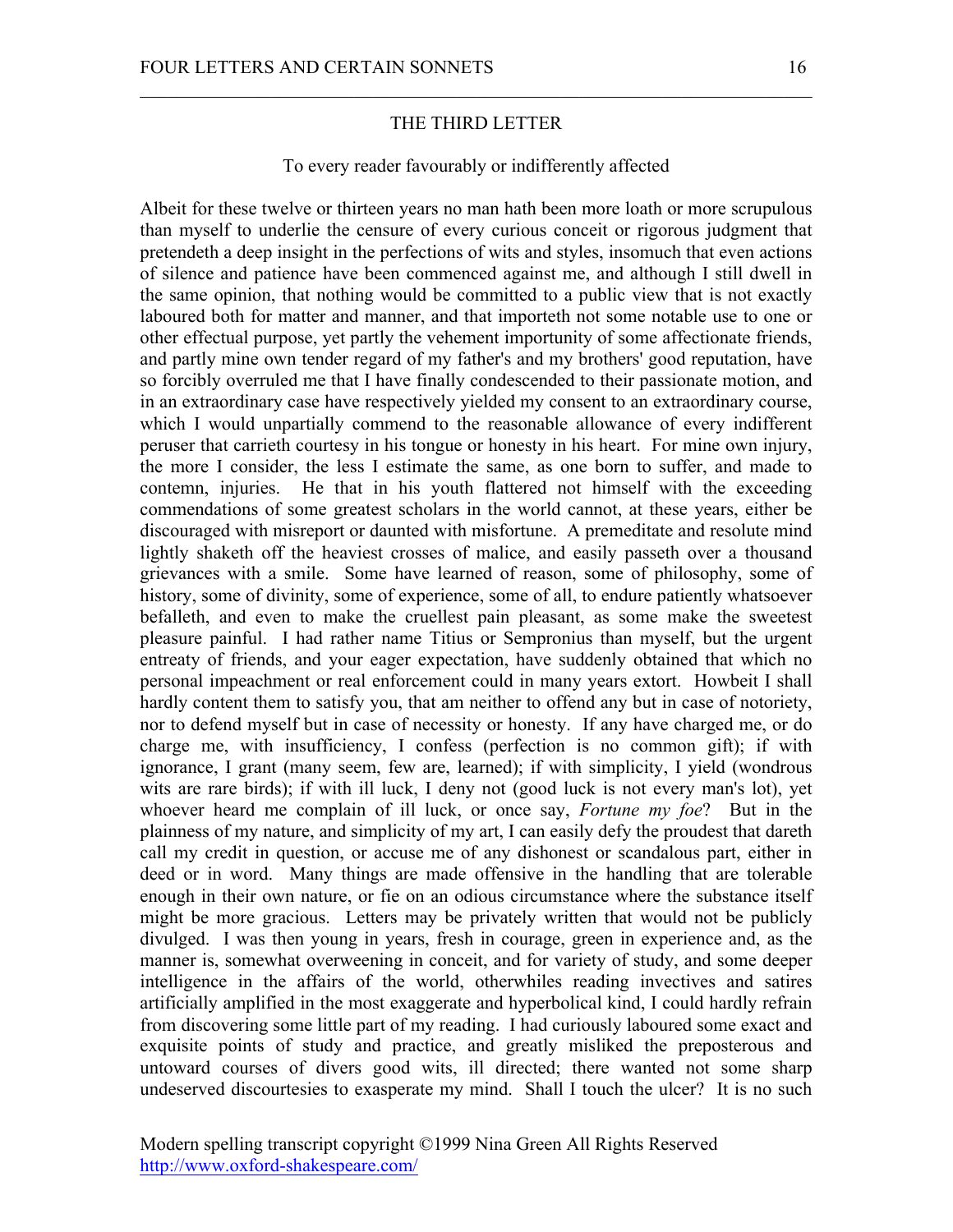## THE THIRD LETTER

To every reader favourably or indifferently affected

Albeit for these twelve or thirteen years no man hath been more loath or more scrupulous than myself to underlie the censure of every curious conceit or rigorous judgment that pretendeth a deep insight in the perfections of wits and styles, insomuch that even actions of silence and patience have been commenced against me, and although I still dwell in the same opinion, that nothing would be committed to a public view that is not exactly laboured both for matter and manner, and that importeth not some notable use to one or other effectual purpose, yet partly the vehement importunity of some affectionate friends, and partly mine own tender regard of my father's and my brothers' good reputation, have so forcibly overruled me that I have finally condescended to their passionate motion, and in an extraordinary case have respectively yielded my consent to an extraordinary course, which I would unpartially commend to the reasonable allowance of every indifferent peruser that carrieth courtesy in his tongue or honesty in his heart. For mine own injury, the more I consider, the less I estimate the same, as one born to suffer, and made to contemn, injuries. He that in his youth flattered not himself with the exceeding commendations of some greatest scholars in the world cannot, at these years, either be discouraged with misreport or daunted with misfortune. A premeditate and resolute mind lightly shaketh off the heaviest crosses of malice, and easily passeth over a thousand grievances with a smile. Some have learned of reason, some of philosophy, some of history, some of divinity, some of experience, some of all, to endure patiently whatsoever befalleth, and even to make the cruellest pain pleasant, as some make the sweetest pleasure painful. I had rather name Titius or Sempronius than myself, but the urgent entreaty of friends, and your eager expectation, have suddenly obtained that which no personal impeachment or real enforcement could in many years extort. Howbeit I shall hardly content them to satisfy you, that am neither to offend any but in case of notoriety, nor to defend myself but in case of necessity or honesty. If any have charged me, or do charge me, with insufficiency, I confess (perfection is no common gift); if with ignorance, I grant (many seem, few are, learned); if with simplicity, I yield (wondrous wits are rare birds); if with ill luck, I deny not (good luck is not every man's lot), yet whoever heard me complain of ill luck, or once say, *Fortune my foe*? But in the plainness of my nature, and simplicity of my art, I can easily defy the proudest that dareth call my credit in question, or accuse me of any dishonest or scandalous part, either in deed or in word. Many things are made offensive in the handling that are tolerable enough in their own nature, or fie on an odious circumstance where the substance itself might be more gracious. Letters may be privately written that would not be publicly divulged. I was then young in years, fresh in courage, green in experience and, as the manner is, somewhat overweening in conceit, and for variety of study, and some deeper intelligence in the affairs of the world, otherwhiles reading invectives and satires artificially amplified in the most exaggerate and hyperbolical kind, I could hardly refrain from discovering some little part of my reading. I had curiously laboured some exact and exquisite points of study and practice, and greatly misliked the preposterous and untoward courses of divers good wits, ill directed; there wanted not some sharp undeserved discourtesies to exasperate my mind. Shall I touch the ulcer? It is no such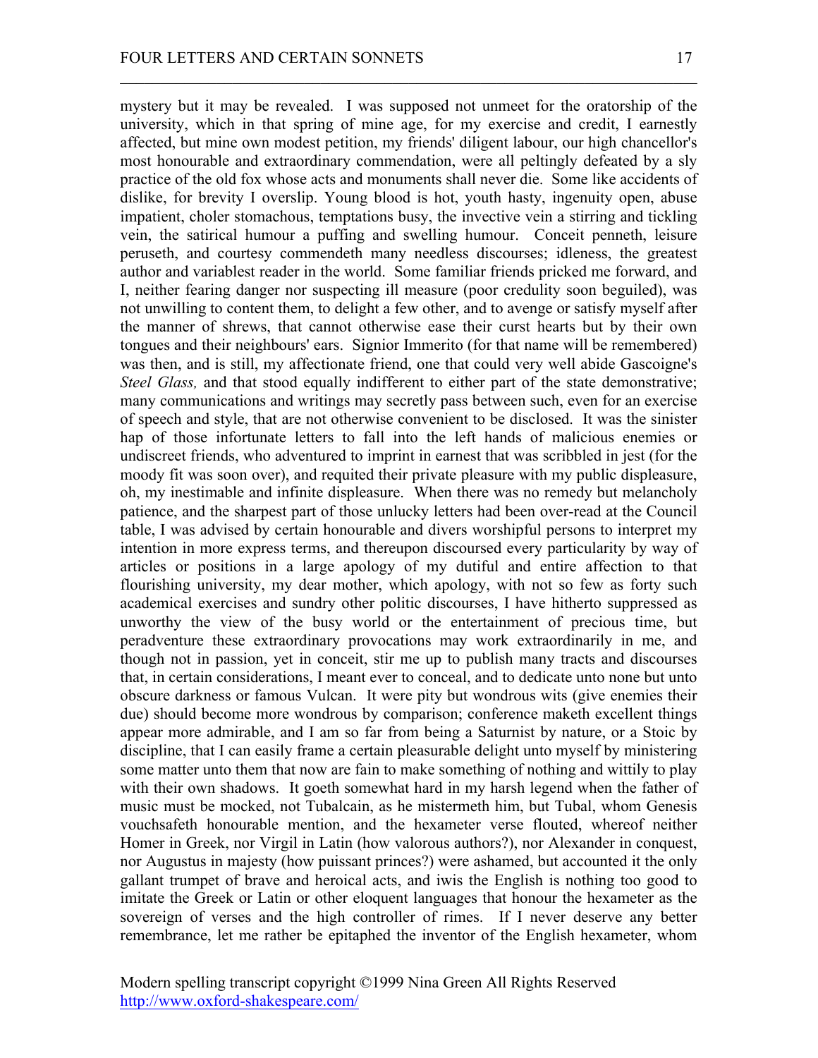mystery but it may be revealed. I was supposed not unmeet for the oratorship of the university, which in that spring of mine age, for my exercise and credit, I earnestly affected, but mine own modest petition, my friends' diligent labour, our high chancellor's most honourable and extraordinary commendation, were all peltingly defeated by a sly practice of the old fox whose acts and monuments shall never die. Some like accidents of dislike, for brevity I overslip. Young blood is hot, youth hasty, ingenuity open, abuse impatient, choler stomachous, temptations busy, the invective vein a stirring and tickling vein, the satirical humour a puffing and swelling humour. Conceit penneth, leisure peruseth, and courtesy commendeth many needless discourses; idleness, the greatest author and variablest reader in the world. Some familiar friends pricked me forward, and I, neither fearing danger nor suspecting ill measure (poor credulity soon beguiled), was not unwilling to content them, to delight a few other, and to avenge or satisfy myself after the manner of shrews, that cannot otherwise ease their curst hearts but by their own tongues and their neighbours' ears. Signior Immerito (for that name will be remembered) was then, and is still, my affectionate friend, one that could very well abide Gascoigne's *Steel Glass,* and that stood equally indifferent to either part of the state demonstrative; many communications and writings may secretly pass between such, even for an exercise of speech and style, that are not otherwise convenient to be disclosed. It was the sinister hap of those infortunate letters to fall into the left hands of malicious enemies or undiscreet friends, who adventured to imprint in earnest that was scribbled in jest (for the moody fit was soon over), and requited their private pleasure with my public displeasure, oh, my inestimable and infinite displeasure. When there was no remedy but melancholy patience, and the sharpest part of those unlucky letters had been over-read at the Council table, I was advised by certain honourable and divers worshipful persons to interpret my intention in more express terms, and thereupon discoursed every particularity by way of articles or positions in a large apology of my dutiful and entire affection to that flourishing university, my dear mother, which apology, with not so few as forty such academical exercises and sundry other politic discourses, I have hitherto suppressed as unworthy the view of the busy world or the entertainment of precious time, but peradventure these extraordinary provocations may work extraordinarily in me, and though not in passion, yet in conceit, stir me up to publish many tracts and discourses that, in certain considerations, I meant ever to conceal, and to dedicate unto none but unto obscure darkness or famous Vulcan. It were pity but wondrous wits (give enemies their due) should become more wondrous by comparison; conference maketh excellent things appear more admirable, and I am so far from being a Saturnist by nature, or a Stoic by discipline, that I can easily frame a certain pleasurable delight unto myself by ministering some matter unto them that now are fain to make something of nothing and wittily to play with their own shadows. It goeth somewhat hard in my harsh legend when the father of music must be mocked, not Tubalcain, as he mistermeth him, but Tubal, whom Genesis vouchsafeth honourable mention, and the hexameter verse flouted, whereof neither Homer in Greek, nor Virgil in Latin (how valorous authors?), nor Alexander in conquest, nor Augustus in majesty (how puissant princes?) were ashamed, but accounted it the only gallant trumpet of brave and heroical acts, and iwis the English is nothing too good to imitate the Greek or Latin or other eloquent languages that honour the hexameter as the sovereign of verses and the high controller of rimes. If I never deserve any better remembrance, let me rather be epitaphed the inventor of the English hexameter, whom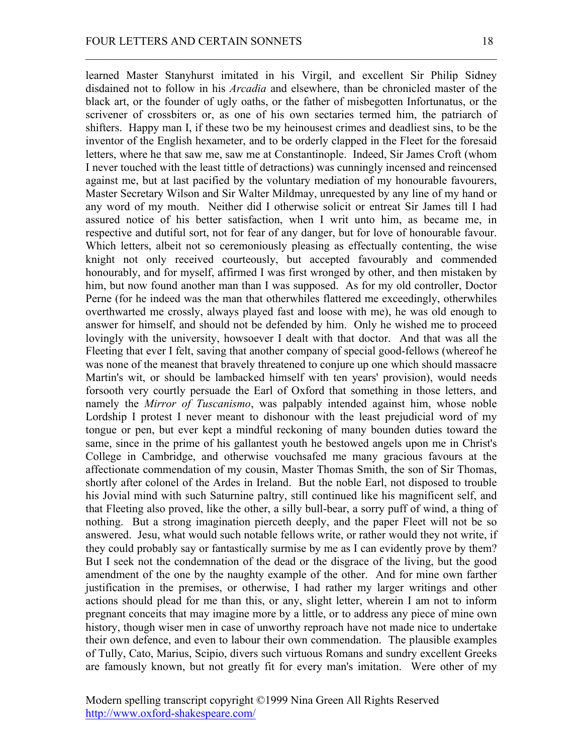learned Master Stanyhurst imitated in his Virgil, and excellent Sir Philip Sidney disdained not to follow in his *Arcadia* and elsewhere, than be chronicled master of the black art, or the founder of ugly oaths, or the father of misbegotten Infortunatus, or the scrivener of crossbiters or, as one of his own sectaries termed him, the patriarch of shifters. Happy man I, if these two be my heinousest crimes and deadliest sins, to be the inventor of the English hexameter, and to be orderly clapped in the Fleet for the foresaid letters, where he that saw me, saw me at Constantinople. Indeed, Sir James Croft (whom I never touched with the least tittle of detractions) was cunningly incensed and reincensed against me, but at last pacified by the voluntary mediation of my honourable favourers, Master Secretary Wilson and Sir Walter Mildmay, unrequested by any line of my hand or any word of my mouth. Neither did I otherwise solicit or entreat Sir James till I had assured notice of his better satisfaction, when I writ unto him, as became me, in respective and dutiful sort, not for fear of any danger, but for love of honourable favour. Which letters, albeit not so ceremoniously pleasing as effectually contenting, the wise knight not only received courteously, but accepted favourably and commended honourably, and for myself, affirmed I was first wronged by other, and then mistaken by him, but now found another man than I was supposed. As for my old controller, Doctor Perne (for he indeed was the man that otherwhiles flattered me exceedingly, otherwhiles overthwarted me crossly, always played fast and loose with me), he was old enough to answer for himself, and should not be defended by him. Only he wished me to proceed lovingly with the university, howsoever I dealt with that doctor. And that was all the Fleeting that ever I felt, saving that another company of special good-fellows (whereof he was none of the meanest that bravely threatened to conjure up one which should massacre Martin's wit, or should be lambacked himself with ten years' provision), would needs forsooth very courtly persuade the Earl of Oxford that something in those letters, and namely the *Mirror of Tuscanismo*, was palpably intended against him, whose noble Lordship I protest I never meant to dishonour with the least prejudicial word of my tongue or pen, but ever kept a mindful reckoning of many bounden duties toward the same, since in the prime of his gallantest youth he bestowed angels upon me in Christ's College in Cambridge, and otherwise vouchsafed me many gracious favours at the affectionate commendation of my cousin, Master Thomas Smith, the son of Sir Thomas, shortly after colonel of the Ardes in Ireland. But the noble Earl, not disposed to trouble his Jovial mind with such Saturnine paltry, still continued like his magnificent self, and that Fleeting also proved, like the other, a silly bull-bear, a sorry puff of wind, a thing of nothing. But a strong imagination pierceth deeply, and the paper Fleet will not be so answered. Jesu, what would such notable fellows write, or rather would they not write, if they could probably say or fantastically surmise by me as I can evidently prove by them? But I seek not the condemnation of the dead or the disgrace of the living, but the good amendment of the one by the naughty example of the other. And for mine own farther justification in the premises, or otherwise, I had rather my larger writings and other actions should plead for me than this, or any, slight letter, wherein I am not to inform pregnant conceits that may imagine more by a little, or to address any piece of mine own history, though wiser men in case of unworthy reproach have not made nice to undertake their own defence, and even to labour their own commendation. The plausible examples of Tully, Cato, Marius, Scipio, divers such virtuous Romans and sundry excellent Greeks are famously known, but not greatly fit for every man's imitation. Were other of my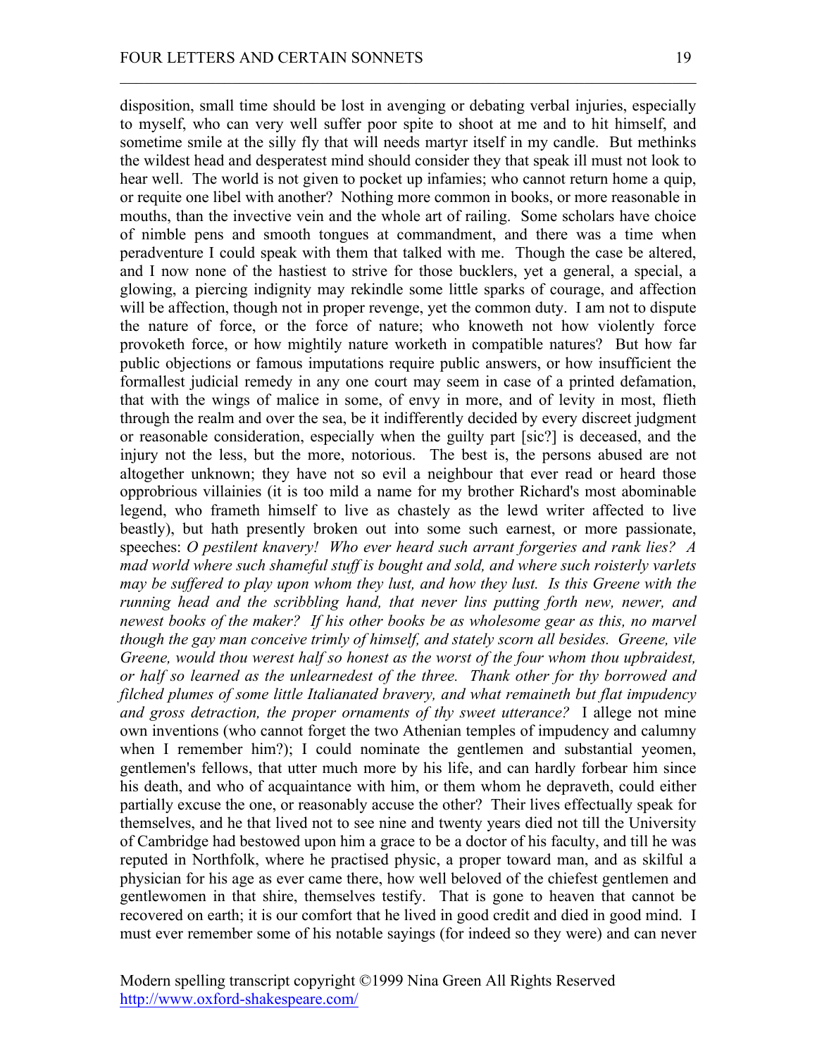disposition, small time should be lost in avenging or debating verbal injuries, especially to myself, who can very well suffer poor spite to shoot at me and to hit himself, and sometime smile at the silly fly that will needs martyr itself in my candle. But methinks the wildest head and desperatest mind should consider they that speak ill must not look to hear well. The world is not given to pocket up infamies; who cannot return home a quip, or requite one libel with another? Nothing more common in books, or more reasonable in mouths, than the invective vein and the whole art of railing. Some scholars have choice of nimble pens and smooth tongues at commandment, and there was a time when peradventure I could speak with them that talked with me. Though the case be altered, and I now none of the hastiest to strive for those bucklers, yet a general, a special, a glowing, a piercing indignity may rekindle some little sparks of courage, and affection will be affection, though not in proper revenge, yet the common duty. I am not to dispute the nature of force, or the force of nature; who knoweth not how violently force provoketh force, or how mightily nature worketh in compatible natures? But how far public objections or famous imputations require public answers, or how insufficient the formallest judicial remedy in any one court may seem in case of a printed defamation, that with the wings of malice in some, of envy in more, and of levity in most, flieth through the realm and over the sea, be it indifferently decided by every discreet judgment or reasonable consideration, especially when the guilty part [sic?] is deceased, and the injury not the less, but the more, notorious. The best is, the persons abused are not altogether unknown; they have not so evil a neighbour that ever read or heard those opprobrious villainies (it is too mild a name for my brother Richard's most abominable legend, who frameth himself to live as chastely as the lewd writer affected to live beastly), but hath presently broken out into some such earnest, or more passionate, speeches: *O pestilent knavery! Who ever heard such arrant forgeries and rank lies? A mad world where such shameful stuff is bought and sold, and where such roisterly varlets may be suffered to play upon whom they lust, and how they lust. Is this Greene with the running head and the scribbling hand, that never lins putting forth new, newer, and newest books of the maker? If his other books be as wholesome gear as this, no marvel though the gay man conceive trimly of himself, and stately scorn all besides. Greene, vile Greene, would thou werest half so honest as the worst of the four whom thou upbraidest, or half so learned as the unlearnedest of the three. Thank other for thy borrowed and filched plumes of some little Italianated bravery, and what remaineth but flat impudency and gross detraction, the proper ornaments of thy sweet utterance?* I allege not mine own inventions (who cannot forget the two Athenian temples of impudency and calumny when I remember him?); I could nominate the gentlemen and substantial yeomen, gentlemen's fellows, that utter much more by his life, and can hardly forbear him since his death, and who of acquaintance with him, or them whom he depraveth, could either partially excuse the one, or reasonably accuse the other? Their lives effectually speak for themselves, and he that lived not to see nine and twenty years died not till the University of Cambridge had bestowed upon him a grace to be a doctor of his faculty, and till he was reputed in Northfolk, where he practised physic, a proper toward man, and as skilful a physician for his age as ever came there, how well beloved of the chiefest gentlemen and gentlewomen in that shire, themselves testify. That is gone to heaven that cannot be recovered on earth; it is our comfort that he lived in good credit and died in good mind. I must ever remember some of his notable sayings (for indeed so they were) and can never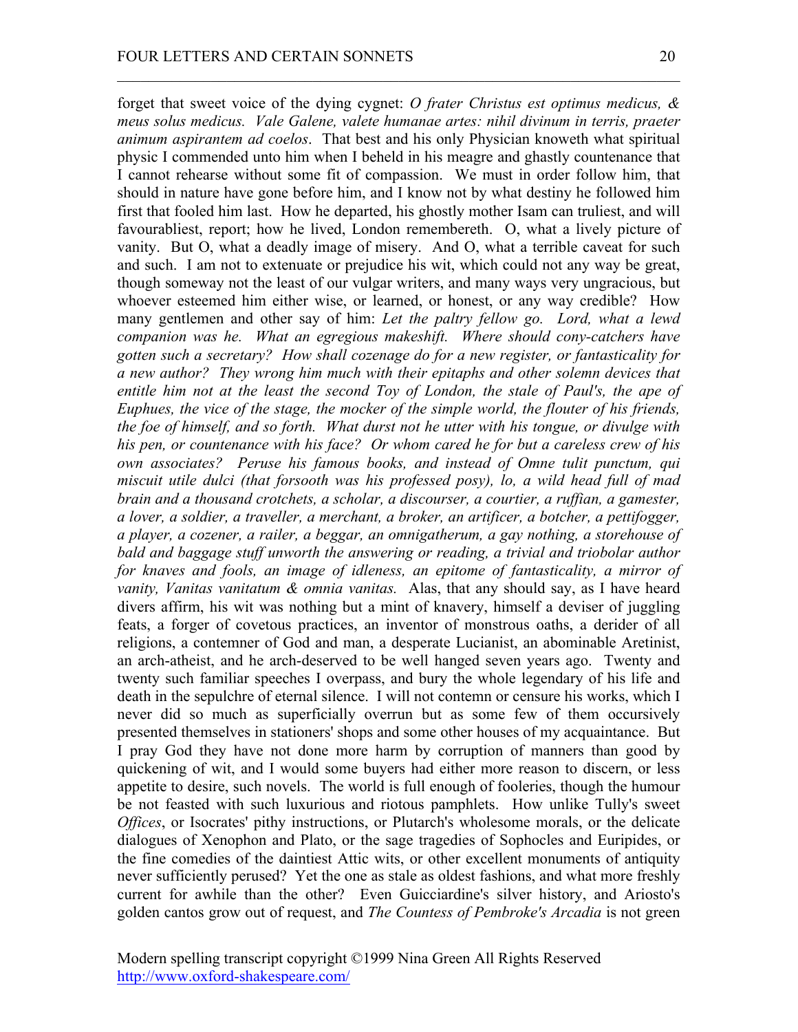forget that sweet voice of the dying cygnet: *O frater Christus est optimus medicus, & meus solus medicus. Vale Galene, valete humanae artes: nihil divinum in terris, praeter animum aspirantem ad coelos*. That best and his only Physician knoweth what spiritual physic I commended unto him when I beheld in his meagre and ghastly countenance that I cannot rehearse without some fit of compassion. We must in order follow him, that should in nature have gone before him, and I know not by what destiny he followed him first that fooled him last. How he departed, his ghostly mother Isam can truliest, and will favourabliest, report; how he lived, London remembereth. O, what a lively picture of vanity. But O, what a deadly image of misery. And O, what a terrible caveat for such and such. I am not to extenuate or prejudice his wit, which could not any way be great, though someway not the least of our vulgar writers, and many ways very ungracious, but whoever esteemed him either wise, or learned, or honest, or any way credible? How many gentlemen and other say of him: *Let the paltry fellow go. Lord, what a lewd companion was he. What an egregious makeshift. Where should cony-catchers have gotten such a secretary? How shall cozenage do for a new register, or fantasticality for a new author? They wrong him much with their epitaphs and other solemn devices that entitle him not at the least the second Toy of London, the stale of Paul's, the ape of Euphues, the vice of the stage, the mocker of the simple world, the flouter of his friends, the foe of himself, and so forth. What durst not he utter with his tongue, or divulge with his pen, or countenance with his face? Or whom cared he for but a careless crew of his own associates? Peruse his famous books, and instead of Omne tulit punctum, qui miscuit utile dulci (that forsooth was his professed posy), lo, a wild head full of mad brain and a thousand crotchets, a scholar, a discourser, a courtier, a ruffian, a gamester, a lover, a soldier, a traveller, a merchant, a broker, an artificer, a botcher, a pettifogger, a player, a cozener, a railer, a beggar, an omnigatherum, a gay nothing, a storehouse of bald and baggage stuff unworth the answering or reading, a trivial and triobolar author for knaves and fools, an image of idleness, an epitome of fantasticality, a mirror of vanity, Vanitas vanitatum & omnia vanitas.* Alas, that any should say, as I have heard divers affirm, his wit was nothing but a mint of knavery, himself a deviser of juggling feats, a forger of covetous practices, an inventor of monstrous oaths, a derider of all religions, a contemner of God and man, a desperate Lucianist, an abominable Aretinist, an arch-atheist, and he arch-deserved to be well hanged seven years ago. Twenty and twenty such familiar speeches I overpass, and bury the whole legendary of his life and death in the sepulchre of eternal silence. I will not contemn or censure his works, which I never did so much as superficially overrun but as some few of them occursively presented themselves in stationers' shops and some other houses of my acquaintance. But I pray God they have not done more harm by corruption of manners than good by quickening of wit, and I would some buyers had either more reason to discern, or less appetite to desire, such novels. The world is full enough of fooleries, though the humour be not feasted with such luxurious and riotous pamphlets. How unlike Tully's sweet *Offices*, or Isocrates' pithy instructions, or Plutarch's wholesome morals, or the delicate dialogues of Xenophon and Plato, or the sage tragedies of Sophocles and Euripides, or the fine comedies of the daintiest Attic wits, or other excellent monuments of antiquity never sufficiently perused? Yet the one as stale as oldest fashions, and what more freshly current for awhile than the other? Even Guicciardine's silver history, and Ariosto's golden cantos grow out of request, and *The Countess of Pembroke's Arcadia* is not green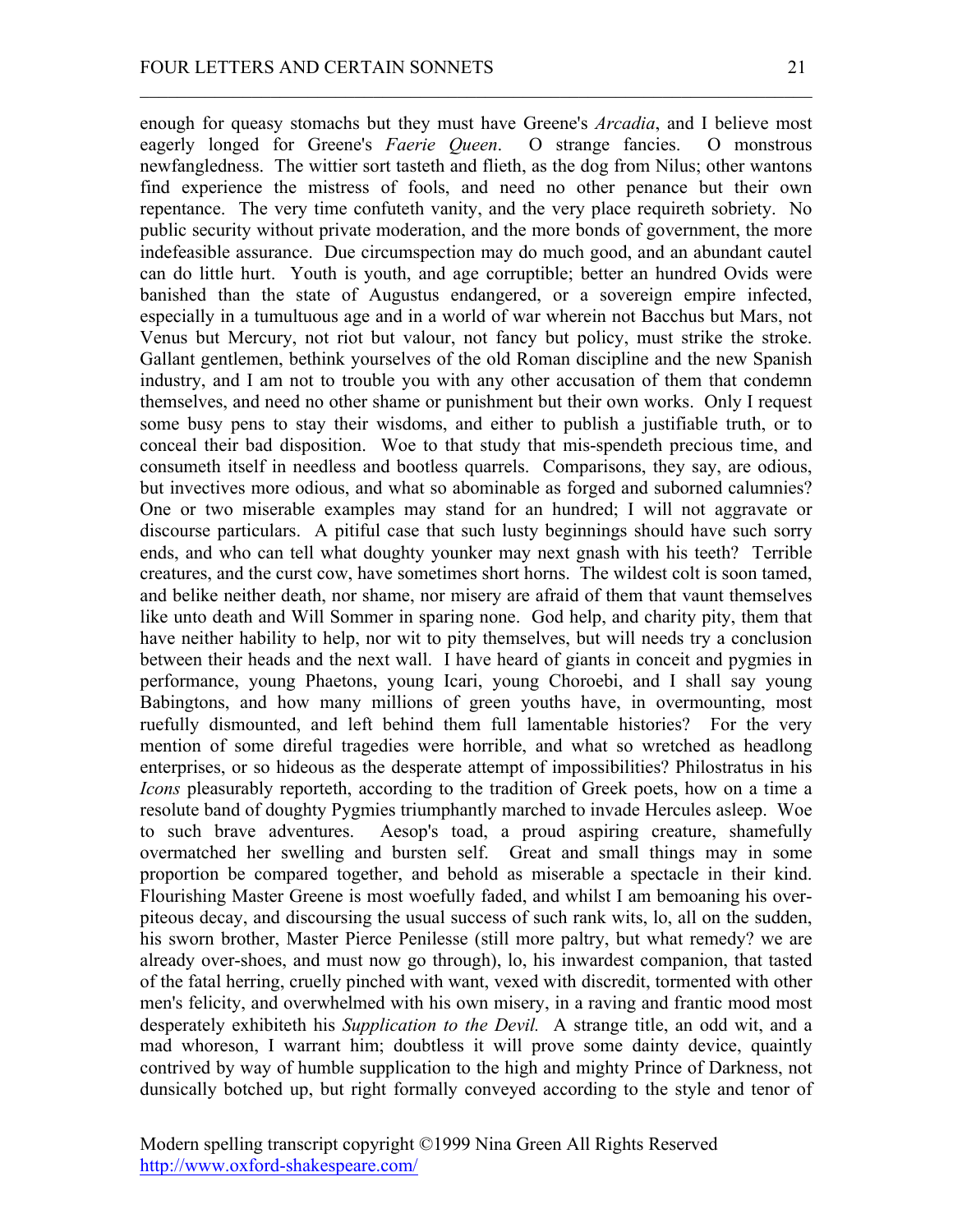enough for queasy stomachs but they must have Greene's *Arcadia*, and I believe most eagerly longed for Greene's *Faerie Queen*. O strange fancies. O monstrous newfangledness. The wittier sort tasteth and flieth, as the dog from Nilus; other wantons find experience the mistress of fools, and need no other penance but their own repentance. The very time confuteth vanity, and the very place requireth sobriety. No public security without private moderation, and the more bonds of government, the more indefeasible assurance. Due circumspection may do much good, and an abundant cautel can do little hurt. Youth is youth, and age corruptible; better an hundred Ovids were banished than the state of Augustus endangered, or a sovereign empire infected, especially in a tumultuous age and in a world of war wherein not Bacchus but Mars, not Venus but Mercury, not riot but valour, not fancy but policy, must strike the stroke. Gallant gentlemen, bethink yourselves of the old Roman discipline and the new Spanish industry, and I am not to trouble you with any other accusation of them that condemn themselves, and need no other shame or punishment but their own works. Only I request some busy pens to stay their wisdoms, and either to publish a justifiable truth, or to conceal their bad disposition. Woe to that study that mis-spendeth precious time, and consumeth itself in needless and bootless quarrels. Comparisons, they say, are odious, but invectives more odious, and what so abominable as forged and suborned calumnies? One or two miserable examples may stand for an hundred; I will not aggravate or discourse particulars. A pitiful case that such lusty beginnings should have such sorry ends, and who can tell what doughty younker may next gnash with his teeth? Terrible creatures, and the curst cow, have sometimes short horns. The wildest colt is soon tamed, and belike neither death, nor shame, nor misery are afraid of them that vaunt themselves like unto death and Will Sommer in sparing none. God help, and charity pity, them that have neither hability to help, nor wit to pity themselves, but will needs try a conclusion between their heads and the next wall. I have heard of giants in conceit and pygmies in performance, young Phaetons, young Icari, young Choroebi, and I shall say young Babingtons, and how many millions of green youths have, in overmounting, most ruefully dismounted, and left behind them full lamentable histories? For the very mention of some direful tragedies were horrible, and what so wretched as headlong enterprises, or so hideous as the desperate attempt of impossibilities? Philostratus in his *Icons* pleasurably reporteth, according to the tradition of Greek poets, how on a time a resolute band of doughty Pygmies triumphantly marched to invade Hercules asleep. Woe to such brave adventures. Aesop's toad, a proud aspiring creature, shamefully overmatched her swelling and bursten self. Great and small things may in some proportion be compared together, and behold as miserable a spectacle in their kind. Flourishing Master Greene is most woefully faded, and whilst I am bemoaning his over-piteous decay, and discoursing the usual success of such rank wits, lo, all on the sudden, his sworn brother, Master Pierce Penilesse (still more paltry, but what remedy? we are already over-shoes, and must now go through), lo, his inwardest companion, that tasted of the fatal herring, cruelly pinched with want, vexed with discredit, tormented with other men's felicity, and overwhelmed with his own misery, in a raving and frantic mood most desperately exhibiteth his *Supplication to the Devil.* A strange title, an odd wit, and a mad whoreson, I warrant him; doubtless it will prove some dainty device, quaintly contrived by way of humble supplication to the high and mighty Prince of Darkness, not dunsically botched up, but right formally conveyed according to the style and tenor of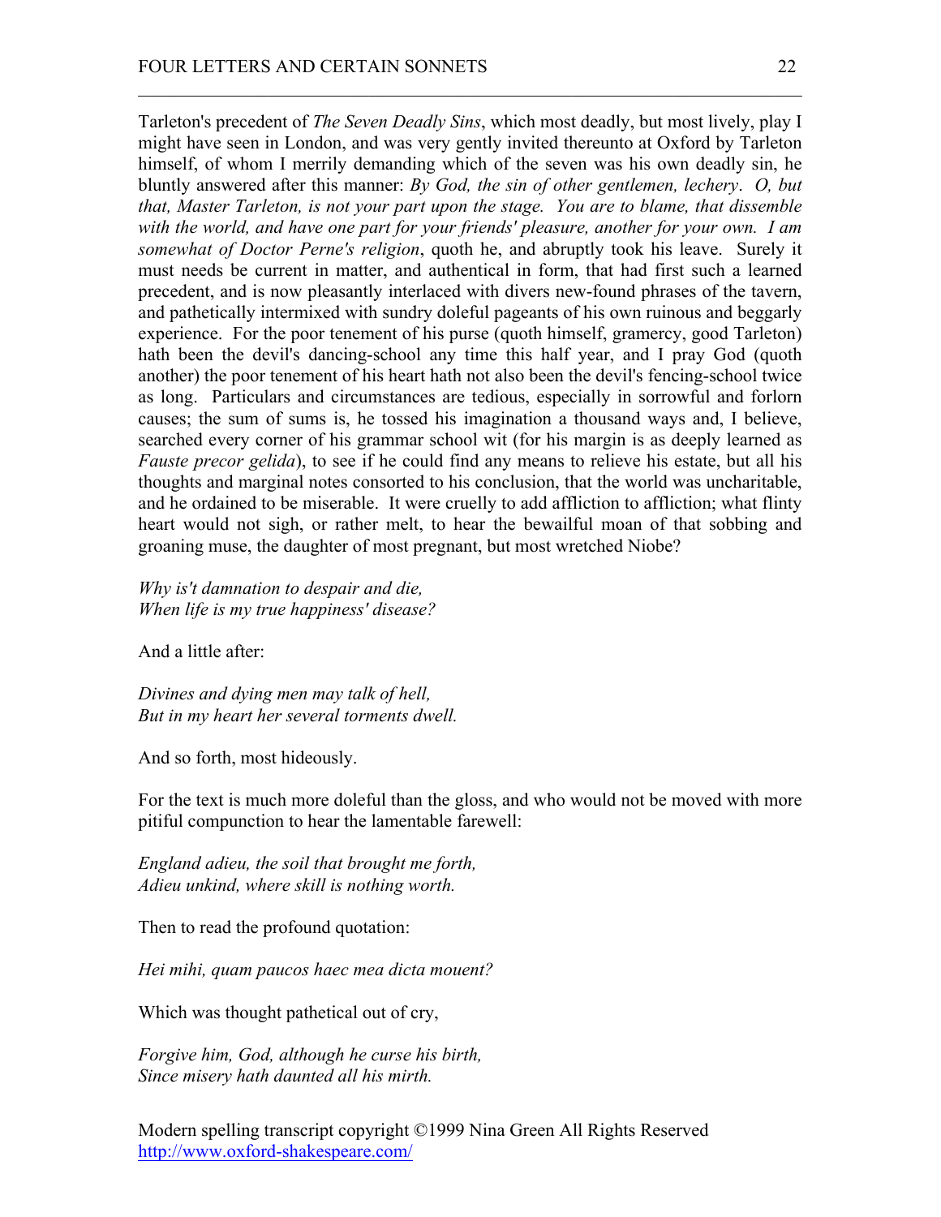Tarleton's precedent of *The Seven Deadly Sins*, which most deadly, but most lively, play I might have seen in London, and was very gently invited thereunto at Oxford by Tarleton himself, of whom I merrily demanding which of the seven was his own deadly sin, he bluntly answered after this manner: *By God, the sin of other gentlemen, lechery*. *O, but that, Master Tarleton, is not your part upon the stage. You are to blame, that dissemble with the world, and have one part for your friends' pleasure, another for your own. I am somewhat of Doctor Perne's religion*, quoth he, and abruptly took his leave. Surely it must needs be current in matter, and authentical in form, that had first such a learned precedent, and is now pleasantly interlaced with divers new-found phrases of the tavern, and pathetically intermixed with sundry doleful pageants of his own ruinous and beggarly experience. For the poor tenement of his purse (quoth himself, gramercy, good Tarleton) hath been the devil's dancing-school any time this half year, and I pray God (quoth another) the poor tenement of his heart hath not also been the devil's fencing-school twice as long. Particulars and circumstances are tedious, especially in sorrowful and forlorn causes; the sum of sums is, he tossed his imagination a thousand ways and, I believe, searched every corner of his grammar school wit (for his margin is as deeply learned as *Fauste precor gelida*), to see if he could find any means to relieve his estate, but all his thoughts and marginal notes consorted to his conclusion, that the world was uncharitable, and he ordained to be miserable. It were cruelly to add affliction to affliction; what flinty heart would not sigh, or rather melt, to hear the bewailful moan of that sobbing and groaning muse, the daughter of most pregnant, but most wretched Niobe?

*Why is't damnation to despair and die,*
*When life is my true happiness' disease?*

And a little after:

*Divines and dying men may talk of hell,*
*But in my heart her several torments dwell.*

And so forth, most hideously.

For the text is much more doleful than the gloss, and who would not be moved with more pitiful compunction to hear the lamentable farewell:

*England adieu, the soil that brought me forth,*
*Adieu unkind, where skill is nothing worth.*

Then to read the profound quotation:

*Hei mihi, quam paucos haec mea dicta mouent?*

Which was thought pathetical out of cry,

*Forgive him, God, although he curse his birth,*
*Since misery hath daunted all his mirth.*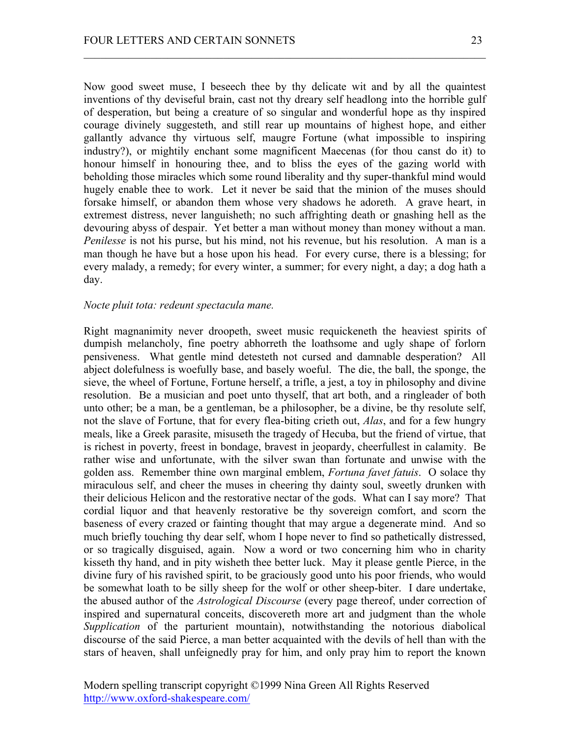Now good sweet muse, I beseech thee by thy delicate wit and by all the quaintest inventions of thy deviseful brain, cast not thy dreary self headlong into the horrible gulf of desperation, but being a creature of so singular and wonderful hope as thy inspired courage divinely suggesteth, and still rear up mountains of highest hope, and either gallantly advance thy virtuous self, maugre Fortune (what impossible to inspiring industry?), or mightily enchant some magnificent Maecenas (for thou canst do it) to honour himself in honouring thee, and to bliss the eyes of the gazing world with beholding those miracles which some round liberality and thy super-thankful mind would hugely enable thee to work. Let it never be said that the minion of the muses should forsake himself, or abandon them whose very shadows he adoreth. A grave heart, in extremest distress, never languisheth; no such affrighting death or gnashing hell as the devouring abyss of despair. Yet better a man without money than money without a man. *Penilesse* is not his purse, but his mind, not his revenue, but his resolution. A man is a man though he have but a hose upon his head. For every curse, there is a blessing; for every malady, a remedy; for every winter, a summer; for every night, a day; a dog hath a day.

*Nocte pluit tota: redeunt spectacula mane.*

Right magnanimity never droopeth, sweet music requickeneth the heaviest spirits of dumpish melancholy, fine poetry abhorreth the loathsome and ugly shape of forlorn pensiveness. What gentle mind detesteth not cursed and damnable desperation? All abject dolefulness is woefully base, and basely woeful. The die, the ball, the sponge, the sieve, the wheel of Fortune, Fortune herself, a trifle, a jest, a toy in philosophy and divine resolution. Be a musician and poet unto thyself, that art both, and a ringleader of both unto other; be a man, be a gentleman, be a philosopher, be a divine, be thy resolute self, not the slave of Fortune, that for every flea-biting crieth out, *Alas*, and for a few hungry meals, like a Greek parasite, misuseth the tragedy of Hecuba, but the friend of virtue, that is richest in poverty, freest in bondage, bravest in jeopardy, cheerfullest in calamity. Be rather wise and unfortunate, with the silver swan than fortunate and unwise with the golden ass. Remember thine own marginal emblem, *Fortuna favet fatuis*. O solace thy miraculous self, and cheer the muses in cheering thy dainty soul, sweetly drunken with their delicious Helicon and the restorative nectar of the gods. What can I say more? That cordial liquor and that heavenly restorative be thy sovereign comfort, and scorn the baseness of every crazed or fainting thought that may argue a degenerate mind. And so much briefly touching thy dear self, whom I hope never to find so pathetically distressed, or so tragically disguised, again. Now a word or two concerning him who in charity kisseth thy hand, and in pity wisheth thee better luck. May it please gentle Pierce, in the divine fury of his ravished spirit, to be graciously good unto his poor friends, who would be somewhat loath to be silly sheep for the wolf or other sheep-biter. I dare undertake, the abused author of the *Astrological Discourse* (every page thereof, under correction of inspired and supernatural conceits, discovereth more art and judgment than the whole *Supplication* of the parturient mountain), notwithstanding the notorious diabolical discourse of the said Pierce, a man better acquainted with the devils of hell than with the stars of heaven, shall unfeignedly pray for him, and only pray him to report the known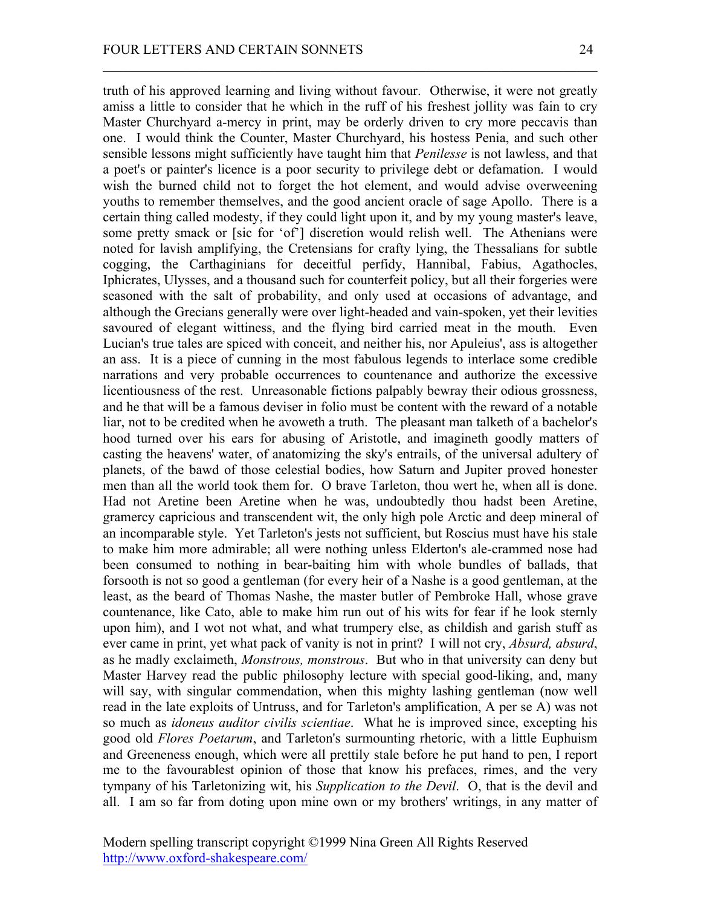truth of his approved learning and living without favour. Otherwise, it were not greatly amiss a little to consider that he which in the ruff of his freshest jollity was fain to cry Master Churchyard a-mercy in print, may be orderly driven to cry more peccavis than one. I would think the Counter, Master Churchyard, his hostess Penia, and such other sensible lessons might sufficiently have taught him that *Penilesse* is not lawless, and that a poet's or painter's licence is a poor security to privilege debt or defamation. I would wish the burned child not to forget the hot element, and would advise overweening youths to remember themselves, and the good ancient oracle of sage Apollo. There is a certain thing called modesty, if they could light upon it, and by my young master's leave, some pretty smack or [sic for 'of'] discretion would relish well. The Athenians were noted for lavish amplifying, the Cretensians for crafty lying, the Thessalians for subtle cogging, the Carthaginians for deceitful perfidy, Hannibal, Fabius, Agathocles, Iphicrates, Ulysses, and a thousand such for counterfeit policy, but all their forgeries were seasoned with the salt of probability, and only used at occasions of advantage, and although the Grecians generally were over light-headed and vain-spoken, yet their levities savoured of elegant wittiness, and the flying bird carried meat in the mouth. Even Lucian's true tales are spiced with conceit, and neither his, nor Apuleius', ass is altogether an ass. It is a piece of cunning in the most fabulous legends to interlace some credible narrations and very probable occurrences to countenance and authorize the excessive licentiousness of the rest. Unreasonable fictions palpably bewray their odious grossness, and he that will be a famous deviser in folio must be content with the reward of a notable liar, not to be credited when he avoweth a truth. The pleasant man talketh of a bachelor's hood turned over his ears for abusing of Aristotle, and imagineth goodly matters of casting the heavens' water, of anatomizing the sky's entrails, of the universal adultery of planets, of the bawd of those celestial bodies, how Saturn and Jupiter proved honester men than all the world took them for. O brave Tarleton, thou wert he, when all is done. Had not Aretine been Aretine when he was, undoubtedly thou hadst been Aretine, gramercy capricious and transcendent wit, the only high pole Arctic and deep mineral of an incomparable style. Yet Tarleton's jests not sufficient, but Roscius must have his stale to make him more admirable; all were nothing unless Elderton's ale-crammed nose had been consumed to nothing in bear-baiting him with whole bundles of ballads, that forsooth is not so good a gentleman (for every heir of a Nashe is a good gentleman, at the least, as the beard of Thomas Nashe, the master butler of Pembroke Hall, whose grave countenance, like Cato, able to make him run out of his wits for fear if he look sternly upon him), and I wot not what, and what trumpery else, as childish and garish stuff as ever came in print, yet what pack of vanity is not in print? I will not cry, *Absurd, absurd*, as he madly exclaimeth, *Monstrous, monstrous*. But who in that university can deny but Master Harvey read the public philosophy lecture with special good-liking, and, many will say, with singular commendation, when this mighty lashing gentleman (now well read in the late exploits of Untruss, and for Tarleton's amplification, A per se A) was not so much as *idoneus auditor civilis scientiae*. What he is improved since, excepting his good old *Flores Poetarum*, and Tarleton's surmounting rhetoric, with a little Euphuism and Greeneness enough, which were all prettily stale before he put hand to pen, I report me to the favourablest opinion of those that know his prefaces, rimes, and the very tympany of his Tarletonizing wit, his *Supplication to the Devil*. O, that is the devil and all. I am so far from doting upon mine own or my brothers' writings, in any matter of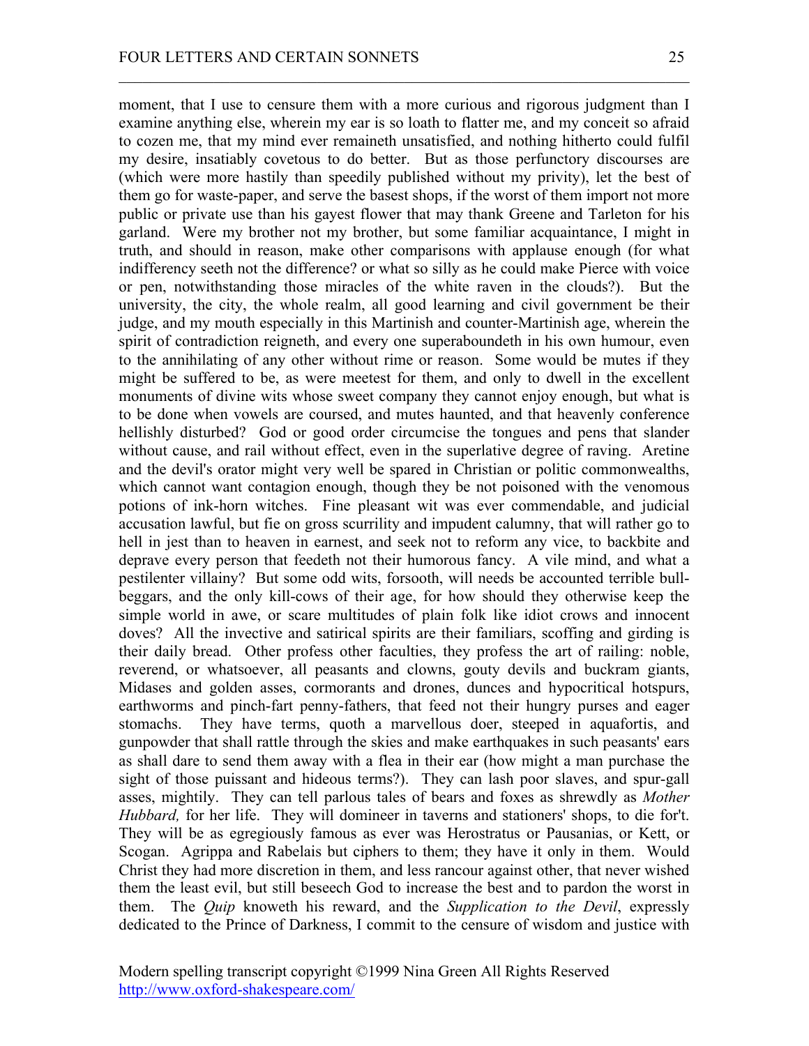moment, that I use to censure them with a more curious and rigorous judgment than I examine anything else, wherein my ear is so loath to flatter me, and my conceit so afraid to cozen me, that my mind ever remaineth unsatisfied, and nothing hitherto could fulfil my desire, insatiably covetous to do better. But as those perfunctory discourses are (which were more hastily than speedily published without my privity), let the best of them go for waste-paper, and serve the basest shops, if the worst of them import not more public or private use than his gayest flower that may thank Greene and Tarleton for his garland. Were my brother not my brother, but some familiar acquaintance, I might in truth, and should in reason, make other comparisons with applause enough (for what indifferency seeth not the difference? or what so silly as he could make Pierce with voice or pen, notwithstanding those miracles of the white raven in the clouds?). But the university, the city, the whole realm, all good learning and civil government be their judge, and my mouth especially in this Martinish and counter-Martinish age, wherein the spirit of contradiction reigneth, and every one superaboundeth in his own humour, even to the annihilating of any other without rime or reason. Some would be mutes if they might be suffered to be, as were meetest for them, and only to dwell in the excellent monuments of divine wits whose sweet company they cannot enjoy enough, but what is to be done when vowels are coursed, and mutes haunted, and that heavenly conference hellishly disturbed? God or good order circumcise the tongues and pens that slander without cause, and rail without effect, even in the superlative degree of raving. Aretine and the devil's orator might very well be spared in Christian or politic commonwealths, which cannot want contagion enough, though they be not poisoned with the venomous potions of ink-horn witches. Fine pleasant wit was ever commendable, and judicial accusation lawful, but fie on gross scurrility and impudent calumny, that will rather go to hell in jest than to heaven in earnest, and seek not to reform any vice, to backbite and deprave every person that feedeth not their humorous fancy. A vile mind, and what a pestilenter villainy? But some odd wits, forsooth, will needs be accounted terrible bull-beggars, and the only kill-cows of their age, for how should they otherwise keep the simple world in awe, or scare multitudes of plain folk like idiot crows and innocent doves? All the invective and satirical spirits are their familiars, scoffing and girding is their daily bread. Other profess other faculties, they profess the art of railing: noble, reverend, or whatsoever, all peasants and clowns, gouty devils and buckram giants, Midases and golden asses, cormorants and drones, dunces and hypocritical hotspurs, earthworms and pinch-fart penny-fathers, that feed not their hungry purses and eager stomachs. They have terms, quoth a marvellous doer, steeped in aquafortis, and gunpowder that shall rattle through the skies and make earthquakes in such peasants' ears as shall dare to send them away with a flea in their ear (how might a man purchase the sight of those puissant and hideous terms?). They can lash poor slaves, and spur-gall asses, mightily. They can tell parlous tales of bears and foxes as shrewdly as *Mother Hubbard,* for her life. They will domineer in taverns and stationers' shops, to die for't. They will be as egregiously famous as ever was Herostratus or Pausanias, or Kett, or Scogan. Agrippa and Rabelais but ciphers to them; they have it only in them. Would Christ they had more discretion in them, and less rancour against other, that never wished them the least evil, but still beseech God to increase the best and to pardon the worst in them. The *Quip* knoweth his reward, and the *Supplication to the Devil*, expressly dedicated to the Prince of Darkness, I commit to the censure of wisdom and justice with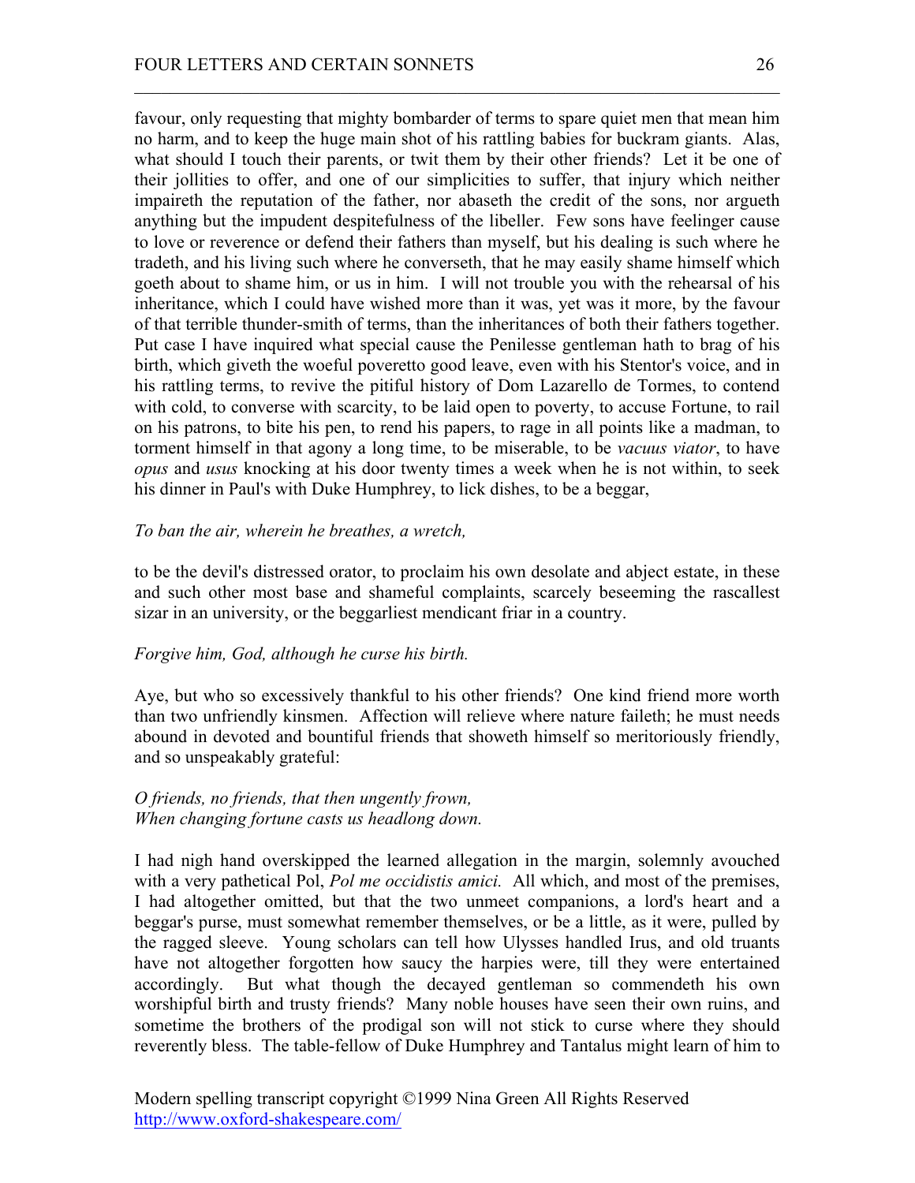favour, only requesting that mighty bombarder of terms to spare quiet men that mean him no harm, and to keep the huge main shot of his rattling babies for buckram giants. Alas, what should I touch their parents, or twit them by their other friends? Let it be one of their jollities to offer, and one of our simplicities to suffer, that injury which neither impaireth the reputation of the father, nor abaseth the credit of the sons, nor argueth anything but the impudent despitefulness of the libeller. Few sons have feelinger cause to love or reverence or defend their fathers than myself, but his dealing is such where he tradeth, and his living such where he converseth, that he may easily shame himself which goeth about to shame him, or us in him. I will not trouble you with the rehearsal of his inheritance, which I could have wished more than it was, yet was it more, by the favour of that terrible thunder-smith of terms, than the inheritances of both their fathers together. Put case I have inquired what special cause the Penilesse gentleman hath to brag of his birth, which giveth the woeful poveretto good leave, even with his Stentor's voice, and in his rattling terms, to revive the pitiful history of Dom Lazarello de Tormes, to contend with cold, to converse with scarcity, to be laid open to poverty, to accuse Fortune, to rail on his patrons, to bite his pen, to rend his papers, to rage in all points like a madman, to torment himself in that agony a long time, to be miserable, to be *vacuus viator*, to have *opus* and *usus* knocking at his door twenty times a week when he is not within, to seek his dinner in Paul's with Duke Humphrey, to lick dishes, to be a beggar,

*To ban the air, wherein he breathes, a wretch,*

to be the devil's distressed orator, to proclaim his own desolate and abject estate, in these and such other most base and shameful complaints, scarcely beseeming the rascallest sizar in an university, or the beggarliest mendicant friar in a country.

*Forgive him, God, although he curse his birth.*

Aye, but who so excessively thankful to his other friends? One kind friend more worth than two unfriendly kinsmen. Affection will relieve where nature faileth; he must needs abound in devoted and bountiful friends that showeth himself so meritoriously friendly, and so unspeakably grateful:

*O friends, no friends, that then ungently frown,*
*When changing fortune casts us headlong down.*

I had nigh hand overskipped the learned allegation in the margin, solemnly avouched with a very pathetical Pol, *Pol me occidistis amici.* All which, and most of the premises, I had altogether omitted, but that the two unmeet companions, a lord's heart and a beggar's purse, must somewhat remember themselves, or be a little, as it were, pulled by the ragged sleeve. Young scholars can tell how Ulysses handled Irus, and old truants have not altogether forgotten how saucy the harpies were, till they were entertained accordingly. But what though the decayed gentleman so commendeth his own worshipful birth and trusty friends? Many noble houses have seen their own ruins, and sometime the brothers of the prodigal son will not stick to curse where they should reverently bless. The table-fellow of Duke Humphrey and Tantalus might learn of him to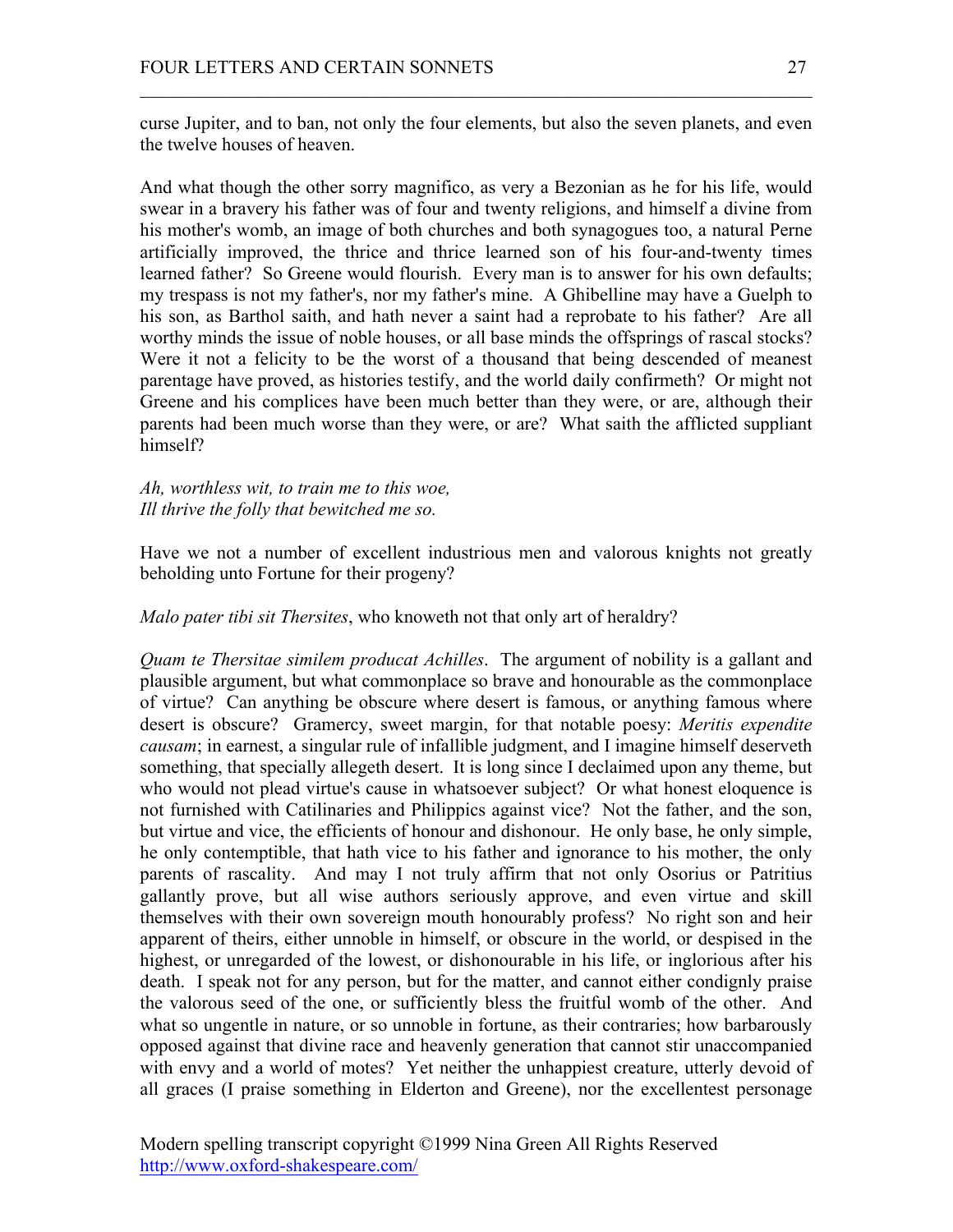curse Jupiter, and to ban, not only the four elements, but also the seven planets, and even the twelve houses of heaven.

And what though the other sorry magnifico, as very a Bezonian as he for his life, would swear in a bravery his father was of four and twenty religions, and himself a divine from his mother's womb, an image of both churches and both synagogues too, a natural Perne artificially improved, the thrice and thrice learned son of his four-and-twenty times learned father? So Greene would flourish. Every man is to answer for his own defaults; my trespass is not my father's, nor my father's mine. A Ghibelline may have a Guelph to his son, as Barthol saith, and hath never a saint had a reprobate to his father? Are all worthy minds the issue of noble houses, or all base minds the offsprings of rascal stocks? Were it not a felicity to be the worst of a thousand that being descended of meanest parentage have proved, as histories testify, and the world daily confirmeth? Or might not Greene and his complices have been much better than they were, or are, although their parents had been much worse than they were, or are? What saith the afflicted suppliant himself?

*Ah, worthless wit, to train me to this woe,*
*Ill thrive the folly that bewitched me so.*

Have we not a number of excellent industrious men and valorous knights not greatly beholding unto Fortune for their progeny?

*Malo pater tibi sit Thersites*, who knoweth not that only art of heraldry?

*Quam te Thersitae similem producat Achilles*. The argument of nobility is a gallant and plausible argument, but what commonplace so brave and honourable as the commonplace of virtue? Can anything be obscure where desert is famous, or anything famous where desert is obscure? Gramercy, sweet margin, for that notable poesy: *Meritis expendite causam*; in earnest, a singular rule of infallible judgment, and I imagine himself deserveth something, that specially allegeth desert. It is long since I declaimed upon any theme, but who would not plead virtue's cause in whatsoever subject? Or what honest eloquence is not furnished with Catilinaries and Philippics against vice? Not the father, and the son, but virtue and vice, the efficients of honour and dishonour. He only base, he only simple, he only contemptible, that hath vice to his father and ignorance to his mother, the only parents of rascality. And may I not truly affirm that not only Osorius or Patritius gallantly prove, but all wise authors seriously approve, and even virtue and skill themselves with their own sovereign mouth honourably profess? No right son and heir apparent of theirs, either unnoble in himself, or obscure in the world, or despised in the highest, or unregarded of the lowest, or dishonourable in his life, or inglorious after his death. I speak not for any person, but for the matter, and cannot either condignly praise the valorous seed of the one, or sufficiently bless the fruitful womb of the other. And what so ungentle in nature, or so unnoble in fortune, as their contraries; how barbarously opposed against that divine race and heavenly generation that cannot stir unaccompanied with envy and a world of motes? Yet neither the unhappiest creature, utterly devoid of all graces (I praise something in Elderton and Greene), nor the excellentest personage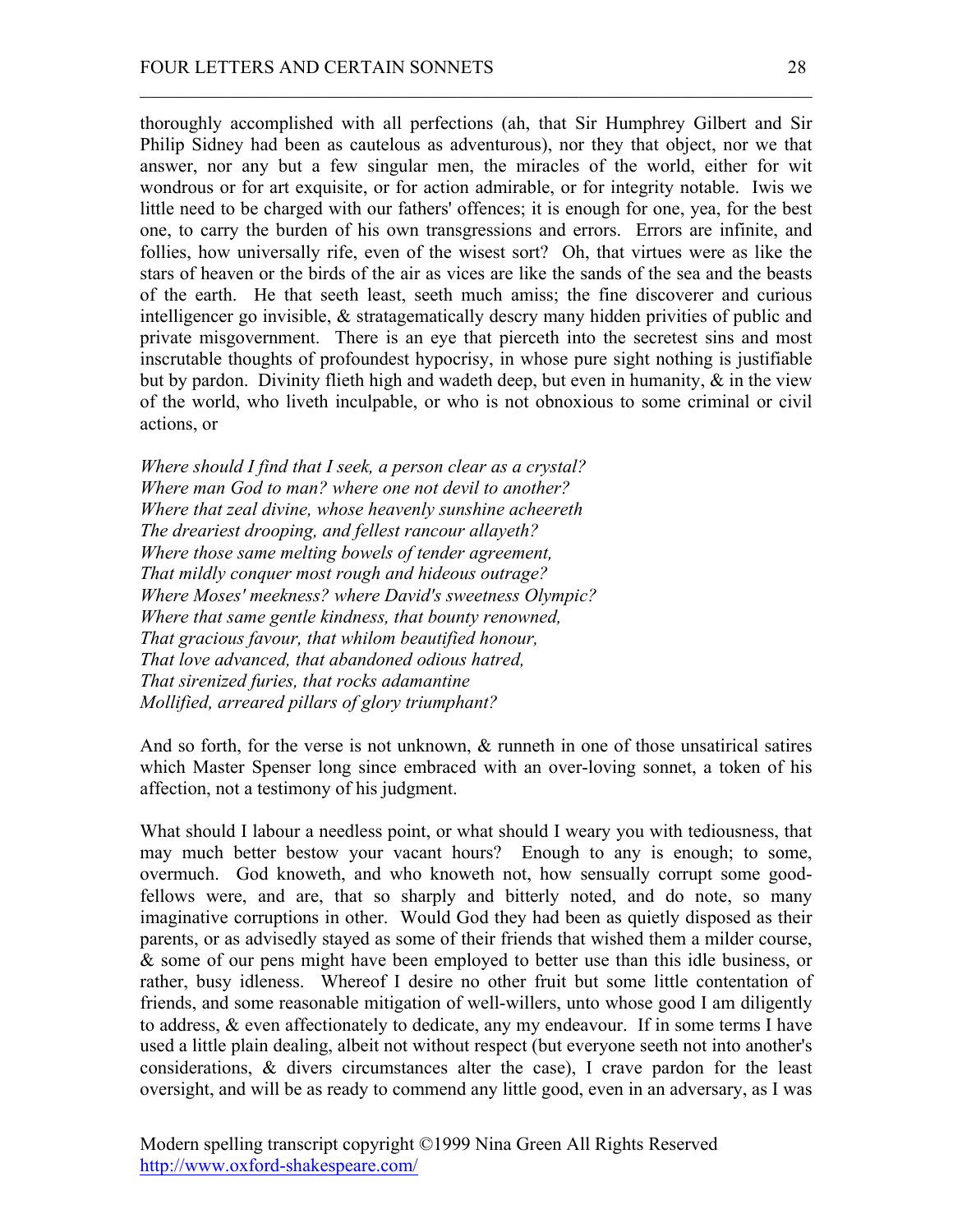thoroughly accomplished with all perfections (ah, that Sir Humphrey Gilbert and Sir Philip Sidney had been as cautelous as adventurous), nor they that object, nor we that answer, nor any but a few singular men, the miracles of the world, either for wit wondrous or for art exquisite, or for action admirable, or for integrity notable. Iwis we little need to be charged with our fathers' offences; it is enough for one, yea, for the best one, to carry the burden of his own transgressions and errors. Errors are infinite, and follies, how universally rife, even of the wisest sort? Oh, that virtues were as like the stars of heaven or the birds of the air as vices are like the sands of the sea and the beasts of the earth. He that seeth least, seeth much amiss; the fine discoverer and curious intelligencer go invisible, & stratagematically descry many hidden privities of public and private misgovernment. There is an eye that pierceth into the secretest sins and most inscrutable thoughts of profoundest hypocrisy, in whose pure sight nothing is justifiable but by pardon. Divinity flieth high and wadeth deep, but even in humanity, & in the view of the world, who liveth inculpable, or who is not obnoxious to some criminal or civil actions, or

*Where should I find that I seek, a person clear as a crystal?*
*Where man God to man? where one not devil to another?*
*Where that zeal divine, whose heavenly sunshine acheereth*
*The dreariest drooping, and fellest rancour allayeth?*
*Where those same melting bowels of tender agreement,*
*That mildly conquer most rough and hideous outrage?*
*Where Moses' meekness? where David's sweetness Olympic?*
*Where that same gentle kindness, that bounty renowned,*
*That gracious favour, that whilom beautified honour,*
*That love advanced, that abandoned odious hatred,*
*That sirenized furies, that rocks adamantine*
*Mollified, arreared pillars of glory triumphant?*

And so forth, for the verse is not unknown, & runneth in one of those unsatirical satires which Master Spenser long since embraced with an over-loving sonnet, a token of his affection, not a testimony of his judgment.

What should I labour a needless point, or what should I weary you with tediousness, that may much better bestow your vacant hours? Enough to any is enough; to some, overmuch. God knoweth, and who knoweth not, how sensually corrupt some good-fellows were, and are, that so sharply and bitterly noted, and do note, so many imaginative corruptions in other. Would God they had been as quietly disposed as their parents, or as advisedly stayed as some of their friends that wished them a milder course, & some of our pens might have been employed to better use than this idle business, or rather, busy idleness. Whereof I desire no other fruit but some little contentation of friends, and some reasonable mitigation of well-willers, unto whose good I am diligently to address, & even affectionately to dedicate, any my endeavour. If in some terms I have used a little plain dealing, albeit not without respect (but everyone seeth not into another's considerations, & divers circumstances alter the case), I crave pardon for the least oversight, and will be as ready to commend any little good, even in an adversary, as I was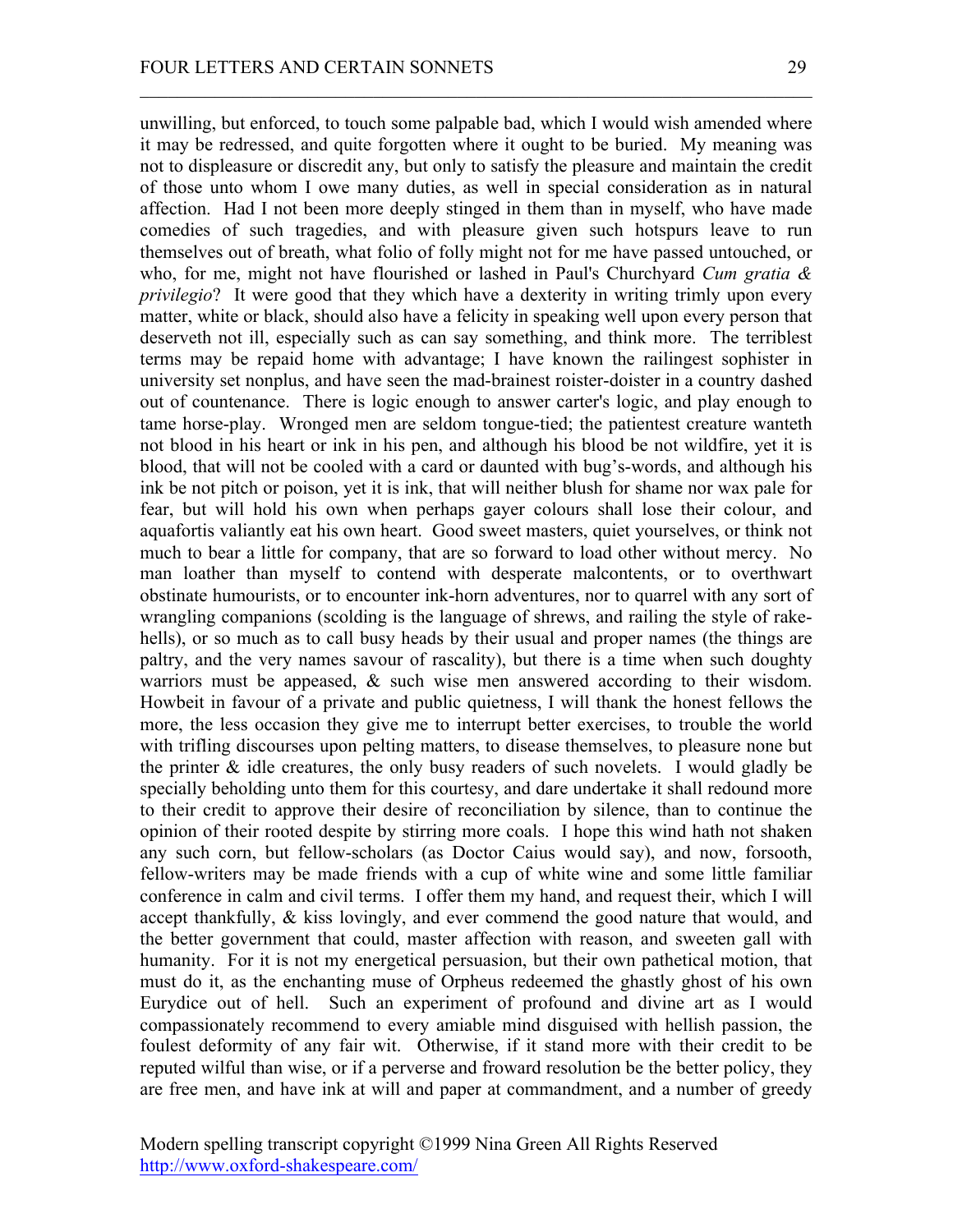unwilling, but enforced, to touch some palpable bad, which I would wish amended where it may be redressed, and quite forgotten where it ought to be buried. My meaning was not to displeasure or discredit any, but only to satisfy the pleasure and maintain the credit of those unto whom I owe many duties, as well in special consideration as in natural affection. Had I not been more deeply stinged in them than in myself, who have made comedies of such tragedies, and with pleasure given such hotspurs leave to run themselves out of breath, what folio of folly might not for me have passed untouched, or who, for me, might not have flourished or lashed in Paul's Churchyard *Cum gratia & privilegio*? It were good that they which have a dexterity in writing trimly upon every matter, white or black, should also have a felicity in speaking well upon every person that deserveth not ill, especially such as can say something, and think more. The terriblest terms may be repaid home with advantage; I have known the railingest sophister in university set nonplus, and have seen the mad-brainest roister-doister in a country dashed out of countenance. There is logic enough to answer carter's logic, and play enough to tame horse-play. Wronged men are seldom tongue-tied; the patientest creature wanteth not blood in his heart or ink in his pen, and although his blood be not wildfire, yet it is blood, that will not be cooled with a card or daunted with bug's-words, and although his ink be not pitch or poison, yet it is ink, that will neither blush for shame nor wax pale for fear, but will hold his own when perhaps gayer colours shall lose their colour, and aquafortis valiantly eat his own heart. Good sweet masters, quiet yourselves, or think not much to bear a little for company, that are so forward to load other without mercy. No man loather than myself to contend with desperate malcontents, or to overthwart obstinate humourists, or to encounter ink-horn adventures, nor to quarrel with any sort of wrangling companions (scolding is the language of shrews, and railing the style of rake-hells), or so much as to call busy heads by their usual and proper names (the things are paltry, and the very names savour of rascality), but there is a time when such doughty warriors must be appeased, & such wise men answered according to their wisdom. Howbeit in favour of a private and public quietness, I will thank the honest fellows the more, the less occasion they give me to interrupt better exercises, to trouble the world with trifling discourses upon pelting matters, to disease themselves, to pleasure none but the printer & idle creatures, the only busy readers of such novelets. I would gladly be specially beholding unto them for this courtesy, and dare undertake it shall redound more to their credit to approve their desire of reconciliation by silence, than to continue the opinion of their rooted despite by stirring more coals. I hope this wind hath not shaken any such corn, but fellow-scholars (as Doctor Caius would say), and now, forsooth, fellow-writers may be made friends with a cup of white wine and some little familiar conference in calm and civil terms. I offer them my hand, and request their, which I will accept thankfully, & kiss lovingly, and ever commend the good nature that would, and the better government that could, master affection with reason, and sweeten gall with humanity. For it is not my energetical persuasion, but their own pathetical motion, that must do it, as the enchanting muse of Orpheus redeemed the ghastly ghost of his own Eurydice out of hell. Such an experiment of profound and divine art as I would compassionately recommend to every amiable mind disguised with hellish passion, the foulest deformity of any fair wit. Otherwise, if it stand more with their credit to be reputed wilful than wise, or if a perverse and froward resolution be the better policy, they are free men, and have ink at will and paper at commandment, and a number of greedy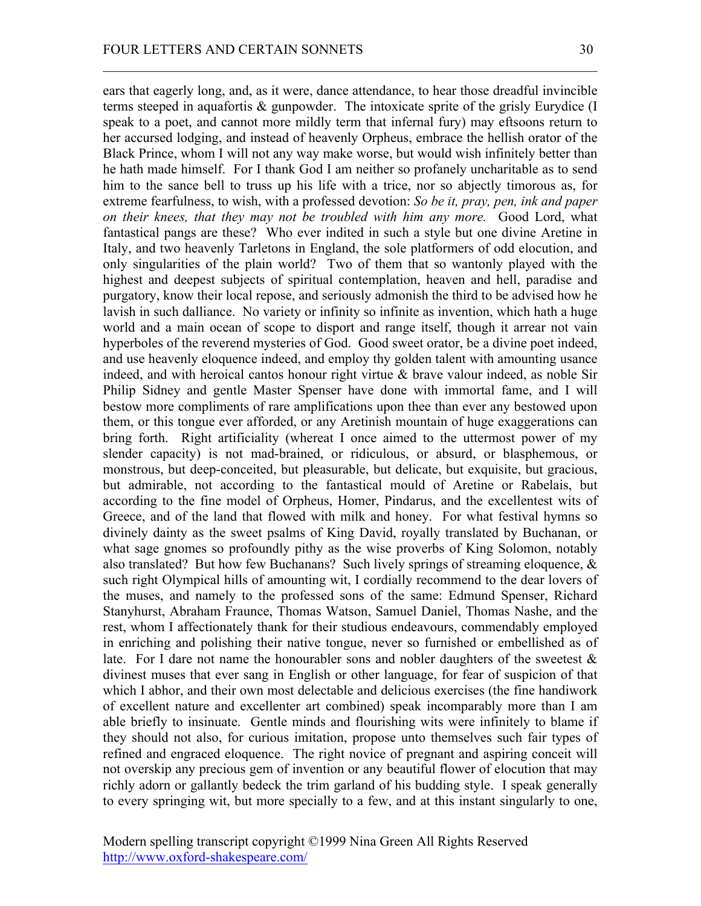ears that eagerly long, and, as it were, dance attendance, to hear those dreadful invincible terms steeped in aquafortis & gunpowder. The intoxicate sprite of the grisly Eurydice (I speak to a poet, and cannot more mildly term that infernal fury) may eftsoons return to her accursed lodging, and instead of heavenly Orpheus, embrace the hellish orator of the Black Prince, whom I will not any way make worse, but would wish infinitely better than he hath made himself. For I thank God I am neither so profanely uncharitable as to send him to the sance bell to truss up his life with a trice, nor so abjectly timorous as, for extreme fearfulness, to wish, with a professed devotion: *So be it, pray, pen, ink and paper on their knees, that they may not be troubled with him any more.* Good Lord, what fantastical pangs are these? Who ever indited in such a style but one divine Aretine in Italy, and two heavenly Tarletons in England, the sole platformers of odd elocution, and only singularities of the plain world? Two of them that so wantonly played with the highest and deepest subjects of spiritual contemplation, heaven and hell, paradise and purgatory, know their local repose, and seriously admonish the third to be advised how he lavish in such dalliance. No variety or infinity so infinite as invention, which hath a huge world and a main ocean of scope to disport and range itself, though it arrear not vain hyperboles of the reverend mysteries of God. Good sweet orator, be a divine poet indeed, and use heavenly eloquence indeed, and employ thy golden talent with amounting usance indeed, and with heroical cantos honour right virtue & brave valour indeed, as noble Sir Philip Sidney and gentle Master Spenser have done with immortal fame, and I will bestow more compliments of rare amplifications upon thee than ever any bestowed upon them, or this tongue ever afforded, or any Aretinish mountain of huge exaggerations can bring forth. Right artificiality (whereat I once aimed to the uttermost power of my slender capacity) is not mad-brained, or ridiculous, or absurd, or blasphemous, or monstrous, but deep-conceited, but pleasurable, but delicate, but exquisite, but gracious, but admirable, not according to the fantastical mould of Aretine or Rabelais, but according to the fine model of Orpheus, Homer, Pindarus, and the excellentest wits of Greece, and of the land that flowed with milk and honey. For what festival hymns so divinely dainty as the sweet psalms of King David, royally translated by Buchanan, or what sage gnomes so profoundly pithy as the wise proverbs of King Solomon, notably also translated? But how few Buchanans? Such lively springs of streaming eloquence, & such right Olympical hills of amounting wit, I cordially recommend to the dear lovers of the muses, and namely to the professed sons of the same: Edmund Spenser, Richard Stanyhurst, Abraham Fraunce, Thomas Watson, Samuel Daniel, Thomas Nashe, and the rest, whom I affectionately thank for their studious endeavours, commendably employed in enriching and polishing their native tongue, never so furnished or embellished as of late. For I dare not name the honourabler sons and nobler daughters of the sweetest & divinest muses that ever sang in English or other language, for fear of suspicion of that which I abhor, and their own most delectable and delicious exercises (the fine handiwork of excellent nature and excellenter art combined) speak incomparably more than I am able briefly to insinuate. Gentle minds and flourishing wits were infinitely to blame if they should not also, for curious imitation, propose unto themselves such fair types of refined and engraced eloquence. The right novice of pregnant and aspiring conceit will not overskip any precious gem of invention or any beautiful flower of elocution that may richly adorn or gallantly bedeck the trim garland of his budding style. I speak generally to every springing wit, but more specially to a few, and at this instant singularly to one,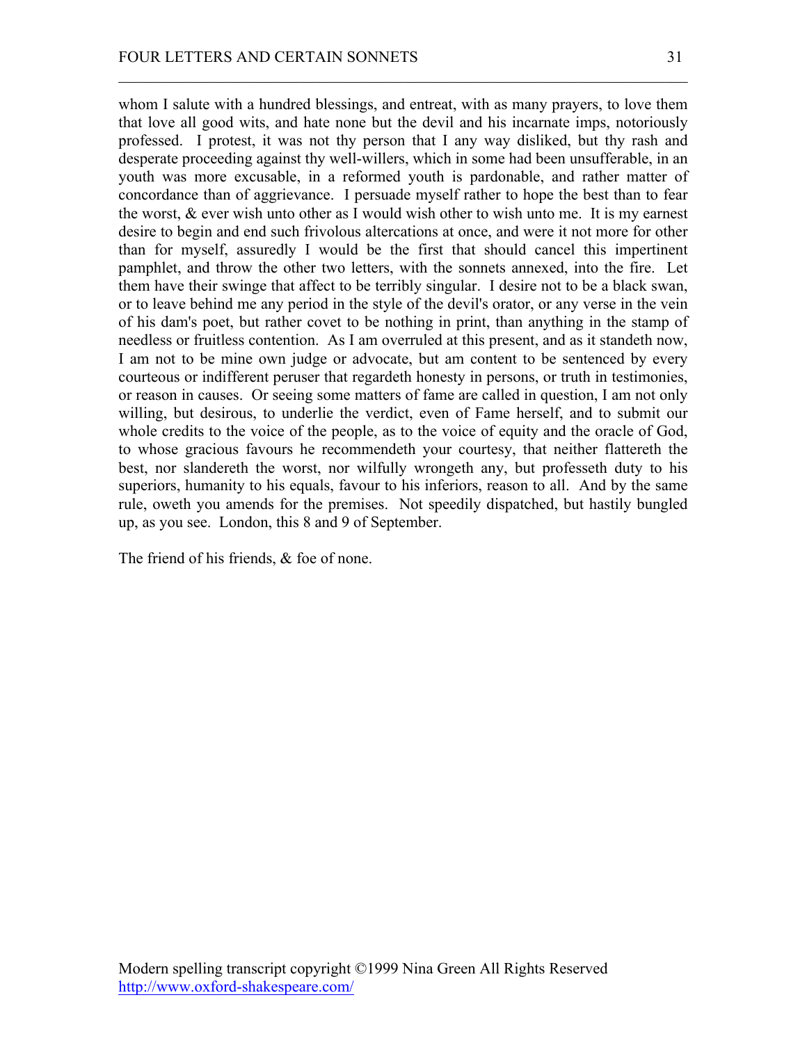whom I salute with a hundred blessings, and entreat, with as many prayers, to love them that love all good wits, and hate none but the devil and his incarnate imps, notoriously professed. I protest, it was not thy person that I any way disliked, but thy rash and desperate proceeding against thy well-willers, which in some had been unsufferable, in an youth was more excusable, in a reformed youth is pardonable, and rather matter of concordance than of aggrievance. I persuade myself rather to hope the best than to fear the worst, & ever wish unto other as I would wish other to wish unto me. It is my earnest desire to begin and end such frivolous altercations at once, and were it not more for other than for myself, assuredly I would be the first that should cancel this impertinent pamphlet, and throw the other two letters, with the sonnets annexed, into the fire. Let them have their swinge that affect to be terribly singular. I desire not to be a black swan, or to leave behind me any period in the style of the devil's orator, or any verse in the vein of his dam's poet, but rather covet to be nothing in print, than anything in the stamp of needless or fruitless contention. As I am overruled at this present, and as it standeth now, I am not to be mine own judge or advocate, but am content to be sentenced by every courteous or indifferent peruser that regardeth honesty in persons, or truth in testimonies, or reason in causes. Or seeing some matters of fame are called in question, I am not only willing, but desirous, to underlie the verdict, even of Fame herself, and to submit our whole credits to the voice of the people, as to the voice of equity and the oracle of God, to whose gracious favours he recommendeth your courtesy, that neither flattereth the best, nor slandereth the worst, nor wilfully wrongeth any, but professeth duty to his superiors, humanity to his equals, favour to his inferiors, reason to all. And by the same rule, oweth you amends for the premises. Not speedily dispatched, but hastily bungled up, as you see. London, this 8 and 9 of September.

The friend of his friends, & foe of none.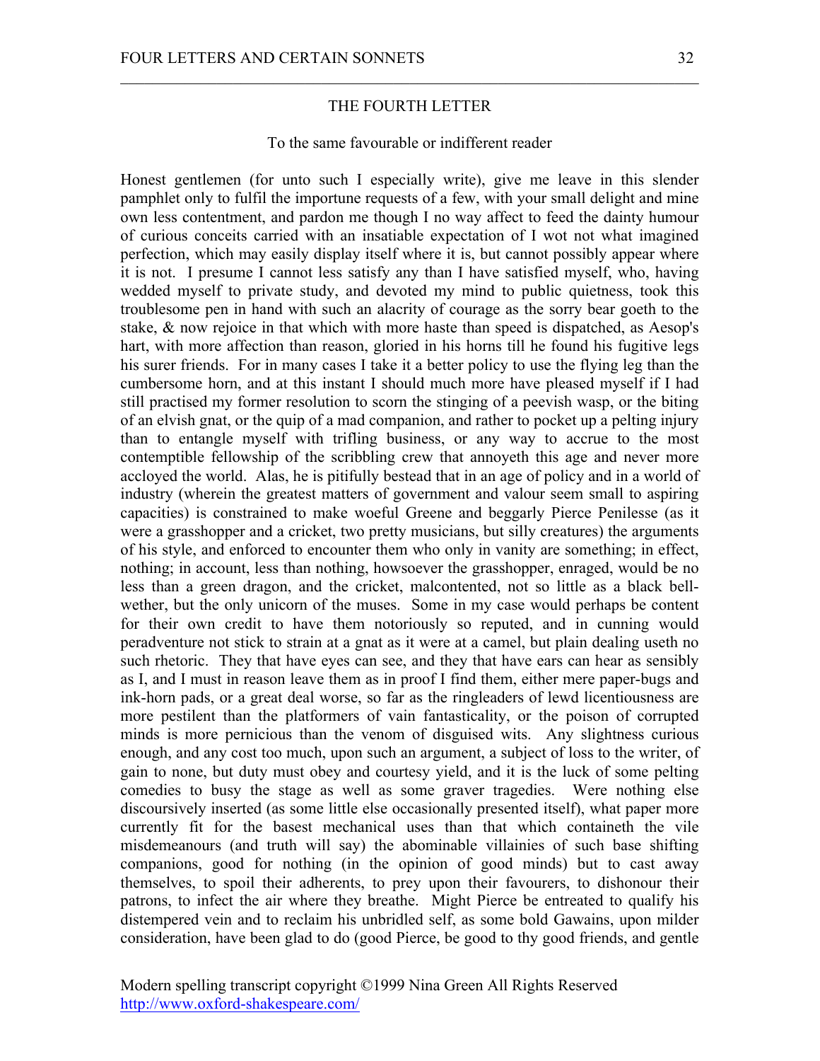## THE FOURTH LETTER

To the same favourable or indifferent reader

Honest gentlemen (for unto such I especially write), give me leave in this slender pamphlet only to fulfil the importune requests of a few, with your small delight and mine own less contentment, and pardon me though I no way affect to feed the dainty humour of curious conceits carried with an insatiable expectation of I wot not what imagined perfection, which may easily display itself where it is, but cannot possibly appear where it is not. I presume I cannot less satisfy any than I have satisfied myself, who, having wedded myself to private study, and devoted my mind to public quietness, took this troublesome pen in hand with such an alacrity of courage as the sorry bear goeth to the stake, & now rejoice in that which with more haste than speed is dispatched, as Aesop's hart, with more affection than reason, gloried in his horns till he found his fugitive legs his surer friends. For in many cases I take it a better policy to use the flying leg than the cumbersome horn, and at this instant I should much more have pleased myself if I had still practised my former resolution to scorn the stinging of a peevish wasp, or the biting of an elvish gnat, or the quip of a mad companion, and rather to pocket up a pelting injury than to entangle myself with trifling business, or any way to accrue to the most contemptible fellowship of the scribbling crew that annoyeth this age and never more accloyed the world. Alas, he is pitifully bestead that in an age of policy and in a world of industry (wherein the greatest matters of government and valour seem small to aspiring capacities) is constrained to make woeful Greene and beggarly Pierce Penilesse (as it were a grasshopper and a cricket, two pretty musicians, but silly creatures) the arguments of his style, and enforced to encounter them who only in vanity are something; in effect, nothing; in account, less than nothing, howsoever the grasshopper, enraged, would be no less than a green dragon, and the cricket, malcontented, not so little as a black bell-wether, but the only unicorn of the muses. Some in my case would perhaps be content for their own credit to have them notoriously so reputed, and in cunning would peradventure not stick to strain at a gnat as it were at a camel, but plain dealing useth no such rhetoric. They that have eyes can see, and they that have ears can hear as sensibly as I, and I must in reason leave them as in proof I find them, either mere paper-bugs and ink-horn pads, or a great deal worse, so far as the ringleaders of lewd licentiousness are more pestilent than the platformers of vain fantasticality, or the poison of corrupted minds is more pernicious than the venom of disguised wits. Any slightness curious enough, and any cost too much, upon such an argument, a subject of loss to the writer, of gain to none, but duty must obey and courtesy yield, and it is the luck of some pelting comedies to busy the stage as well as some graver tragedies. Were nothing else discoursively inserted (as some little else occasionally presented itself), what paper more currently fit for the basest mechanical uses than that which containeth the vile misdemeanours (and truth will say) the abominable villainies of such base shifting companions, good for nothing (in the opinion of good minds) but to cast away themselves, to spoil their adherents, to prey upon their favourers, to dishonour their patrons, to infect the air where they breathe. Might Pierce be entreated to qualify his distempered vein and to reclaim his unbridled self, as some bold Gawains, upon milder consideration, have been glad to do (good Pierce, be good to thy good friends, and gentle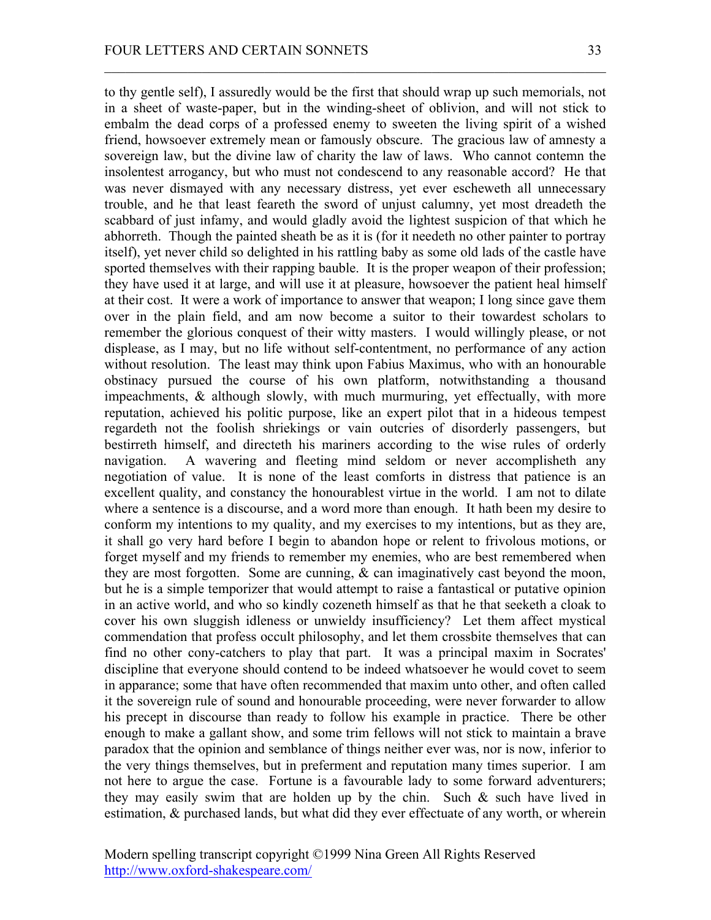to thy gentle self), I assuredly would be the first that should wrap up such memorials, not in a sheet of waste-paper, but in the winding-sheet of oblivion, and will not stick to embalm the dead corps of a professed enemy to sweeten the living spirit of a wished friend, howsoever extremely mean or famously obscure. The gracious law of amnesty a sovereign law, but the divine law of charity the law of laws. Who cannot contemn the insolentest arrogancy, but who must not condescend to any reasonable accord? He that was never dismayed with any necessary distress, yet ever escheweth all unnecessary trouble, and he that least feareth the sword of unjust calumny, yet most dreadeth the scabbard of just infamy, and would gladly avoid the lightest suspicion of that which he abhorreth. Though the painted sheath be as it is (for it needeth no other painter to portray itself), yet never child so delighted in his rattling baby as some old lads of the castle have sported themselves with their rapping bauble. It is the proper weapon of their profession; they have used it at large, and will use it at pleasure, howsoever the patient heal himself at their cost. It were a work of importance to answer that weapon; I long since gave them over in the plain field, and am now become a suitor to their towardest scholars to remember the glorious conquest of their witty masters. I would willingly please, or not displease, as I may, but no life without self-contentment, no performance of any action without resolution. The least may think upon Fabius Maximus, who with an honourable obstinacy pursued the course of his own platform, notwithstanding a thousand impeachments, & although slowly, with much murmuring, yet effectually, with more reputation, achieved his politic purpose, like an expert pilot that in a hideous tempest regardeth not the foolish shriekings or vain outcries of disorderly passengers, but bestirreth himself, and directeth his mariners according to the wise rules of orderly navigation. A wavering and fleeting mind seldom or never accomplisheth any negotiation of value. It is none of the least comforts in distress that patience is an excellent quality, and constancy the honourablest virtue in the world. I am not to dilate where a sentence is a discourse, and a word more than enough. It hath been my desire to conform my intentions to my quality, and my exercises to my intentions, but as they are, it shall go very hard before I begin to abandon hope or relent to frivolous motions, or forget myself and my friends to remember my enemies, who are best remembered when they are most forgotten. Some are cunning, & can imaginatively cast beyond the moon, but he is a simple temporizer that would attempt to raise a fantastical or putative opinion in an active world, and who so kindly cozeneth himself as that he that seeketh a cloak to cover his own sluggish idleness or unwieldy insufficiency? Let them affect mystical commendation that profess occult philosophy, and let them crossbite themselves that can find no other cony-catchers to play that part. It was a principal maxim in Socrates' discipline that everyone should contend to be indeed whatsoever he would covet to seem in apparance; some that have often recommended that maxim unto other, and often called it the sovereign rule of sound and honourable proceeding, were never forwarder to allow his precept in discourse than ready to follow his example in practice. There be other enough to make a gallant show, and some trim fellows will not stick to maintain a brave paradox that the opinion and semblance of things neither ever was, nor is now, inferior to the very things themselves, but in preferment and reputation many times superior. I am not here to argue the case. Fortune is a favourable lady to some forward adventurers; they may easily swim that are holden up by the chin. Such & such have lived in estimation, & purchased lands, but what did they ever effectuate of any worth, or wherein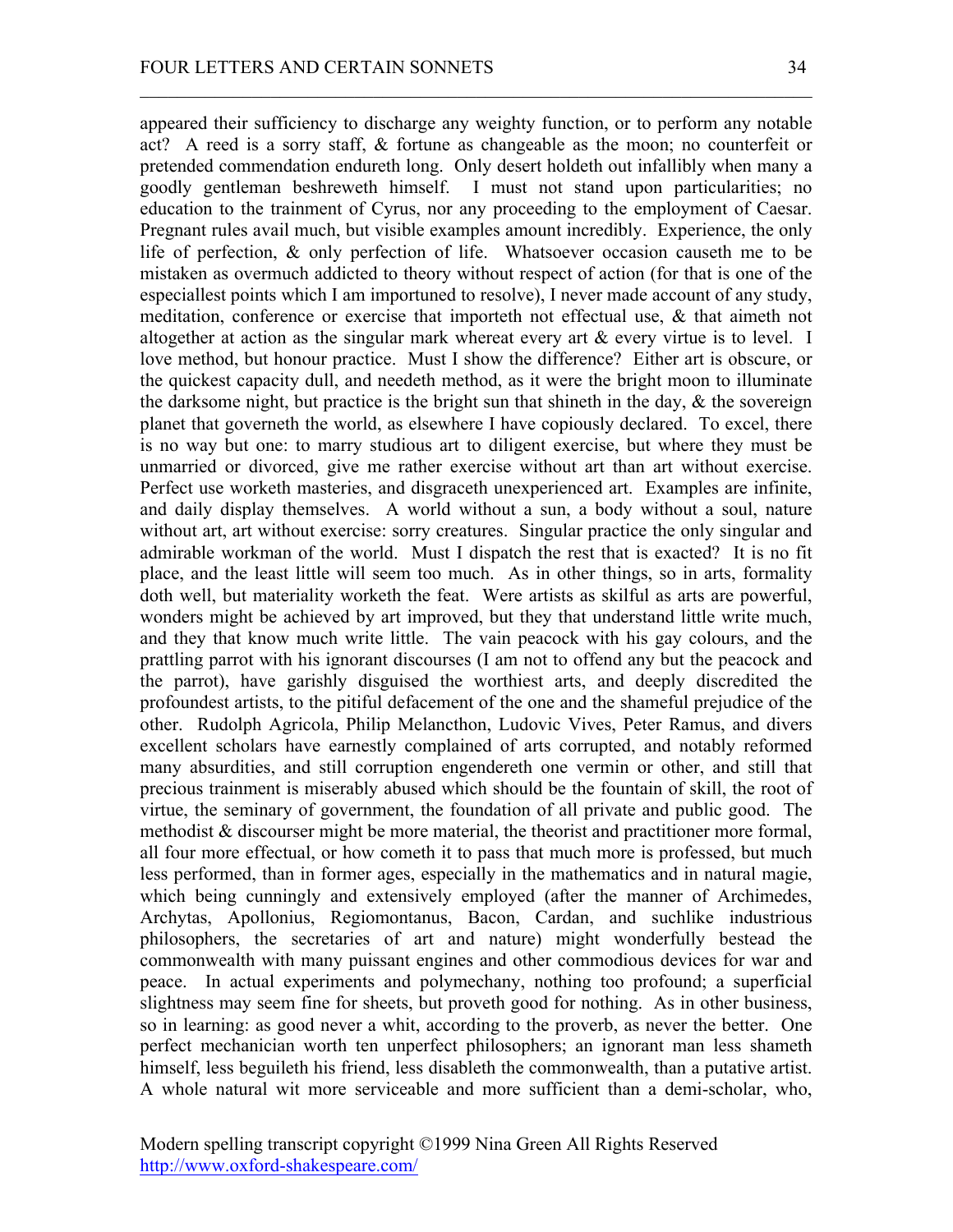appeared their sufficiency to discharge any weighty function, or to perform any notable act? A reed is a sorry staff, & fortune as changeable as the moon; no counterfeit or pretended commendation endureth long. Only desert holdeth out infallibly when many a goodly gentleman beshreweth himself. I must not stand upon particularities; no education to the trainment of Cyrus, nor any proceeding to the employment of Caesar. Pregnant rules avail much, but visible examples amount incredibly. Experience, the only life of perfection, & only perfection of life. Whatsoever occasion causeth me to be mistaken as overmuch addicted to theory without respect of action (for that is one of the especiallest points which I am importuned to resolve), I never made account of any study, meditation, conference or exercise that importeth not effectual use, & that aimeth not altogether at action as the singular mark whereat every art & every virtue is to level. I love method, but honour practice. Must I show the difference? Either art is obscure, or the quickest capacity dull, and needeth method, as it were the bright moon to illuminate the darksome night, but practice is the bright sun that shineth in the day, & the sovereign planet that governeth the world, as elsewhere I have copiously declared. To excel, there is no way but one: to marry studious art to diligent exercise, but where they must be unmarried or divorced, give me rather exercise without art than art without exercise. Perfect use worketh masteries, and disgraceth unexperienced art. Examples are infinite, and daily display themselves. A world without a sun, a body without a soul, nature without art, art without exercise: sorry creatures. Singular practice the only singular and admirable workman of the world. Must I dispatch the rest that is exacted? It is no fit place, and the least little will seem too much. As in other things, so in arts, formality doth well, but materiality worketh the feat. Were artists as skilful as arts are powerful, wonders might be achieved by art improved, but they that understand little write much, and they that know much write little. The vain peacock with his gay colours, and the prattling parrot with his ignorant discourses (I am not to offend any but the peacock and the parrot), have garishly disguised the worthiest arts, and deeply discredited the profoundest artists, to the pitiful defacement of the one and the shameful prejudice of the other. Rudolph Agricola, Philip Melancthon, Ludovic Vives, Peter Ramus, and divers excellent scholars have earnestly complained of arts corrupted, and notably reformed many absurdities, and still corruption engendereth one vermin or other, and still that precious trainment is miserably abused which should be the fountain of skill, the root of virtue, the seminary of government, the foundation of all private and public good. The methodist & discourser might be more material, the theorist and practitioner more formal, all four more effectual, or how cometh it to pass that much more is professed, but much less performed, than in former ages, especially in the mathematics and in natural magie, which being cunningly and extensively employed (after the manner of Archimedes, Archytas, Apollonius, Regiomontanus, Bacon, Cardan, and suchlike industrious philosophers, the secretaries of art and nature) might wonderfully bestead the commonwealth with many puissant engines and other commodious devices for war and peace. In actual experiments and polymechany, nothing too profound; a superficial slightness may seem fine for sheets, but proveth good for nothing. As in other business, so in learning: as good never a whit, according to the proverb, as never the better. One perfect mechanician worth ten unperfect philosophers; an ignorant man less shameth himself, less beguileth his friend, less disableth the commonwealth, than a putative artist. A whole natural wit more serviceable and more sufficient than a demi-scholar, who,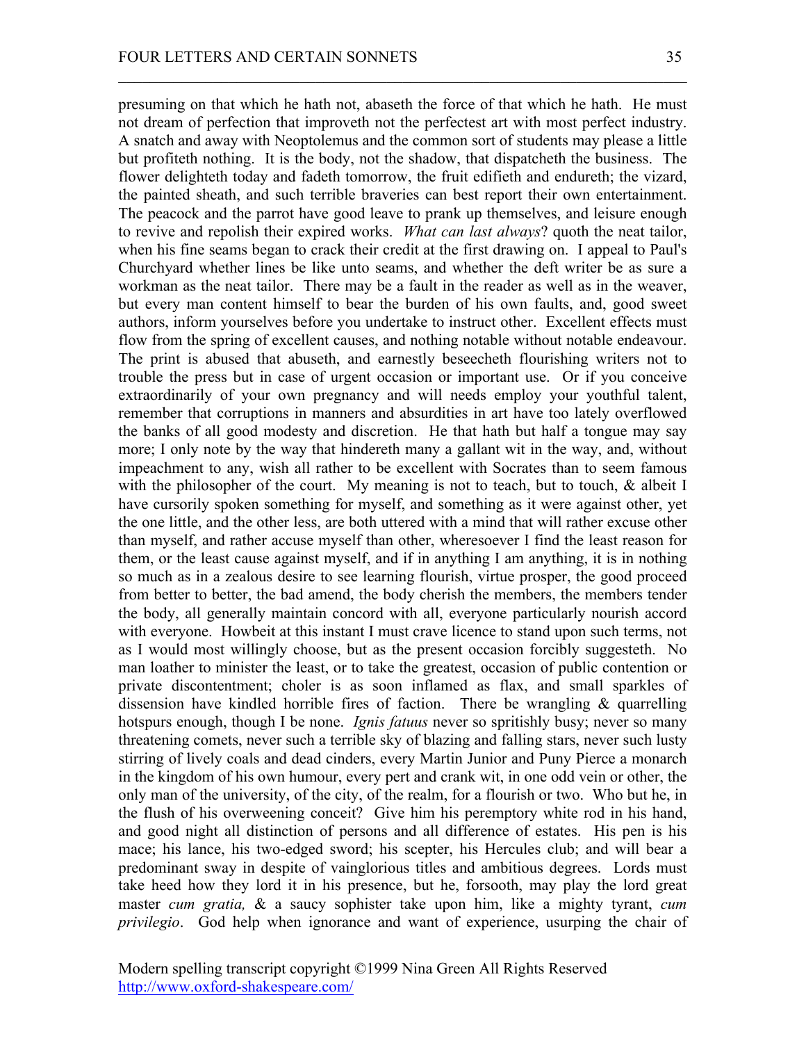presuming on that which he hath not, abaseth the force of that which he hath. He must not dream of perfection that improveth not the perfectest art with most perfect industry. A snatch and away with Neoptolemus and the common sort of students may please a little but profiteth nothing. It is the body, not the shadow, that dispatcheth the business. The flower delighteth today and fadeth tomorrow, the fruit edifieth and endureth; the vizard, the painted sheath, and such terrible braveries can best report their own entertainment. The peacock and the parrot have good leave to prank up themselves, and leisure enough to revive and repolish their expired works. *What can last always*? quoth the neat tailor, when his fine seams began to crack their credit at the first drawing on. I appeal to Paul's Churchyard whether lines be like unto seams, and whether the deft writer be as sure a workman as the neat tailor. There may be a fault in the reader as well as in the weaver, but every man content himself to bear the burden of his own faults, and, good sweet authors, inform yourselves before you undertake to instruct other. Excellent effects must flow from the spring of excellent causes, and nothing notable without notable endeavour. The print is abused that abuseth, and earnestly beseecheth flourishing writers not to trouble the press but in case of urgent occasion or important use. Or if you conceive extraordinarily of your own pregnancy and will needs employ your youthful talent, remember that corruptions in manners and absurdities in art have too lately overflowed the banks of all good modesty and discretion. He that hath but half a tongue may say more; I only note by the way that hindereth many a gallant wit in the way, and, without impeachment to any, wish all rather to be excellent with Socrates than to seem famous with the philosopher of the court. My meaning is not to teach, but to touch, & albeit I have cursorily spoken something for myself, and something as it were against other, yet the one little, and the other less, are both uttered with a mind that will rather excuse other than myself, and rather accuse myself than other, wheresoever I find the least reason for them, or the least cause against myself, and if in anything I am anything, it is in nothing so much as in a zealous desire to see learning flourish, virtue prosper, the good proceed from better to better, the bad amend, the body cherish the members, the members tender the body, all generally maintain concord with all, everyone particularly nourish accord with everyone. Howbeit at this instant I must crave licence to stand upon such terms, not as I would most willingly choose, but as the present occasion forcibly suggesteth. No man loather to minister the least, or to take the greatest, occasion of public contention or private discontentment; choler is as soon inflamed as flax, and small sparkles of dissension have kindled horrible fires of faction. There be wrangling & quarrelling hotspurs enough, though I be none. *Ignis fatuus* never so spritishly busy; never so many threatening comets, never such a terrible sky of blazing and falling stars, never such lusty stirring of lively coals and dead cinders, every Martin Junior and Puny Pierce a monarch in the kingdom of his own humour, every pert and crank wit, in one odd vein or other, the only man of the university, of the city, of the realm, for a flourish or two. Who but he, in the flush of his overweening conceit? Give him his peremptory white rod in his hand, and good night all distinction of persons and all difference of estates. His pen is his mace; his lance, his two-edged sword; his scepter, his Hercules club; and will bear a predominant sway in despite of vainglorious titles and ambitious degrees. Lords must take heed how they lord it in his presence, but he, forsooth, may play the lord great master *cum gratia,* & a saucy sophister take upon him, like a mighty tyrant, *cum privilegio*. God help when ignorance and want of experience, usurping the chair of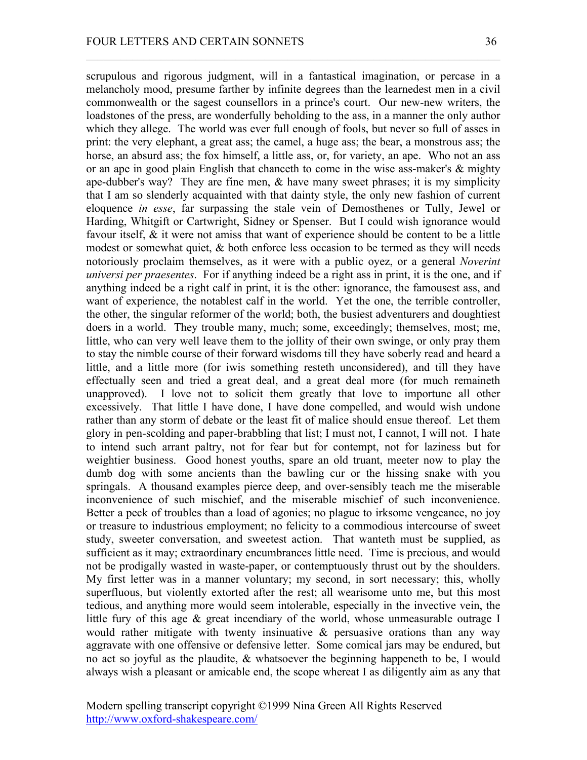scrupulous and rigorous judgment, will in a fantastical imagination, or percase in a melancholy mood, presume farther by infinite degrees than the learnedest men in a civil commonwealth or the sagest counsellors in a prince's court. Our new-new writers, the loadstones of the press, are wonderfully beholding to the ass, in a manner the only author which they allege. The world was ever full enough of fools, but never so full of asses in print: the very elephant, a great ass; the camel, a huge ass; the bear, a monstrous ass; the horse, an absurd ass; the fox himself, a little ass, or, for variety, an ape. Who not an ass or an ape in good plain English that chanceth to come in the wise ass-maker's & mighty ape-dubber's way? They are fine men, & have many sweet phrases; it is my simplicity that I am so slenderly acquainted with that dainty style, the only new fashion of current eloquence *in esse*, far surpassing the stale vein of Demosthenes or Tully, Jewel or Harding, Whitgift or Cartwright, Sidney or Spenser. But I could wish ignorance would favour itself, & it were not amiss that want of experience should be content to be a little modest or somewhat quiet, & both enforce less occasion to be termed as they will needs notoriously proclaim themselves, as it were with a public oyez, or a general *Noverint universi per praesentes*. For if anything indeed be a right ass in print, it is the one, and if anything indeed be a right calf in print, it is the other: ignorance, the famousest ass, and want of experience, the notablest calf in the world. Yet the one, the terrible controller, the other, the singular reformer of the world; both, the busiest adventurers and doughtiest doers in a world. They trouble many, much; some, exceedingly; themselves, most; me, little, who can very well leave them to the jollity of their own swinge, or only pray them to stay the nimble course of their forward wisdoms till they have soberly read and heard a little, and a little more (for iwis something resteth unconsidered), and till they have effectually seen and tried a great deal, and a great deal more (for much remaineth unapproved). I love not to solicit them greatly that love to importune all other excessively. That little I have done, I have done compelled, and would wish undone rather than any storm of debate or the least fit of malice should ensue thereof. Let them glory in pen-scolding and paper-brabbling that list; I must not, I cannot, I will not. I hate to intend such arrant paltry, not for fear but for contempt, not for laziness but for weightier business. Good honest youths, spare an old truant, meeter now to play the dumb dog with some ancients than the bawling cur or the hissing snake with you springals. A thousand examples pierce deep, and over-sensibly teach me the miserable inconvenience of such mischief, and the miserable mischief of such inconvenience. Better a peck of troubles than a load of agonies; no plague to irksome vengeance, no joy or treasure to industrious employment; no felicity to a commodious intercourse of sweet study, sweeter conversation, and sweetest action. That wanteth must be supplied, as sufficient as it may; extraordinary encumbrances little need. Time is precious, and would not be prodigally wasted in waste-paper, or contemptuously thrust out by the shoulders. My first letter was in a manner voluntary; my second, in sort necessary; this, wholly superfluous, but violently extorted after the rest; all wearisome unto me, but this most tedious, and anything more would seem intolerable, especially in the invective vein, the little fury of this age & great incendiary of the world, whose unmeasurable outrage I would rather mitigate with twenty insinuative & persuasive orations than any way aggravate with one offensive or defensive letter. Some comical jars may be endured, but no act so joyful as the plaudite, & whatsoever the beginning happeneth to be, I would always wish a pleasant or amicable end, the scope whereat I as diligently aim as any that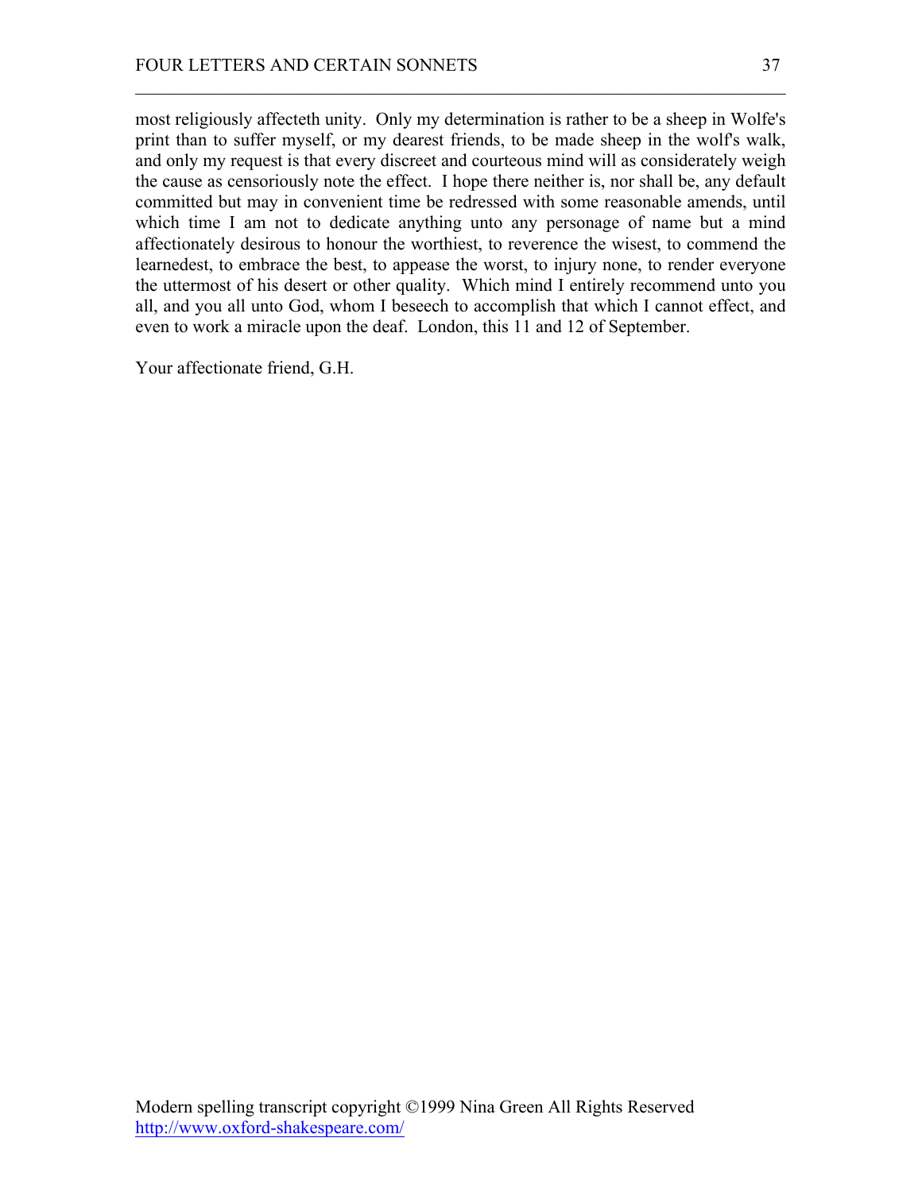most religiously affecteth unity. Only my determination is rather to be a sheep in Wolfe's print than to suffer myself, or my dearest friends, to be made sheep in the wolf's walk, and only my request is that every discreet and courteous mind will as considerately weigh the cause as censoriously note the effect. I hope there neither is, nor shall be, any default committed but may in convenient time be redressed with some reasonable amends, until which time I am not to dedicate anything unto any personage of name but a mind affectionately desirous to honour the worthiest, to reverence the wisest, to commend the learnedest, to embrace the best, to appease the worst, to injury none, to render everyone the uttermost of his desert or other quality. Which mind I entirely recommend unto you all, and you all unto God, whom I beseech to accomplish that which I cannot effect, and even to work a miracle upon the deaf. London, this 11 and 12 of September.

Your affectionate friend, G.H.

Modern spelling transcript copyright ©1999 Nina Green All Rights Reserved
http://www.oxford-shakespeare.com/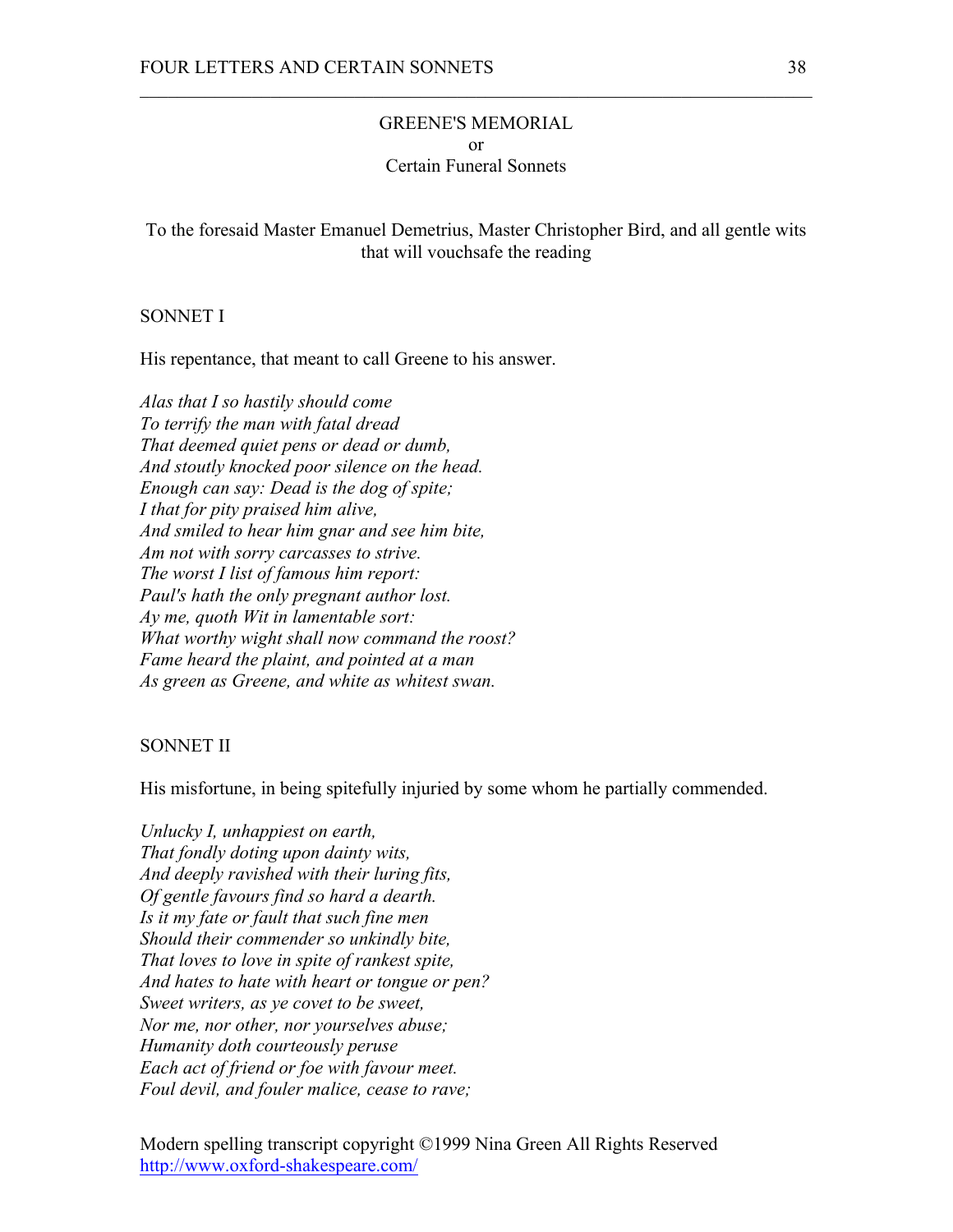## GREENE'S MEMORIAL
or
Certain Funeral Sonnets

To the foresaid Master Emanuel Demetrius, Master Christopher Bird, and all gentle wits that will vouchsafe the reading

### SONNET I

His repentance, that meant to call Greene to his answer.

*Alas that I so hastily should come*
*To terrify the man with fatal dread*
*That deemed quiet pens or dead or dumb,*
*And stoutly knocked poor silence on the head.*
*Enough can say: Dead is the dog of spite;*
*I that for pity praised him alive,*
*And smiled to hear him gnar and see him bite,*
*Am not with sorry carcasses to strive.*
*The worst I list of famous him report:*
*Paul's hath the only pregnant author lost.*
*Ay me, quoth Wit in lamentable sort:*
*What worthy wight shall now command the roost?*
*Fame heard the plaint, and pointed at a man*
*As green as Greene, and white as whitest swan.*

### SONNET II

His misfortune, in being spitefully injuried by some whom he partially commended.

*Unlucky I, unhappiest on earth,*
*That fondly doting upon dainty wits,*
*And deeply ravished with their luring fits,*
*Of gentle favours find so hard a dearth.*
*Is it my fate or fault that such fine men*
*Should their commender so unkindly bite,*
*That loves to love in spite of rankest spite,*
*And hates to hate with heart or tongue or pen?*
*Sweet writers, as ye covet to be sweet,*
*Nor me, nor other, nor yourselves abuse;*
*Humanity doth courteously peruse*
*Each act of friend or foe with favour meet.*
*Foul devil, and fouler malice, cease to rave;*

Modern spelling transcript copyright ©1999 Nina Green All Rights Reserved
http://www.oxford-shakespeare.com/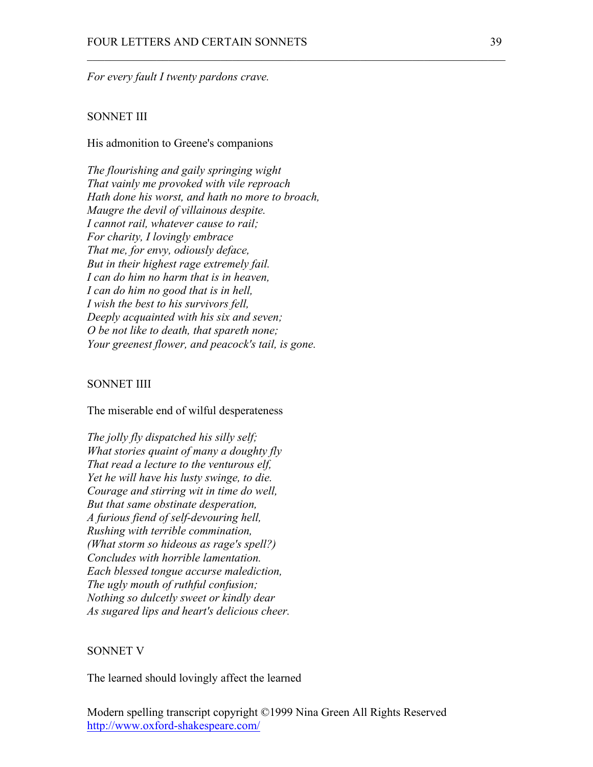*For every fault I twenty pardons crave.*

## SONNET III

His admonition to Greene's companions

*The flourishing and gaily springing wight*
*That vainly me provoked with vile reproach*
*Hath done his worst, and hath no more to broach,*
*Maugre the devil of villainous despite.*
*I cannot rail, whatever cause to rail;*
*For charity, I lovingly embrace*
*That me, for envy, odiously deface,*
*But in their highest rage extremely fail.*
*I can do him no harm that is in heaven,*
*I can do him no good that is in hell,*
*I wish the best to his survivors fell,*
*Deeply acquainted with his six and seven;*
*O be not like to death, that spareth none;*
*Your greenest flower, and peacock's tail, is gone.*

## SONNET IIII

The miserable end of wilful desperateness

*The jolly fly dispatched his silly self;*
*What stories quaint of many a doughty fly*
*That read a lecture to the venturous elf,*
*Yet he will have his lusty swinge, to die.*
*Courage and stirring wit in time do well,*
*But that same obstinate desperation,*
*A furious fiend of self-devouring hell,*
*Rushing with terrible commination,*
*(What storm so hideous as rage's spell?)*
*Concludes with horrible lamentation.*
*Each blessed tongue accurse malediction,*
*The ugly mouth of ruthful confusion;*
*Nothing so dulcetly sweet or kindly dear*
*As sugared lips and heart's delicious cheer.*

## SONNET V

The learned should lovingly affect the learned

Modern spelling transcript copyright ©1999 Nina Green All Rights Reserved
http://www.oxford-shakespeare.com/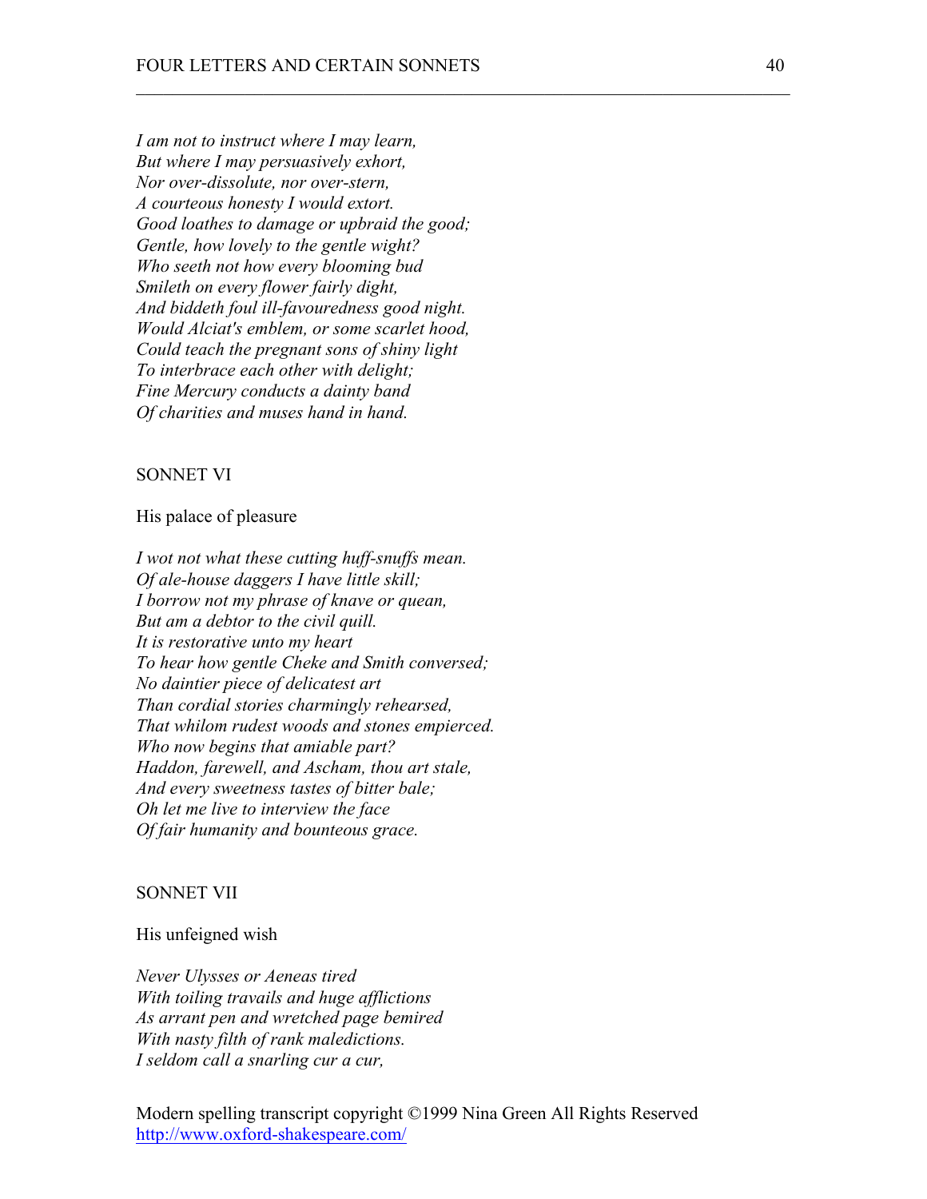*I am not to instruct where I may learn,*
*But where I may persuasively exhort,*
*Nor over-dissolute, nor over-stern,*
*A courteous honesty I would extort.*
*Good loathes to damage or upbraid the good;*
*Gentle, how lovely to the gentle wight?*
*Who seeth not how every blooming bud*
*Smileth on every flower fairly dight,*
*And biddeth foul ill-favouredness good night.*
*Would Alciat's emblem, or some scarlet hood,*
*Could teach the pregnant sons of shiny light*
*To interbrace each other with delight;*
*Fine Mercury conducts a dainty band*
*Of charities and muses hand in hand.*

## SONNET VI

His palace of pleasure

*I wot not what these cutting huff-snuffs mean.*
*Of ale-house daggers I have little skill;*
*I borrow not my phrase of knave or quean,*
*But am a debtor to the civil quill.*
*It is restorative unto my heart*
*To hear how gentle Cheke and Smith conversed;*
*No daintier piece of delicatest art*
*Than cordial stories charmingly rehearsed,*
*That whilom rudest woods and stones empierced.*
*Who now begins that amiable part?*
*Haddon, farewell, and Ascham, thou art stale,*
*And every sweetness tastes of bitter bale;*
*Oh let me live to interview the face*
*Of fair humanity and bounteous grace.*

## SONNET VII

His unfeigned wish

*Never Ulysses or Aeneas tired*
*With toiling travails and huge afflictions*
*As arrant pen and wretched page bemired*
*With nasty filth of rank maledictions.*
*I seldom call a snarling cur a cur,*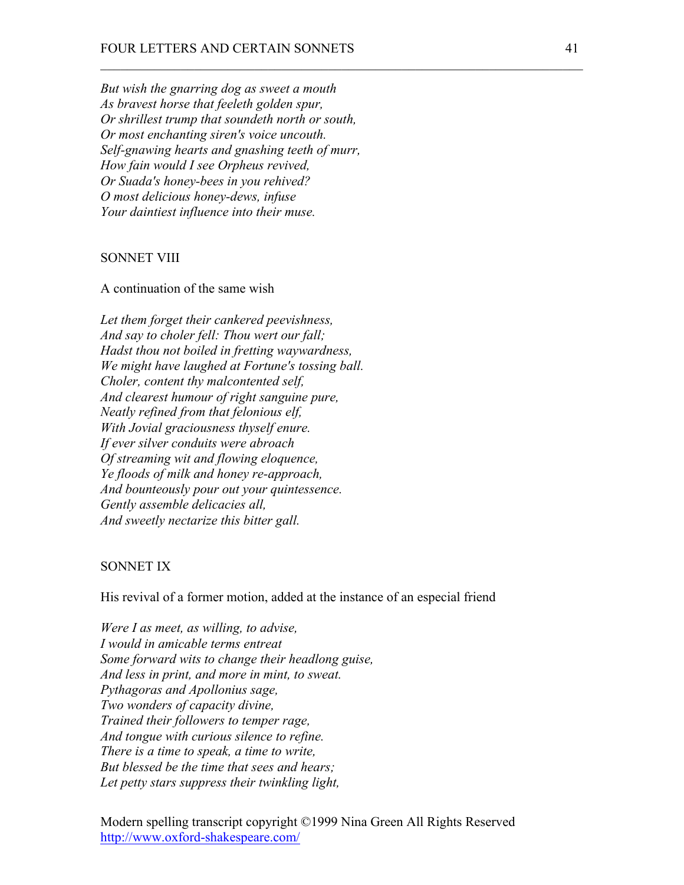*But wish the gnarring dog as sweet a mouth*
*As bravest horse that feeleth golden spur,*
*Or shrillest trump that soundeth north or south,*
*Or most enchanting siren's voice uncouth.*
*Self-gnawing hearts and gnashing teeth of murr,*
*How fain would I see Orpheus revived,*
*Or Suada's honey-bees in you rehived?*
*O most delicious honey-dews, infuse*
*Your daintiest influence into their muse.*

## SONNET VIII

A continuation of the same wish

*Let them forget their cankered peevishness,*
*And say to choler fell: Thou wert our fall;*
*Hadst thou not boiled in fretting waywardness,*
*We might have laughed at Fortune's tossing ball.*
*Choler, content thy malcontented self,*
*And clearest humour of right sanguine pure,*
*Neatly refined from that felonious elf,*
*With Jovial graciousness thyself enure.*
*If ever silver conduits were abroach*
*Of streaming wit and flowing eloquence,*
*Ye floods of milk and honey re-approach,*
*And bounteously pour out your quintessence.*
*Gently assemble delicacies all,*
*And sweetly nectarize this bitter gall.*

## SONNET IX

His revival of a former motion, added at the instance of an especial friend

*Were I as meet, as willing, to advise,*
*I would in amicable terms entreat*
*Some forward wits to change their headlong guise,*
*And less in print, and more in mint, to sweat.*
*Pythagoras and Apollonius sage,*
*Two wonders of capacity divine,*
*Trained their followers to temper rage,*
*And tongue with curious silence to refine.*
*There is a time to speak, a time to write,*
*But blessed be the time that sees and hears;*
*Let petty stars suppress their twinkling light,*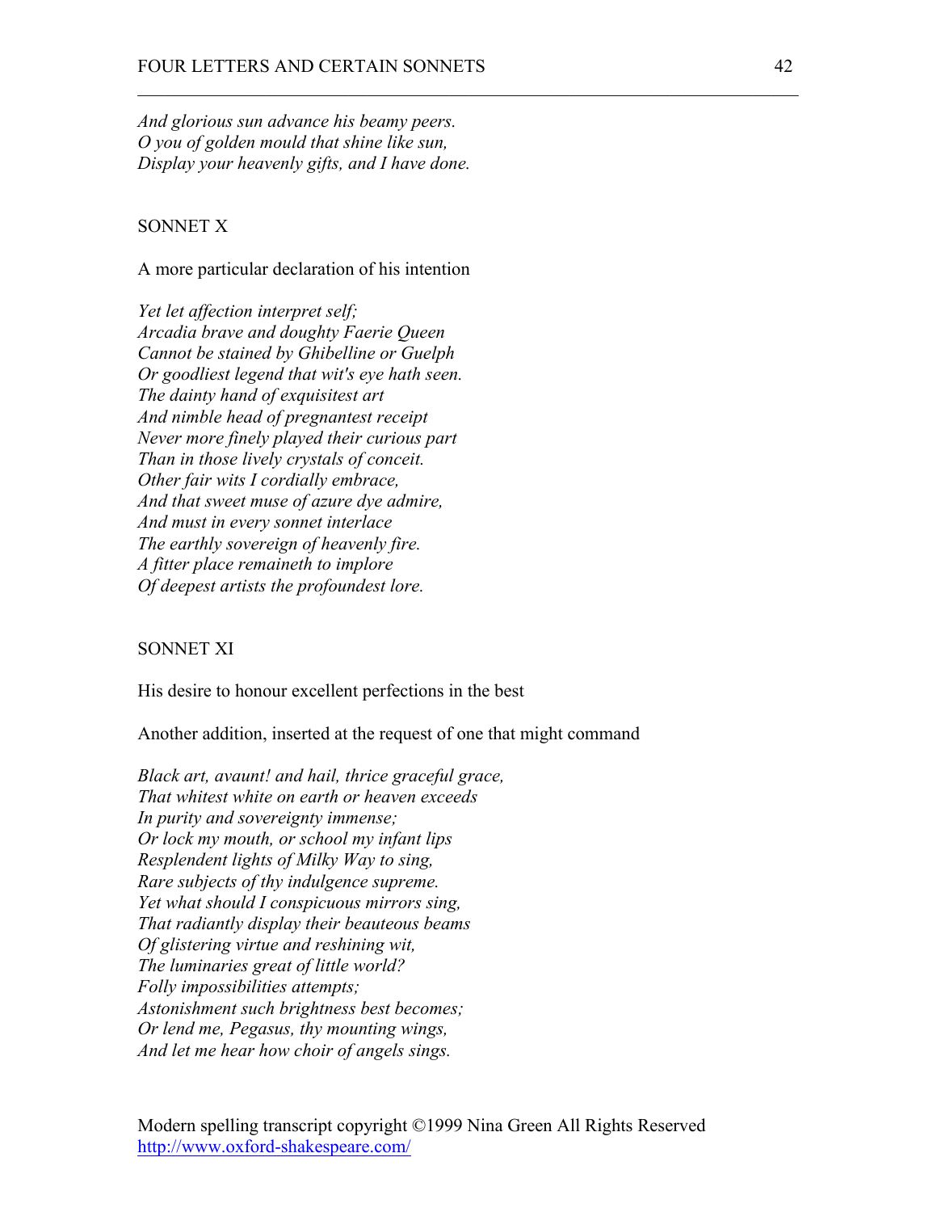*And glorious sun advance his beamy peers.*
*O you of golden mould that shine like sun,*
*Display your heavenly gifts, and I have done.*

## SONNET X

A more particular declaration of his intention

*Yet let affection interpret self;*
*Arcadia brave and doughty Faerie Queen*
*Cannot be stained by Ghibelline or Guelph*
*Or goodliest legend that wit's eye hath seen.*
*The dainty hand of exquisitest art*
*And nimble head of pregnantest receipt*
*Never more finely played their curious part*
*Than in those lively crystals of conceit.*
*Other fair wits I cordially embrace,*
*And that sweet muse of azure dye admire,*
*And must in every sonnet interlace*
*The earthly sovereign of heavenly fire.*
*A fitter place remaineth to implore*
*Of deepest artists the profoundest lore.*

## SONNET XI

His desire to honour excellent perfections in the best

Another addition, inserted at the request of one that might command

*Black art, avaunt! and hail, thrice graceful grace,*
*That whitest white on earth or heaven exceeds*
*In purity and sovereignty immense;*
*Or lock my mouth, or school my infant lips*
*Resplendent lights of Milky Way to sing,*
*Rare subjects of thy indulgence supreme.*
*Yet what should I conspicuous mirrors sing,*
*That radiantly display their beauteous beams*
*Of glistering virtue and reshining wit,*
*The luminaries great of little world?*
*Folly impossibilities attempts;*
*Astonishment such brightness best becomes;*
*Or lend me, Pegasus, thy mounting wings,*
*And let me hear how choir of angels sings.*

Modern spelling transcript copyright ©1999 Nina Green All Rights Reserved
http://www.oxford-shakespeare.com/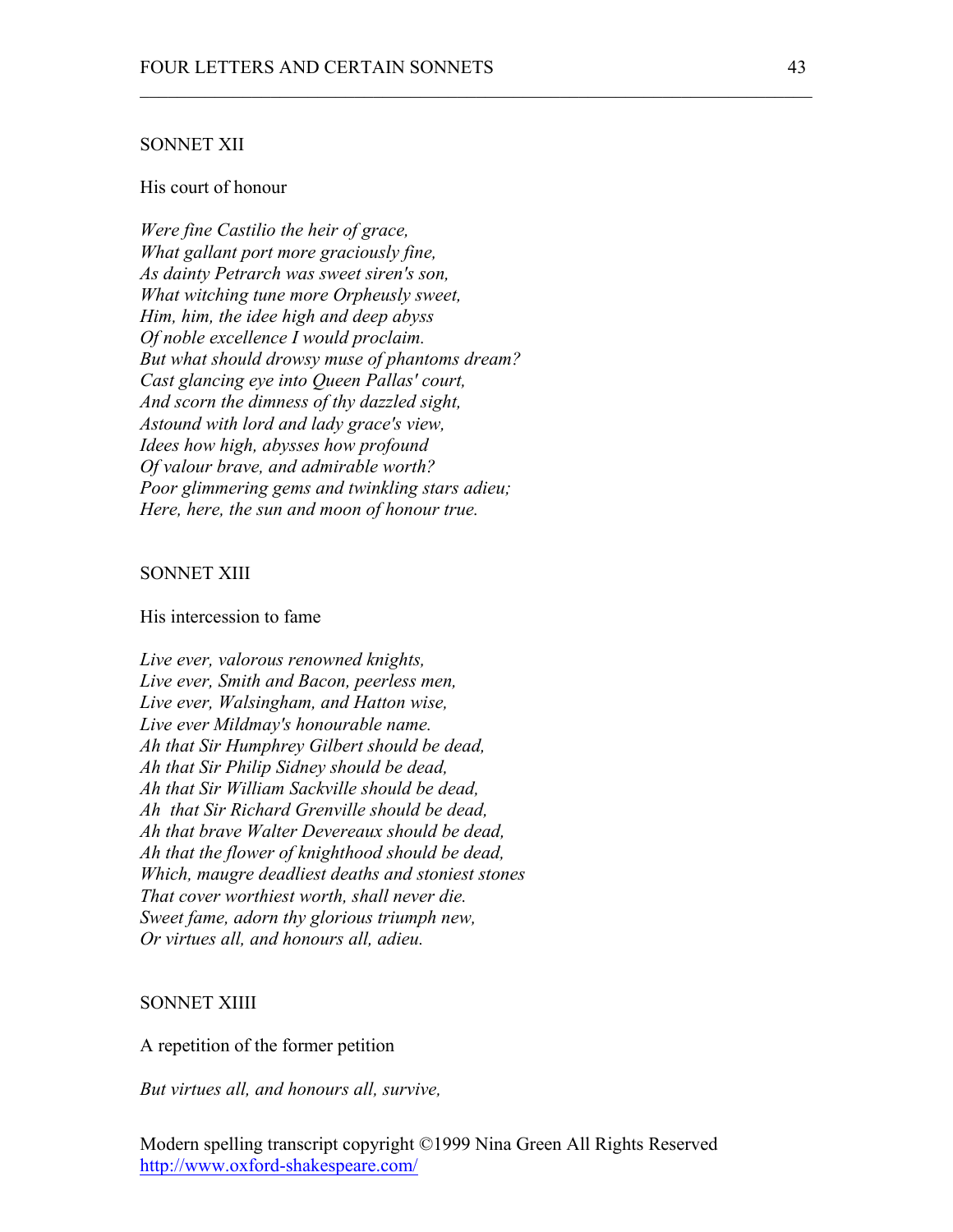## SONNET XII

His court of honour

*Were fine Castilio the heir of grace,*
*What gallant port more graciously fine,*
*As dainty Petrarch was sweet siren's son,*
*What witching tune more Orpheusly sweet,*
*Him, him, the idee high and deep abyss*
*Of noble excellence I would proclaim.*
*But what should drowsy muse of phantoms dream?*
*Cast glancing eye into Queen Pallas' court,*
*And scorn the dimness of thy dazzled sight,*
*Astound with lord and lady grace's view,*
*Idees how high, abysses how profound*
*Of valour brave, and admirable worth?*
*Poor glimmering gems and twinkling stars adieu;*
*Here, here, the sun and moon of honour true.*

## SONNET XIII

His intercession to fame

*Live ever, valorous renowned knights,*
*Live ever, Smith and Bacon, peerless men,*
*Live ever, Walsingham, and Hatton wise,*
*Live ever Mildmay's honourable name.*
*Ah that Sir Humphrey Gilbert should be dead,*
*Ah that Sir Philip Sidney should be dead,*
*Ah that Sir William Sackville should be dead,*
*Ah that Sir Richard Grenville should be dead,*
*Ah that brave Walter Devereaux should be dead,*
*Ah that the flower of knighthood should be dead,*
*Which, maugre deadliest deaths and stoniest stones*
*That cover worthiest worth, shall never die.*
*Sweet fame, adorn thy glorious triumph new,*
*Or virtues all, and honours all, adieu.*

## SONNET XIIII

A repetition of the former petition

*But virtues all, and honours all, survive,*

Modern spelling transcript copyright ©1999 Nina Green All Rights Reserved
http://www.oxford-shakespeare.com/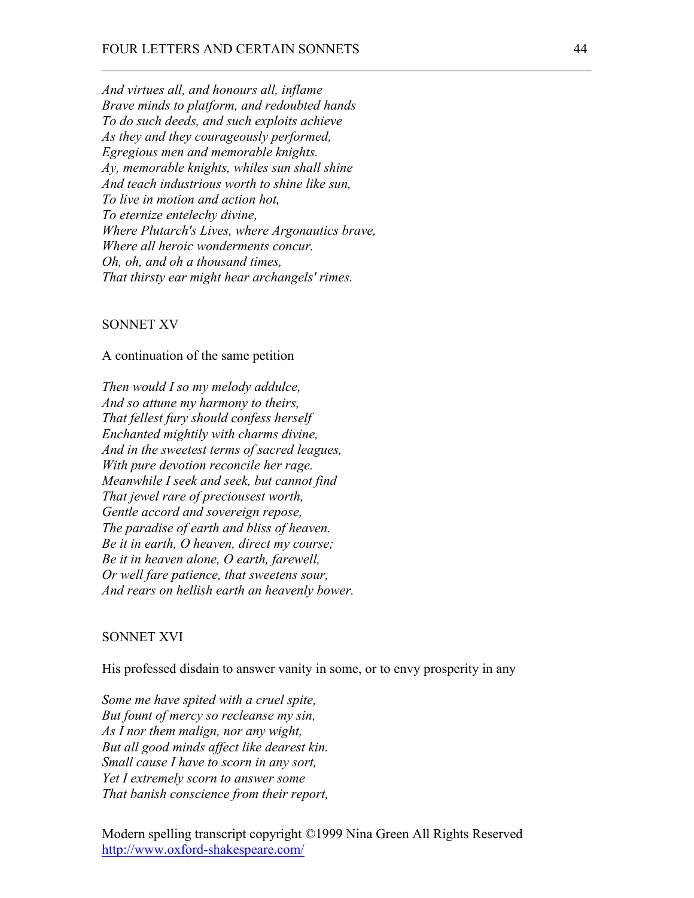*And virtues all, and honours all, inflame*  
*Brave minds to platform, and redoubted hands*  
*To do such deeds, and such exploits achieve*  
*As they and they courageously performed,*  
*Egregious men and memorable knights.*  
*Ay, memorable knights, whiles sun shall shine*  
*And teach industrious worth to shine like sun,*  
*To live in motion and action hot,*  
*To eternize entelechy divine,*  
*Where Plutarch's Lives, where Argonautics brave,*  
*Where all heroic wonderments concur.*  
*Oh, oh, and oh a thousand times,*  
*That thirsty ear might hear archangels' rimes.*

## SONNET XV

A continuation of the same petition

*Then would I so my melody addulce,*  
*And so attune my harmony to theirs,*  
*That fellest fury should confess herself*  
*Enchanted mightily with charms divine,*  
*And in the sweetest terms of sacred leagues,*  
*With pure devotion reconcile her rage.*  
*Meanwhile I seek and seek, but cannot find*  
*That jewel rare of preciousest worth,*  
*Gentle accord and sovereign repose,*  
*The paradise of earth and bliss of heaven.*  
*Be it in earth, O heaven, direct my course;*  
*Be it in heaven alone, O earth, farewell,*  
*Or well fare patience, that sweetens sour,*  
*And rears on hellish earth an heavenly bower.*

## SONNET XVI

His professed disdain to answer vanity in some, or to envy prosperity in any

*Some me have spited with a cruel spite,*  
*But fount of mercy so recleanse my sin,*  
*As I nor them malign, nor any wight,*  
*But all good minds affect like dearest kin.*  
*Small cause I have to scorn in any sort,*  
*Yet I extremely scorn to answer some*  
*That banish conscience from their report,*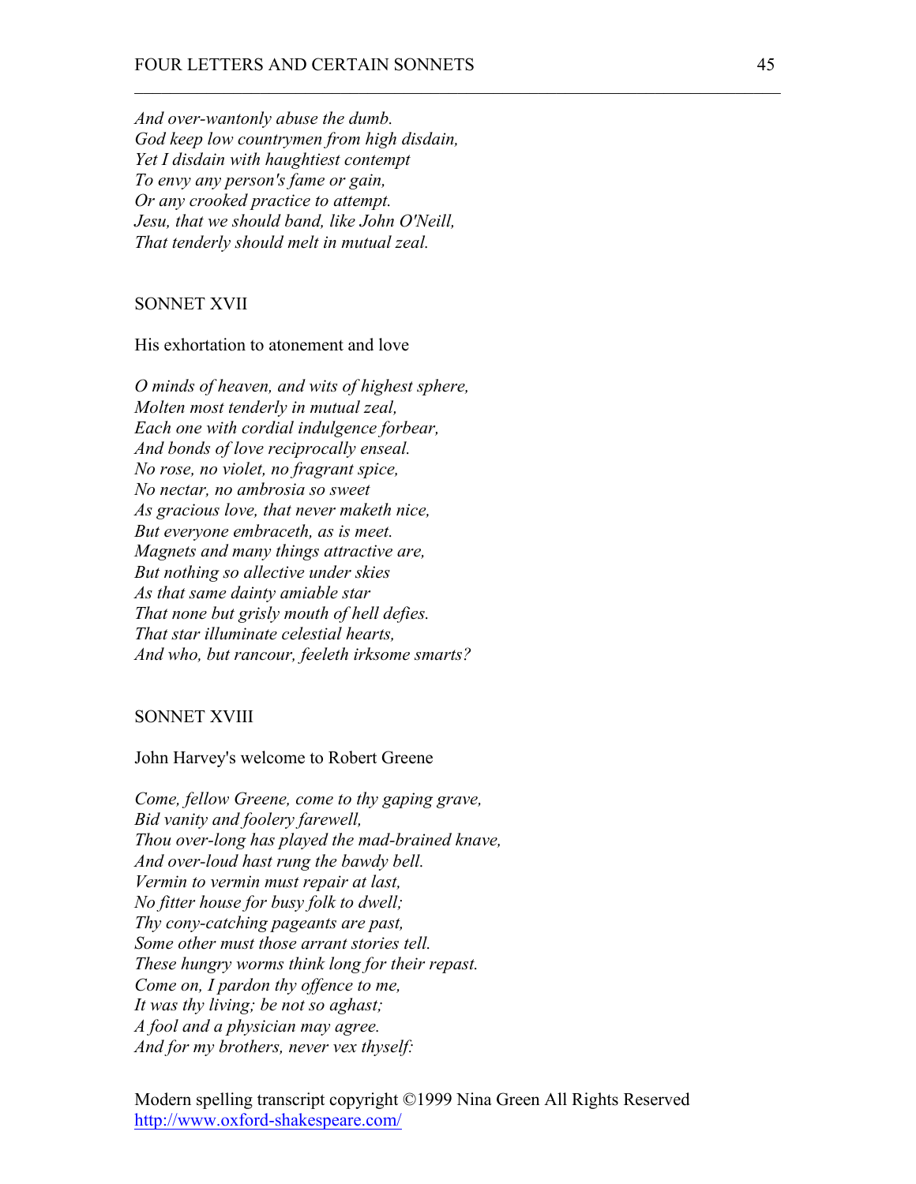*And over-wantonly abuse the dumb.*
*God keep low countrymen from high disdain,*
*Yet I disdain with haughtiest contempt*
*To envy any person's fame or gain,*
*Or any crooked practice to attempt.*
*Jesu, that we should band, like John O'Neill,*
*That tenderly should melt in mutual zeal.*

## SONNET XVII

His exhortation to atonement and love

*O minds of heaven, and wits of highest sphere,*
*Molten most tenderly in mutual zeal,*
*Each one with cordial indulgence forbear,*
*And bonds of love reciprocally enseal.*
*No rose, no violet, no fragrant spice,*
*No nectar, no ambrosia so sweet*
*As gracious love, that never maketh nice,*
*But everyone embraceth, as is meet.*
*Magnets and many things attractive are,*
*But nothing so allective under skies*
*As that same dainty amiable star*
*That none but grisly mouth of hell defies.*
*That star illuminate celestial hearts,*
*And who, but rancour, feeleth irksome smarts?*

## SONNET XVIII

John Harvey's welcome to Robert Greene

*Come, fellow Greene, come to thy gaping grave,*
*Bid vanity and foolery farewell,*
*Thou over-long has played the mad-brained knave,*
*And over-loud hast rung the bawdy bell.*
*Vermin to vermin must repair at last,*
*No fitter house for busy folk to dwell;*
*Thy cony-catching pageants are past,*
*Some other must those arrant stories tell.*
*These hungry worms think long for their repast.*
*Come on, I pardon thy offence to me,*
*It was thy living; be not so aghast;*
*A fool and a physician may agree.*
*And for my brothers, never vex thyself:*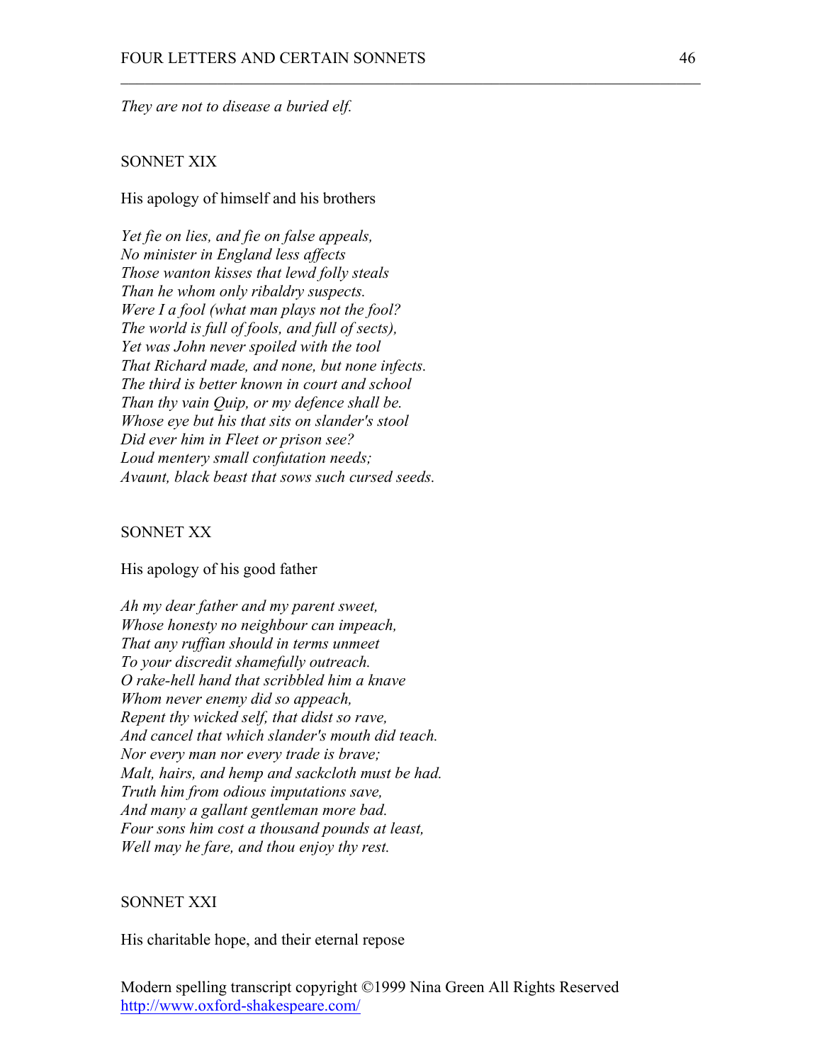*They are not to disease a buried elf.*

SONNET XIX

His apology of himself and his brothers

*Yet fie on lies, and fie on false appeals,*
*No minister in England less affects*
*Those wanton kisses that lewd folly steals*
*Than he whom only ribaldry suspects.*
*Were I a fool (what man plays not the fool?*
*The world is full of fools, and full of sects),*
*Yet was John never spoiled with the tool*
*That Richard made, and none, but none infects.*
*The third is better known in court and school*
*Than thy vain Quip, or my defence shall be.*
*Whose eye but his that sits on slander's stool*
*Did ever him in Fleet or prison see?*
*Loud mentery small confutation needs;*
*Avaunt, black beast that sows such cursed seeds.*

SONNET XX

His apology of his good father

*Ah my dear father and my parent sweet,*
*Whose honesty no neighbour can impeach,*
*That any ruffian should in terms unmeet*
*To your discredit shamefully outreach.*
*O rake-hell hand that scribbled him a knave*
*Whom never enemy did so appeach,*
*Repent thy wicked self, that didst so rave,*
*And cancel that which slander's mouth did teach.*
*Nor every man nor every trade is brave;*
*Malt, hairs, and hemp and sackcloth must be had.*
*Truth him from odious imputations save,*
*And many a gallant gentleman more bad.*
*Four sons him cost a thousand pounds at least,*
*Well may he fare, and thou enjoy thy rest.*

SONNET XXI

His charitable hope, and their eternal repose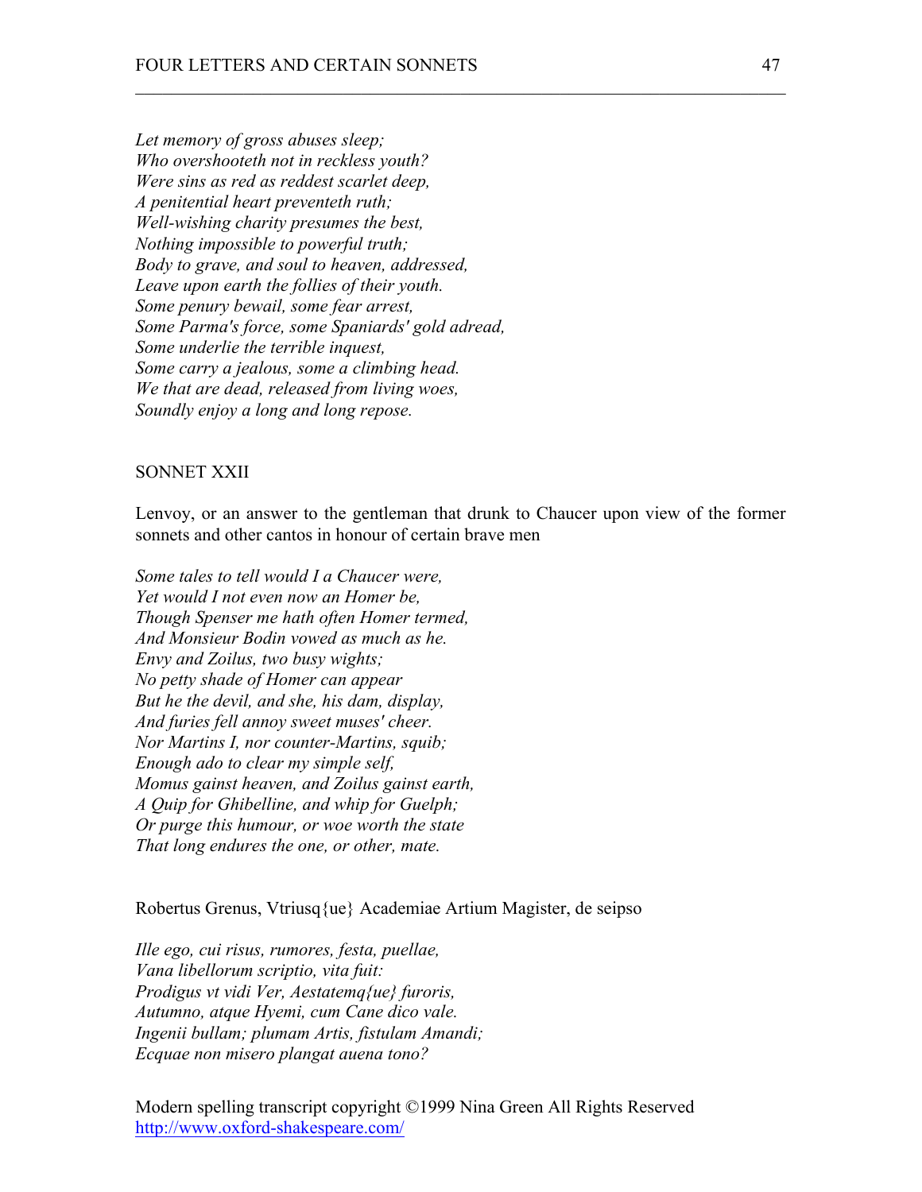*Let memory of gross abuses sleep;*
*Who overshooteth not in reckless youth?*
*Were sins as red as reddest scarlet deep,*
*A penitential heart preventeth ruth;*
*Well-wishing charity presumes the best,*
*Nothing impossible to powerful truth;*
*Body to grave, and soul to heaven, addressed,*
*Leave upon earth the follies of their youth.*
*Some penury bewail, some fear arrest,*
*Some Parma's force, some Spaniards' gold adread,*
*Some underlie the terrible inquest,*
*Some carry a jealous, some a climbing head.*
*We that are dead, released from living woes,*
*Soundly enjoy a long and long repose.*

## SONNET XXII

Lenvoy, or an answer to the gentleman that drunk to Chaucer upon view of the former sonnets and other cantos in honour of certain brave men

*Some tales to tell would I a Chaucer were,*
*Yet would I not even now an Homer be,*
*Though Spenser me hath often Homer termed,*
*And Monsieur Bodin vowed as much as he.*
*Envy and Zoilus, two busy wights;*
*No petty shade of Homer can appear*
*But he the devil, and she, his dam, display,*
*And furies fell annoy sweet muses' cheer.*
*Nor Martins I, nor counter-Martins, squib;*
*Enough ado to clear my simple self,*
*Momus gainst heaven, and Zoilus gainst earth,*
*A Quip for Ghibelline, and whip for Guelph;*
*Or purge this humour, or woe worth the state*
*That long endures the one, or other, mate.*

Robertus Grenus, Vtriusq{ue} Academiae Artium Magister, de seipso

*Ille ego, cui risus, rumores, festa, puellae,*
*Vana libellorum scriptio, vita fuit:*
*Prodigus vt vidi Ver, Aestatemq{ue} furoris,*
*Autumno, atque Hyemi, cum Cane dico vale.*
*Ingenii bullam; plumam Artis, fistulam Amandi;*
*Ecquae non misero plangat auena tono?*

Modern spelling transcript copyright ©1999 Nina Green All Rights Reserved
http://www.oxford-shakespeare.com/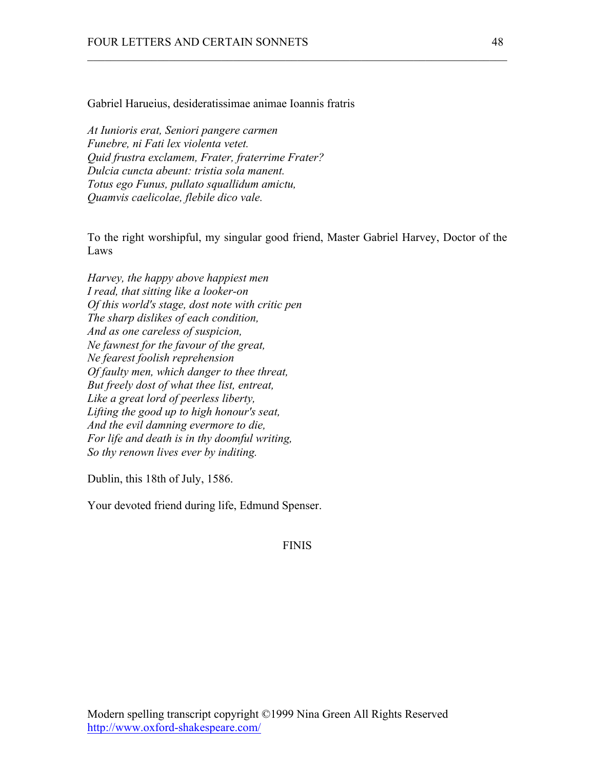Gabriel Harueius, desideratissimae animae Ioannis fratris

*At Iunioris erat, Seniori pangere carmen*
*Funebre, ni Fati lex violenta vetet.*
*Quid frustra exclamem, Frater, fraterrime Frater?*
*Dulcia cuncta abeunt: tristia sola manent.*
*Totus ego Funus, pullato squallidum amictu,*
*Quamvis caelicolae, flebile dico vale.*

To the right worshipful, my singular good friend, Master Gabriel Harvey, Doctor of the Laws

*Harvey, the happy above happiest men*
*I read, that sitting like a looker-on*
*Of this world's stage, dost note with critic pen*
*The sharp dislikes of each condition,*
*And as one careless of suspicion,*
*Ne fawnest for the favour of the great,*
*Ne fearest foolish reprehension*
*Of faulty men, which danger to thee threat,*
*But freely dost of what thee list, entreat,*
*Like a great lord of peerless liberty,*
*Lifting the good up to high honour's seat,*
*And the evil damning evermore to die,*
*For life and death is in thy doomful writing,*
*So thy renown lives ever by inditing.*

Dublin, this 18th of July, 1586.

Your devoted friend during life, Edmund Spenser.

FINIS

Modern spelling transcript copyright ©1999 Nina Green All Rights Reserved
http://www.oxford-shakespeare.com/